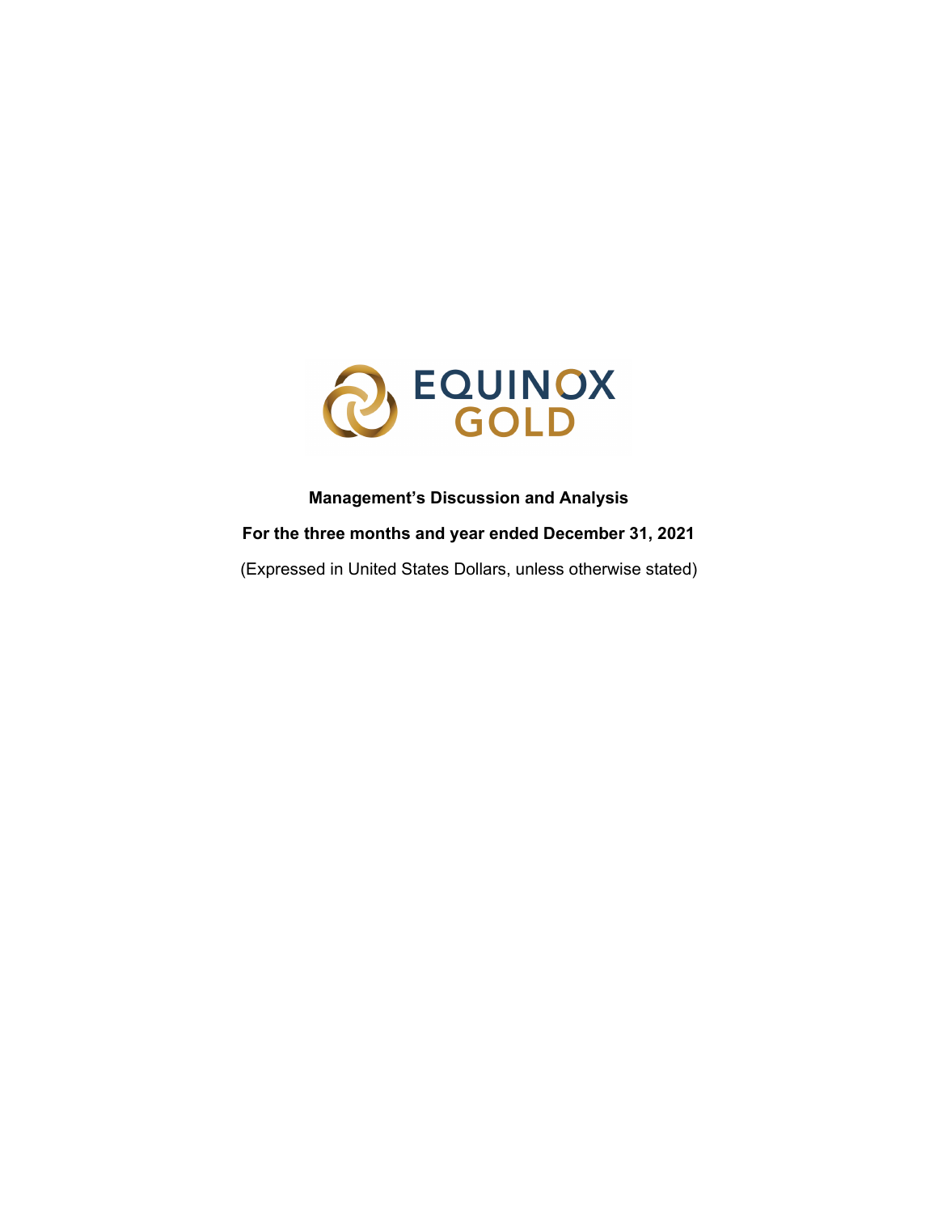EQUINOX GOLD

**Management's Discussion and Analysis**

**For the three months and year ended December 31, 2021**

(Expressed in United States Dollars, unless otherwise stated)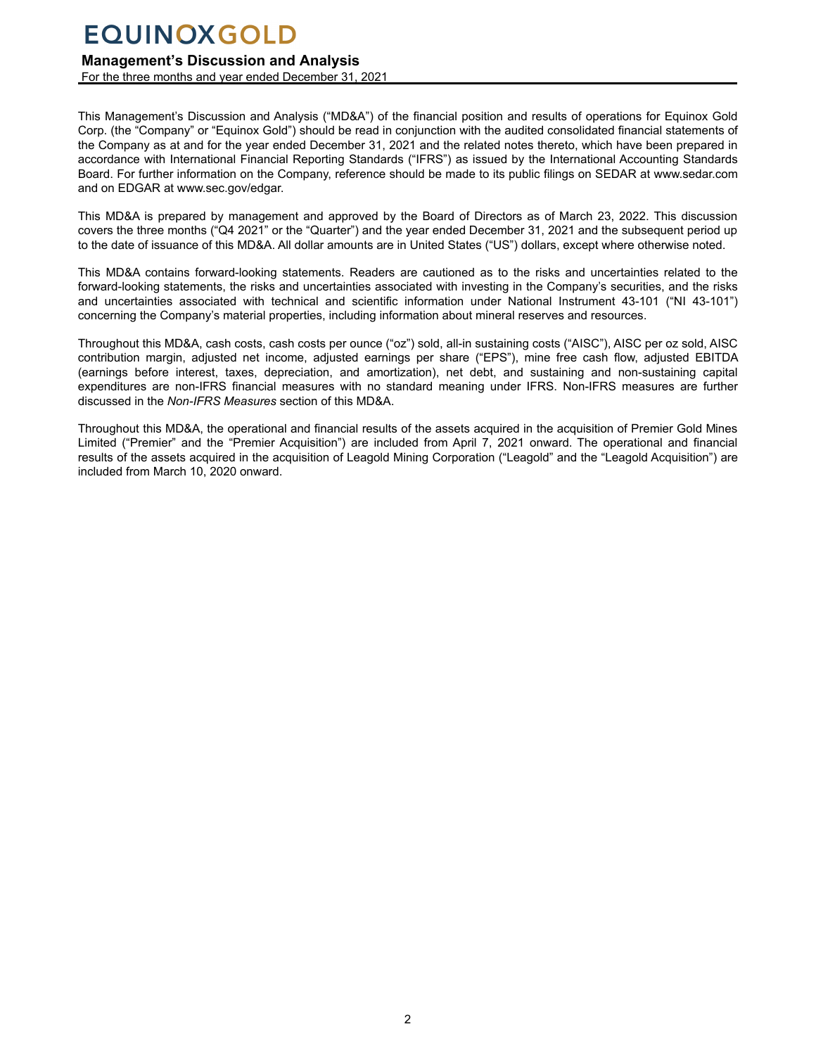This Management's Discussion and Analysis ("MD&A") of the financial position and results of operations for Equinox Gold Corp. (the "Company" or "Equinox Gold") should be read in conjunction with the audited consolidated financial statements of the Company as at and for the year ended December 31, 2021 and the related notes thereto, which have been prepared in accordance with International Financial Reporting Standards ("IFRS") as issued by the International Accounting Standards Board. For further information on the Company, reference should be made to its public filings on SEDAR at www.sedar.com and on EDGAR at www.sec.gov/edgar.

This MD&A is prepared by management and approved by the Board of Directors as of March 23, 2022. This discussion covers the three months ("Q4 2021" or the "Quarter") and the year ended December 31, 2021 and the subsequent period up to the date of issuance of this MD&A. All dollar amounts are in United States ("US") dollars, except where otherwise noted.

This MD&A contains forward-looking statements. Readers are cautioned as to the risks and uncertainties related to the forward-looking statements, the risks and uncertainties associated with investing in the Company's securities, and the risks and uncertainties associated with technical and scientific information under National Instrument 43-101 ("NI 43-101") concerning the Company's material properties, including information about mineral reserves and resources.

Throughout this MD&A, cash costs, cash costs per ounce ("oz") sold, all-in sustaining costs ("AISC"), AISC per oz sold, AISC contribution margin, adjusted net income, adjusted earnings per share ("EPS"), mine free cash flow, adjusted EBITDA (earnings before interest, taxes, depreciation, and amortization), net debt, and sustaining and non-sustaining capital expenditures are non-IFRS financial measures with no standard meaning under IFRS. Non-IFRS measures are further discussed in the *Non-IFRS Measures* section of this MD&A.

Throughout this MD&A, the operational and financial results of the assets acquired in the acquisition of Premier Gold Mines Limited ("Premier" and the "Premier Acquisition") are included from April 7, 2021 onward. The operational and financial results of the assets acquired in the acquisition of Leagold Mining Corporation ("Leagold" and the "Leagold Acquisition") are included from March 10, 2020 onward.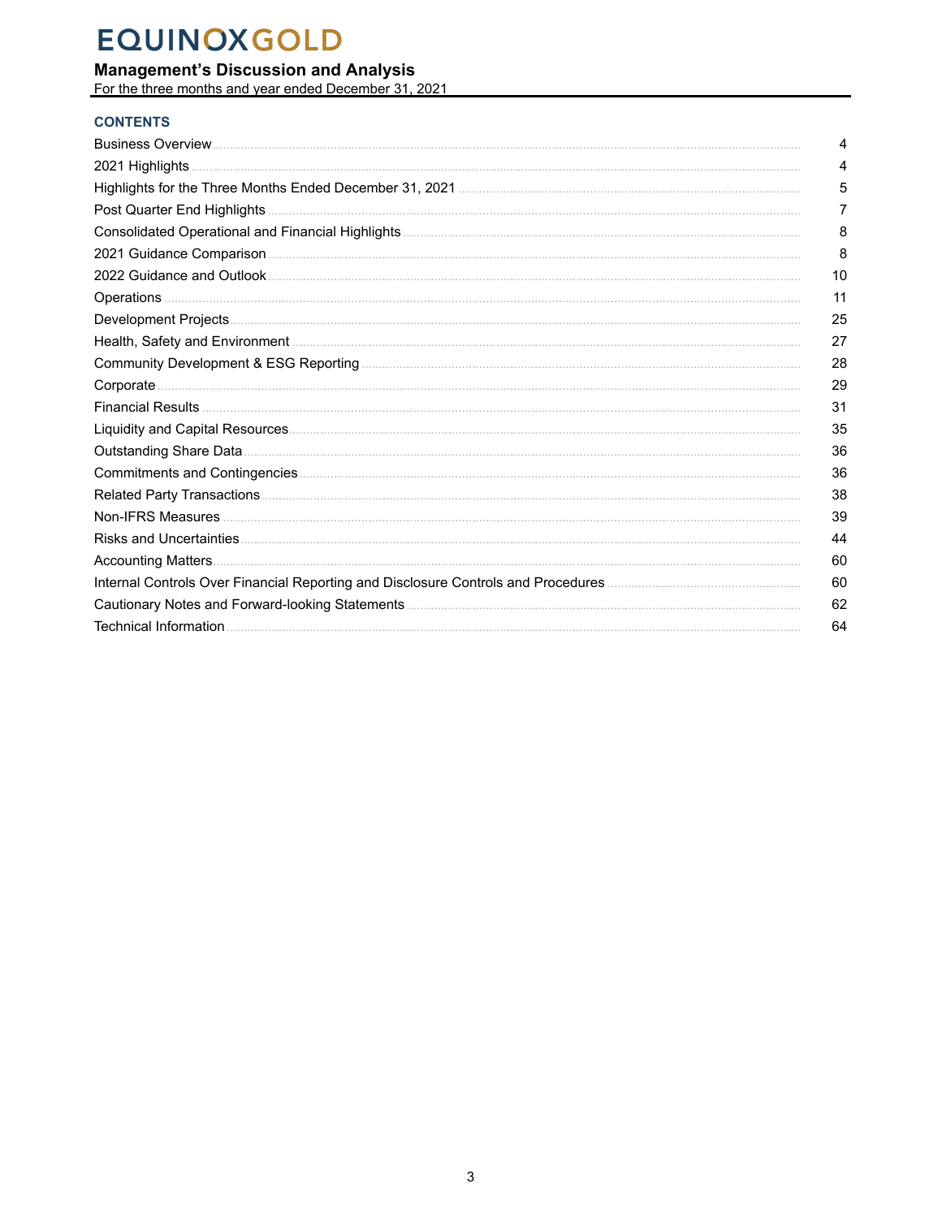# EQUINOX GOLD

**Management's Discussion and Analysis**
For the three months and year ended December 31, 2021

## CONTENTS

| | |
|---|---|
| Business Overview | 4 |
| 2021 Highlights | 4 |
| Highlights for the Three Months Ended December 31, 2021 | 5 |
| Post Quarter End Highlights | 7 |
| Consolidated Operational and Financial Highlights | 8 |
| 2021 Guidance Comparison | 8 |
| 2022 Guidance and Outlook | 10 |
| Operations | 11 |
| Development Projects | 25 |
| Health, Safety and Environment | 27 |
| Community Development & ESG Reporting | 28 |
| Corporate | 29 |
| Financial Results | 31 |
| Liquidity and Capital Resources | 35 |
| Outstanding Share Data | 36 |
| Commitments and Contingencies | 36 |
| Related Party Transactions | 38 |
| Non-IFRS Measures | 39 |
| Risks and Uncertainties | 44 |
| Accounting Matters | 60 |
| Internal Controls Over Financial Reporting and Disclosure Controls and Procedures | 60 |
| Cautionary Notes and Forward-looking Statements | 62 |
| Technical Information | 64 |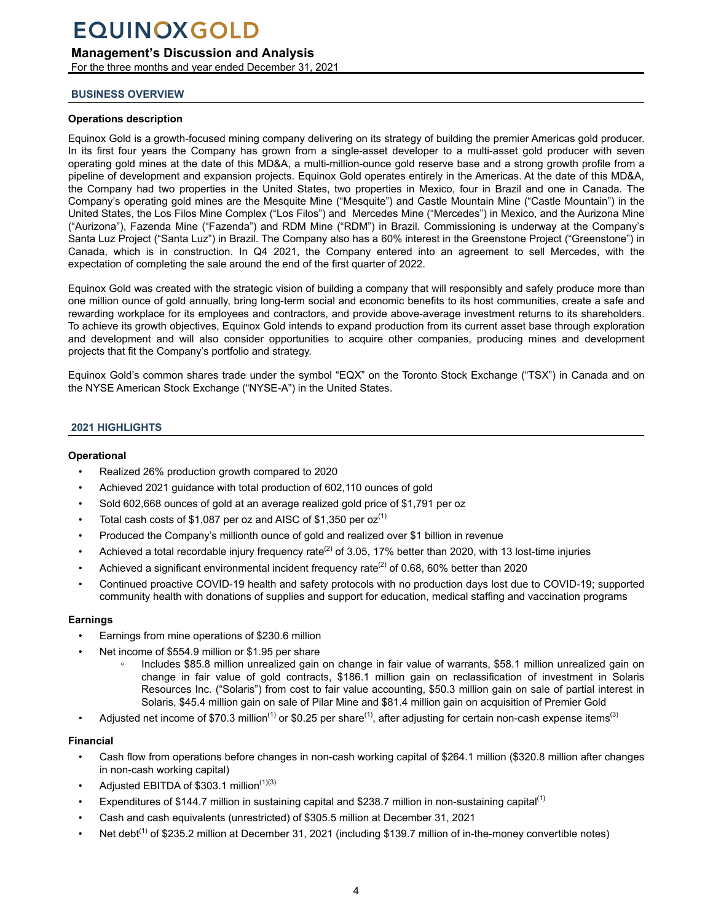## BUSINESS OVERVIEW

### Operations description

Equinox Gold is a growth-focused mining company delivering on its strategy of building the premier Americas gold producer. In its first four years the Company has grown from a single-asset developer to a multi-asset gold producer with seven operating gold mines at the date of this MD&A, a multi-million-ounce gold reserve base and a strong growth profile from a pipeline of development and expansion projects. Equinox Gold operates entirely in the Americas. At the date of this MD&A, the Company had two properties in the United States, two properties in Mexico, four in Brazil and one in Canada. The Company's operating gold mines are the Mesquite Mine ("Mesquite") and Castle Mountain Mine ("Castle Mountain") in the United States, the Los Filos Mine Complex ("Los Filos") and Mercedes Mine ("Mercedes") in Mexico, and the Aurizona Mine ("Aurizona"), Fazenda Mine ("Fazenda") and RDM Mine ("RDM") in Brazil. Commissioning is underway at the Company's Santa Luz Project ("Santa Luz") in Brazil. The Company also has a 60% interest in the Greenstone Project ("Greenstone") in Canada, which is in construction. In Q4 2021, the Company entered into an agreement to sell Mercedes, with the expectation of completing the sale around the end of the first quarter of 2022.

Equinox Gold was created with the strategic vision of building a company that will responsibly and safely produce more than one million ounce of gold annually, bring long-term social and economic benefits to its host communities, create a safe and rewarding workplace for its employees and contractors, and provide above-average investment returns to its shareholders. To achieve its growth objectives, Equinox Gold intends to expand production from its current asset base through exploration and development and will also consider opportunities to acquire other companies, producing mines and development projects that fit the Company's portfolio and strategy.

Equinox Gold's common shares trade under the symbol "EQX" on the Toronto Stock Exchange ("TSX") in Canada and on the NYSE American Stock Exchange ("NYSE-A") in the United States.

## 2021 HIGHLIGHTS

### Operational

- Realized 26% production growth compared to 2020
- Achieved 2021 guidance with total production of 602,110 ounces of gold
- Sold 602,668 ounces of gold at an average realized gold price of $1,791 per oz
- Total cash costs of $1,087 per oz and AISC of $1,350 per oz[(1)]
- Produced the Company's millionth ounce of gold and realized over $1 billion in revenue
- Achieved a total recordable injury frequency rate[(2)] of 3.05, 17% better than 2020, with 13 lost-time injuries
- Achieved a significant environmental incident frequency rate[(2)] of 0.68, 60% better than 2020
- Continued proactive COVID-19 health and safety protocols with no production days lost due to COVID-19; supported community health with donations of supplies and support for education, medical staffing and vaccination programs

### Earnings

- Earnings from mine operations of $230.6 million
- Net income of $554.9 million or $1.95 per share
  - Includes $85.8 million unrealized gain on change in fair value of warrants, $58.1 million unrealized gain on change in fair value of gold contracts, $186.1 million gain on reclassification of investment in Solaris Resources Inc. ("Solaris") from cost to fair value accounting, $50.3 million gain on sale of partial interest in Solaris, $45.4 million gain on sale of Pilar Mine and $81.4 million gain on acquisition of Premier Gold
- Adjusted net income of $70.3 million[(1)] or $0.25 per share[(1)], after adjusting for certain non-cash expense items[(3)]

### Financial

- Cash flow from operations before changes in non-cash working capital of $264.1 million ($320.8 million after changes in non-cash working capital)
- Adjusted EBITDA of $303.1 million[(1)(3)]
- Expenditures of $144.7 million in sustaining capital and $238.7 million in non-sustaining capital[(1)]
- Cash and cash equivalents (unrestricted) of $305.5 million at December 31, 2021
- Net debt[(1)] of $235.2 million at December 31, 2021 (including $139.7 million of in-the-money convertible notes)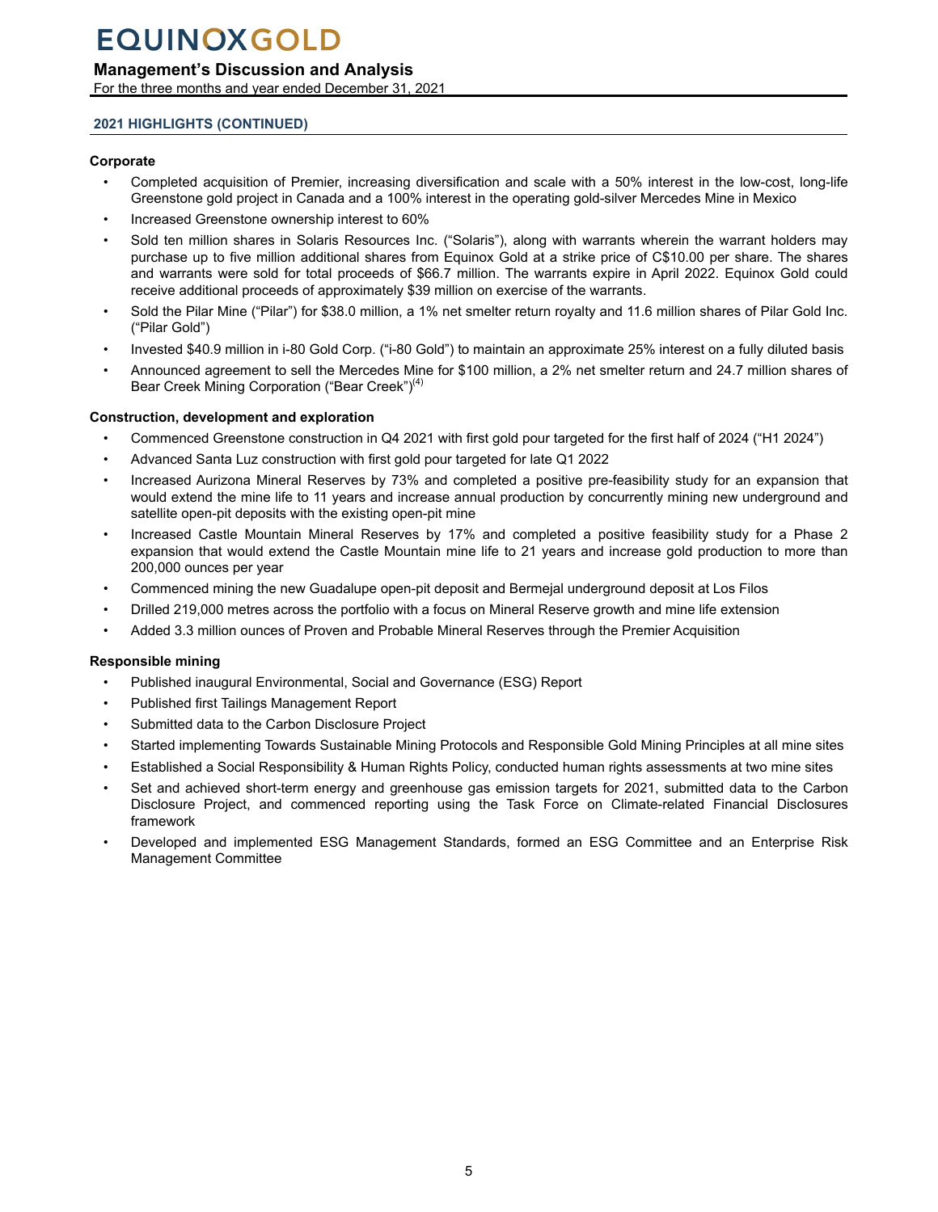## 2021 HIGHLIGHTS (CONTINUED)

### Corporate

- Completed acquisition of Premier, increasing diversification and scale with a 50% interest in the low-cost, long-life Greenstone gold project in Canada and a 100% interest in the operating gold-silver Mercedes Mine in Mexico
- Increased Greenstone ownership interest to 60%
- Sold ten million shares in Solaris Resources Inc. ("Solaris"), along with warrants wherein the warrant holders may purchase up to five million additional shares from Equinox Gold at a strike price of C$10.00 per share. The shares and warrants were sold for total proceeds of $66.7 million. The warrants expire in April 2022. Equinox Gold could receive additional proceeds of approximately $39 million on exercise of the warrants.
- Sold the Pilar Mine ("Pilar") for $38.0 million, a 1% net smelter return royalty and 11.6 million shares of Pilar Gold Inc. ("Pilar Gold")
- Invested $40.9 million in i-80 Gold Corp. ("i-80 Gold") to maintain an approximate 25% interest on a fully diluted basis
- Announced agreement to sell the Mercedes Mine for $100 million, a 2% net smelter return and 24.7 million shares of Bear Creek Mining Corporation ("Bear Creek")[4]

### Construction, development and exploration

- Commenced Greenstone construction in Q4 2021 with first gold pour targeted for the first half of 2024 ("H1 2024")
- Advanced Santa Luz construction with first gold pour targeted for late Q1 2022
- Increased Aurizona Mineral Reserves by 73% and completed a positive pre-feasibility study for an expansion that would extend the mine life to 11 years and increase annual production by concurrently mining new underground and satellite open-pit deposits with the existing open-pit mine
- Increased Castle Mountain Mineral Reserves by 17% and completed a positive feasibility study for a Phase 2 expansion that would extend the Castle Mountain mine life to 21 years and increase gold production to more than 200,000 ounces per year
- Commenced mining the new Guadalupe open-pit deposit and Bermejal underground deposit at Los Filos
- Drilled 219,000 metres across the portfolio with a focus on Mineral Reserve growth and mine life extension
- Added 3.3 million ounces of Proven and Probable Mineral Reserves through the Premier Acquisition

### Responsible mining

- Published inaugural Environmental, Social and Governance (ESG) Report
- Published first Tailings Management Report
- Submitted data to the Carbon Disclosure Project
- Started implementing Towards Sustainable Mining Protocols and Responsible Gold Mining Principles at all mine sites
- Established a Social Responsibility & Human Rights Policy, conducted human rights assessments at two mine sites
- Set and achieved short-term energy and greenhouse gas emission targets for 2021, submitted data to the Carbon Disclosure Project, and commenced reporting using the Task Force on Climate-related Financial Disclosures framework
- Developed and implemented ESG Management Standards, formed an ESG Committee and an Enterprise Risk Management Committee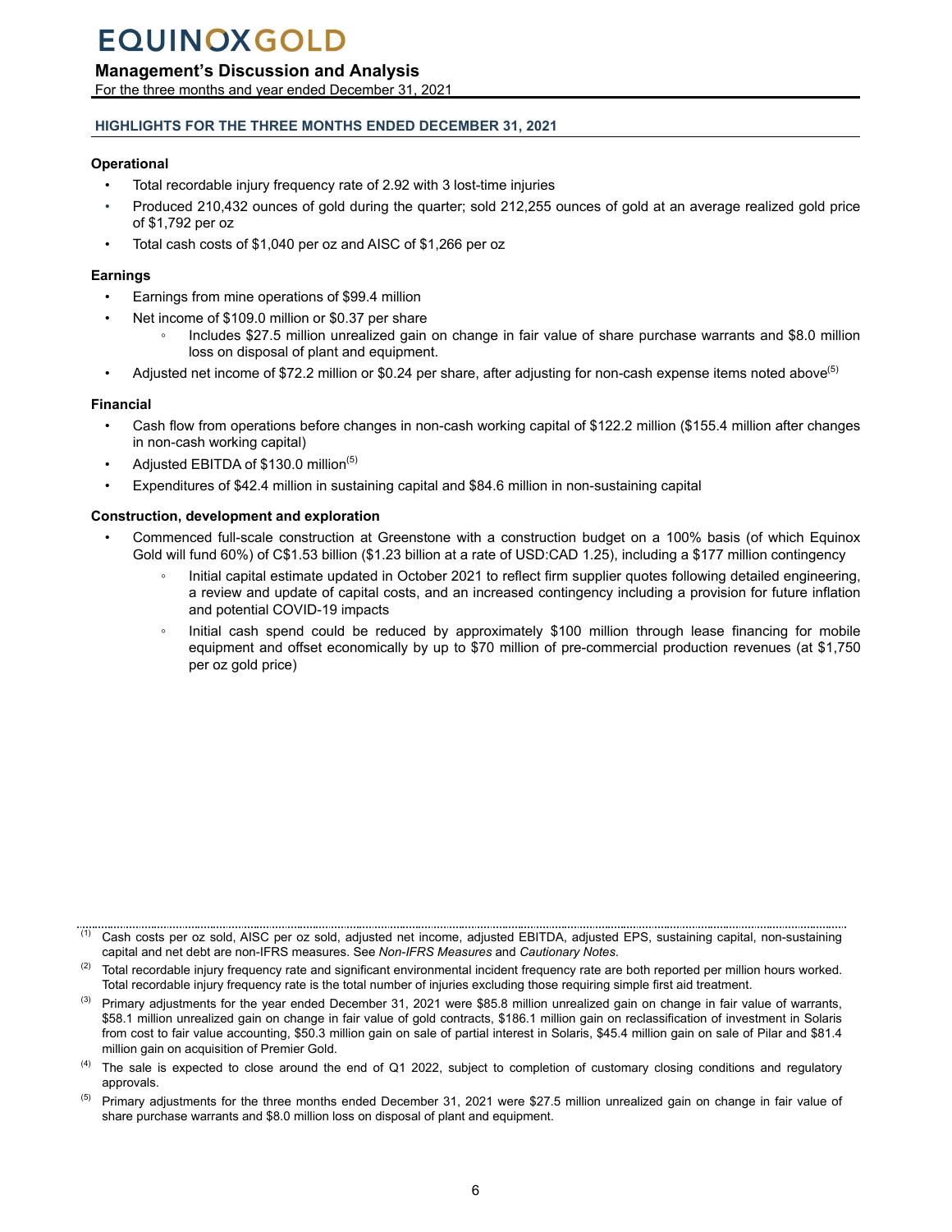## HIGHLIGHTS FOR THE THREE MONTHS ENDED DECEMBER 31, 2021

### Operational

- Total recordable injury frequency rate of 2.92 with 3 lost-time injuries
- Produced 210,432 ounces of gold during the quarter; sold 212,255 ounces of gold at an average realized gold price of $1,792 per oz
- Total cash costs of $1,040 per oz and AISC of $1,266 per oz

### Earnings

- Earnings from mine operations of $99.4 million
- Net income of $109.0 million or $0.37 per share
  - Includes $27.5 million unrealized gain on change in fair value of share purchase warrants and $8.0 million loss on disposal of plant and equipment.
- Adjusted net income of $72.2 million or $0.24 per share, after adjusting for non-cash expense items noted above[5]

### Financial

- Cash flow from operations before changes in non-cash working capital of $122.2 million ($155.4 million after changes in non-cash working capital)
- Adjusted EBITDA of $130.0 million[5]
- Expenditures of $42.4 million in sustaining capital and $84.6 million in non-sustaining capital

### Construction, development and exploration

- Commenced full-scale construction at Greenstone with a construction budget on a 100% basis (of which Equinox Gold will fund 60%) of C$1.53 billion ($1.23 billion at a rate of USD:CAD 1.25), including a $177 million contingency
  - Initial capital estimate updated in October 2021 to reflect firm supplier quotes following detailed engineering, a review and update of capital costs, and an increased contingency including a provision for future inflation and potential COVID-19 impacts
  - Initial cash spend could be reduced by approximately $100 million through lease financing for mobile equipment and offset economically by up to $70 million of pre-commercial production revenues (at $1,750 per oz gold price)

---

[1] Cash costs per oz sold, AISC per oz sold, adjusted net income, adjusted EBITDA, adjusted EPS, sustaining capital, non-sustaining capital and net debt are non-IFRS measures. See *Non-IFRS Measures* and *Cautionary Notes*.

[2] Total recordable injury frequency rate and significant environmental incident frequency rate are both reported per million hours worked. Total recordable injury frequency rate is the total number of injuries excluding those requiring simple first aid treatment.

[3] Primary adjustments for the year ended December 31, 2021 were $85.8 million unrealized gain on change in fair value of warrants, $58.1 million unrealized gain on change in fair value of gold contracts, $186.1 million gain on reclassification of investment in Solaris from cost to fair value accounting, $50.3 million gain on sale of partial interest in Solaris, $45.4 million gain on sale of Pilar and $81.4 million gain on acquisition of Premier Gold.

[4] The sale is expected to close around the end of Q1 2022, subject to completion of customary closing conditions and regulatory approvals.

[5] Primary adjustments for the three months ended December 31, 2021 were $27.5 million unrealized gain on change in fair value of share purchase warrants and $8.0 million loss on disposal of plant and equipment.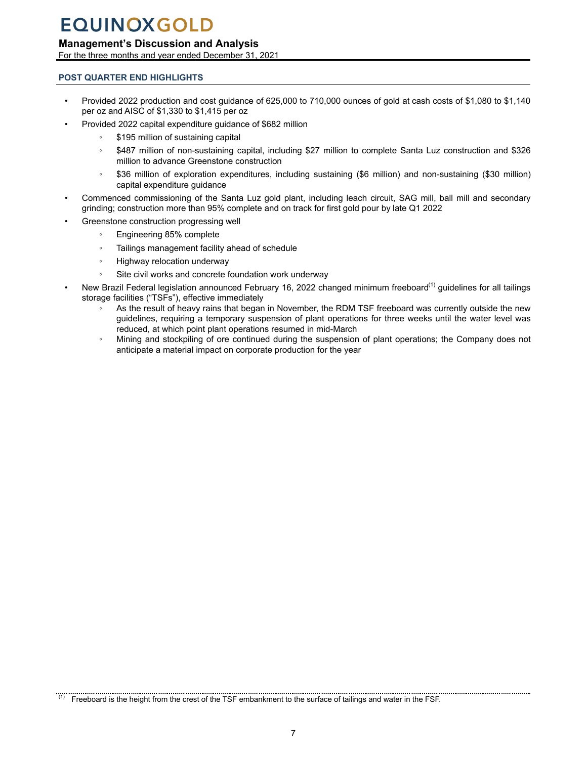## POST QUARTER END HIGHLIGHTS

- Provided 2022 production and cost guidance of 625,000 to 710,000 ounces of gold at cash costs of $1,080 to $1,140 per oz and AISC of $1,330 to $1,415 per oz
- Provided 2022 capital expenditure guidance of $682 million
  - $195 million of sustaining capital
  - $487 million of non-sustaining capital, including $27 million to complete Santa Luz construction and $326 million to advance Greenstone construction
  - $36 million of exploration expenditures, including sustaining ($6 million) and non-sustaining ($30 million) capital expenditure guidance
- Commenced commissioning of the Santa Luz gold plant, including leach circuit, SAG mill, ball mill and secondary grinding; construction more than 95% complete and on track for first gold pour by late Q1 2022
- Greenstone construction progressing well
  - Engineering 85% complete
  - Tailings management facility ahead of schedule
  - Highway relocation underway
  - Site civil works and concrete foundation work underway
- New Brazil Federal legislation announced February 16, 2022 changed minimum freeboard[1] guidelines for all tailings storage facilities ("TSFs"), effective immediately
  - As the result of heavy rains that began in November, the RDM TSF freeboard was currently outside the new guidelines, requiring a temporary suspension of plant operations for three weeks until the water level was reduced, at which point plant operations resumed in mid-March
  - Mining and stockpiling of ore continued during the suspension of plant operations; the Company does not anticipate a material impact on corporate production for the year

---

[1] Freeboard is the height from the crest of the TSF embankment to the surface of tailings and water in the FSF.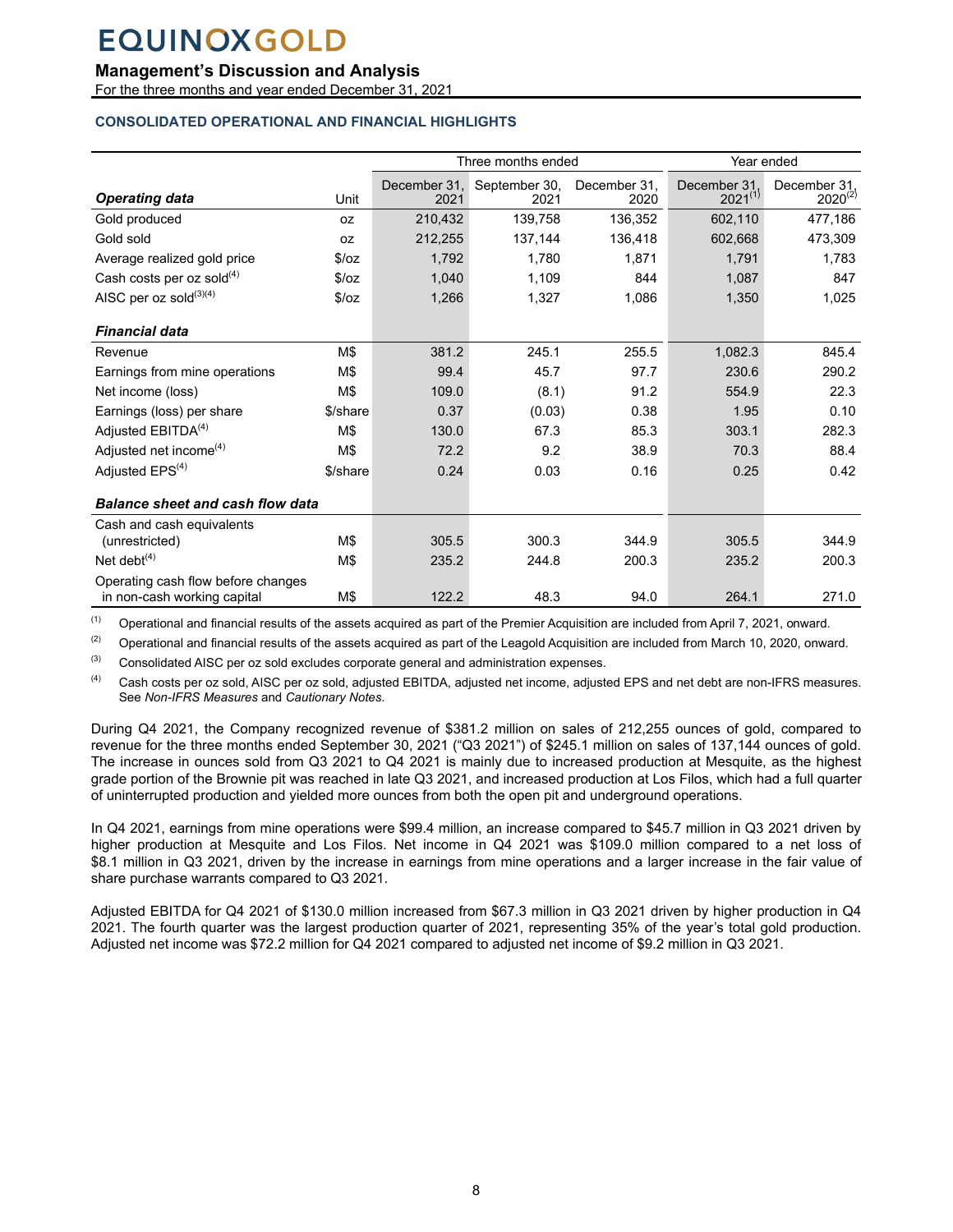# EQUINOX GOLD

## Management's Discussion and Analysis

For the three months and year ended December 31, 2021

### CONSOLIDATED OPERATIONAL AND FINANCIAL HIGHLIGHTS

| | | Three months ended | | | Year ended | |
|---|---|---|---|---|---|---|
| ***Operating data*** | Unit | December 31, 2021 | September 30, 2021 | December 31, 2020 | December 31, 2021[(1)] | December 31, 2020[(2)] |
| Gold produced | oz | 210,432 | 139,758 | 136,352 | 602,110 | 477,186 |
| Gold sold | oz | 212,255 | 137,144 | 136,418 | 602,668 | 473,309 |
| Average realized gold price | $/oz | 1,792 | 1,780 | 1,871 | 1,791 | 1,783 |
| Cash costs per oz sold[(4)] | $/oz | 1,040 | 1,109 | 844 | 1,087 | 847 |
| AISC per oz sold[(3)(4)] | $/oz | 1,266 | 1,327 | 1,086 | 1,350 | 1,025 |
| ***Financial data*** | | | | | | |
| Revenue | M$ | 381.2 | 245.1 | 255.5 | 1,082.3 | 845.4 |
| Earnings from mine operations | M$ | 99.4 | 45.7 | 97.7 | 230.6 | 290.2 |
| Net income (loss) | M$ | 109.0 | (8.1) | 91.2 | 554.9 | 22.3 |
| Earnings (loss) per share | $/share | 0.37 | (0.03) | 0.38 | 1.95 | 0.10 |
| Adjusted EBITDA[(4)] | M$ | 130.0 | 67.3 | 85.3 | 303.1 | 282.3 |
| Adjusted net income[(4)] | M$ | 72.2 | 9.2 | 38.9 | 70.3 | 88.4 |
| Adjusted EPS[(4)] | $/share | 0.24 | 0.03 | 0.16 | 0.25 | 0.42 |
| ***Balance sheet and cash flow data*** | | | | | | |
| Cash and cash equivalents (unrestricted) | M$ | 305.5 | 300.3 | 344.9 | 305.5 | 344.9 |
| Net debt[(4)] | M$ | 235.2 | 244.8 | 200.3 | 235.2 | 200.3 |
| Operating cash flow before changes in non-cash working capital | M$ | 122.2 | 48.3 | 94.0 | 264.1 | 271.0 |

(1) Operational and financial results of the assets acquired as part of the Premier Acquisition are included from April 7, 2021, onward.

(2) Operational and financial results of the assets acquired as part of the Leagold Acquisition are included from March 10, 2020, onward.

(3) Consolidated AISC per oz sold excludes corporate general and administration expenses.

(4) Cash costs per oz sold, AISC per oz sold, adjusted EBITDA, adjusted net income, adjusted EPS and net debt are non-IFRS measures. See *Non-IFRS Measures* and *Cautionary Notes*.

During Q4 2021, the Company recognized revenue of $381.2 million on sales of 212,255 ounces of gold, compared to revenue for the three months ended September 30, 2021 ("Q3 2021") of $245.1 million on sales of 137,144 ounces of gold. The increase in ounces sold from Q3 2021 to Q4 2021 is mainly due to increased production at Mesquite, as the highest grade portion of the Brownie pit was reached in late Q3 2021, and increased production at Los Filos, which had a full quarter of uninterrupted production and yielded more ounces from both the open pit and underground operations.

In Q4 2021, earnings from mine operations were $99.4 million, an increase compared to $45.7 million in Q3 2021 driven by higher production at Mesquite and Los Filos. Net income in Q4 2021 was $109.0 million compared to a net loss of $8.1 million in Q3 2021, driven by the increase in earnings from mine operations and a larger increase in the fair value of share purchase warrants compared to Q3 2021.

Adjusted EBITDA for Q4 2021 of $130.0 million increased from $67.3 million in Q3 2021 driven by higher production in Q4 2021. The fourth quarter was the largest production quarter of 2021, representing 35% of the year's total gold production. Adjusted net income was $72.2 million for Q4 2021 compared to adjusted net income of $9.2 million in Q3 2021.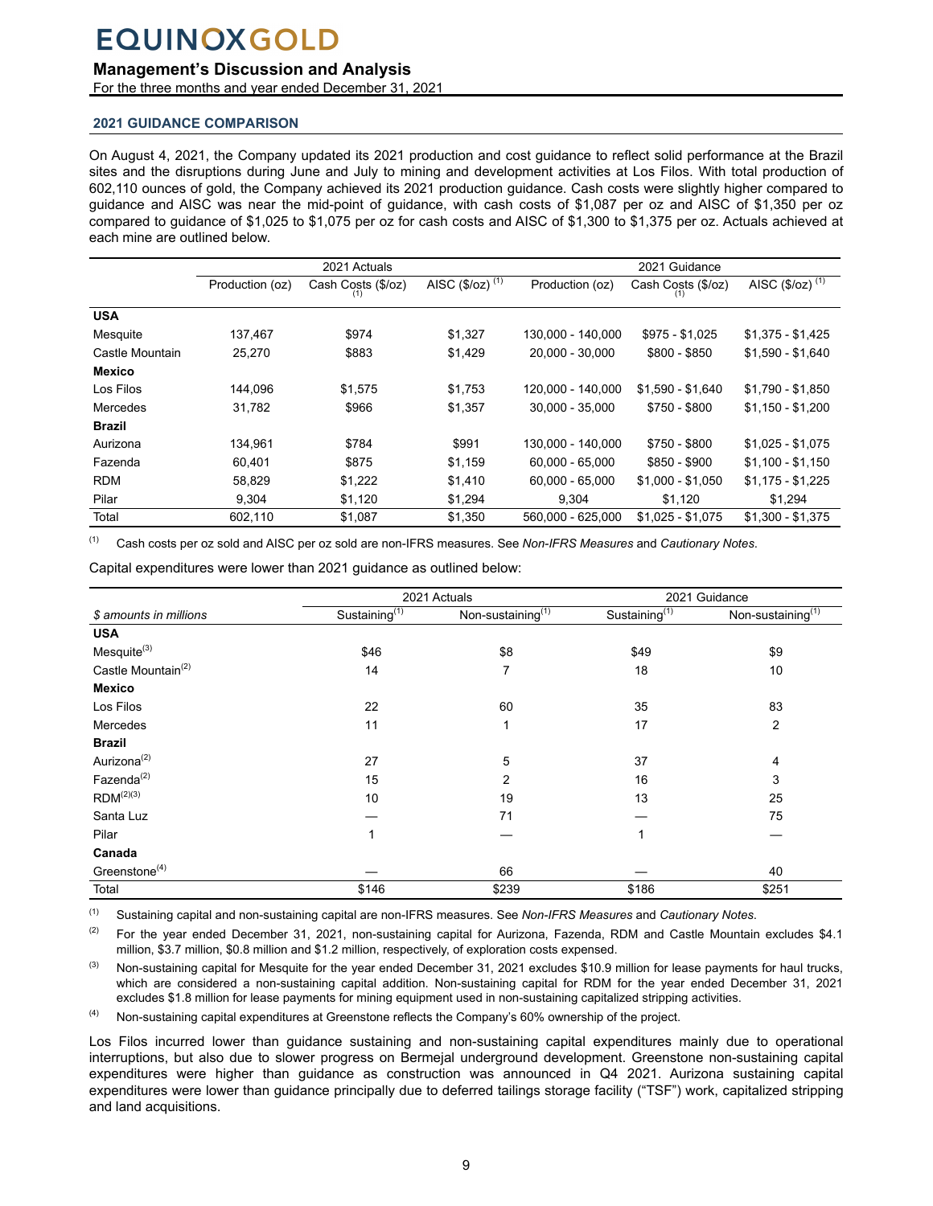## 2021 GUIDANCE COMPARISON

On August 4, 2021, the Company updated its 2021 production and cost guidance to reflect solid performance at the Brazil sites and the disruptions during June and July to mining and development activities at Los Filos. With total production of 602,110 ounces of gold, the Company achieved its 2021 production guidance. Cash costs were slightly higher compared to guidance and AISC was near the mid-point of guidance, with cash costs of $1,087 per oz and AISC of $1,350 per oz compared to guidance of $1,025 to $1,075 per oz for cash costs and AISC of $1,300 to $1,375 per oz. Actuals achieved at each mine are outlined below.

| | 2021 Actuals | | | 2021 Guidance | | |
|---|---|---|---|---|---|---|
| | Production (oz) | Cash Costs ($/oz) [1] | AISC ($/oz) [1] | Production (oz) | Cash Costs ($/oz) [1] | AISC ($/oz) [1] |
| **USA** | | | | | | |
| Mesquite | 137,467 | $974 | $1,327 | 130,000 - 140,000 | $975 - $1,025 | $1,375 - $1,425 |
| Castle Mountain | 25,270 | $883 | $1,429 | 20,000 - 30,000 | $800 - $850 | $1,590 - $1,640 |
| **Mexico** | | | | | | |
| Los Filos | 144,096 | $1,575 | $1,753 | 120,000 - 140,000 | $1,590 - $1,640 | $1,790 - $1,850 |
| Mercedes | 31,782 | $966 | $1,357 | 30,000 - 35,000 | $750 - $800 | $1,150 - $1,200 |
| **Brazil** | | | | | | |
| Aurizona | 134,961 | $784 | $991 | 130,000 - 140,000 | $750 - $800 | $1,025 - $1,075 |
| Fazenda | 60,401 | $875 | $1,159 | 60,000 - 65,000 | $850 - $900 | $1,100 - $1,150 |
| RDM | 58,829 | $1,222 | $1,410 | 60,000 - 65,000 | $1,000 - $1,050 | $1,175 - $1,225 |
| Pilar | 9,304 | $1,120 | $1,294 | 9,304 | $1,120 | $1,294 |
| Total | 602,110 | $1,087 | $1,350 | 560,000 - 625,000 | $1,025 - $1,075 | $1,300 - $1,375 |

[1] Cash costs per oz sold and AISC per oz sold are non-IFRS measures. See *Non-IFRS Measures* and *Cautionary Notes*.

Capital expenditures were lower than 2021 guidance as outlined below:

| | 2021 Actuals | | 2021 Guidance | |
|---|---|---|---|---|
| *$ amounts in millions* | Sustaining[1] | Non-sustaining[1] | Sustaining[1] | Non-sustaining[1] |
| **USA** | | | | |
| Mesquite[3] | $46 | $8 | $49 | $9 |
| Castle Mountain[2] | 14 | 7 | 18 | 10 |
| **Mexico** | | | | |
| Los Filos | 22 | 60 | 35 | 83 |
| Mercedes | 11 | 1 | 17 | 2 |
| **Brazil** | | | | |
| Aurizona[2] | 27 | 5 | 37 | 4 |
| Fazenda[2] | 15 | 2 | 16 | 3 |
| RDM[2][3] | 10 | 19 | 13 | 25 |
| Santa Luz | — | 71 | — | 75 |
| Pilar | 1 | — | 1 | — |
| **Canada** | | | | |
| Greenstone[4] | — | 66 | — | 40 |
| Total | $146 | $239 | $186 | $251 |

[1] Sustaining capital and non-sustaining capital are non-IFRS measures. See *Non-IFRS Measures* and *Cautionary Notes*.

[2] For the year ended December 31, 2021, non-sustaining capital for Aurizona, Fazenda, RDM and Castle Mountain excludes $4.1 million, $3.7 million, $0.8 million and $1.2 million, respectively, of exploration costs expensed.

[3] Non-sustaining capital for Mesquite for the year ended December 31, 2021 excludes $10.9 million for lease payments for haul trucks, which are considered a non-sustaining capital addition. Non-sustaining capital for RDM for the year ended December 31, 2021 excludes $1.8 million for lease payments for mining equipment used in non-sustaining capitalized stripping activities.

[4] Non-sustaining capital expenditures at Greenstone reflects the Company's 60% ownership of the project.

Los Filos incurred lower than guidance sustaining and non-sustaining capital expenditures mainly due to operational interruptions, but also due to slower progress on Bermejal underground development. Greenstone non-sustaining capital expenditures were higher than guidance as construction was announced in Q4 2021. Aurizona sustaining capital expenditures were lower than guidance principally due to deferred tailings storage facility ("TSF") work, capitalized stripping and land acquisitions.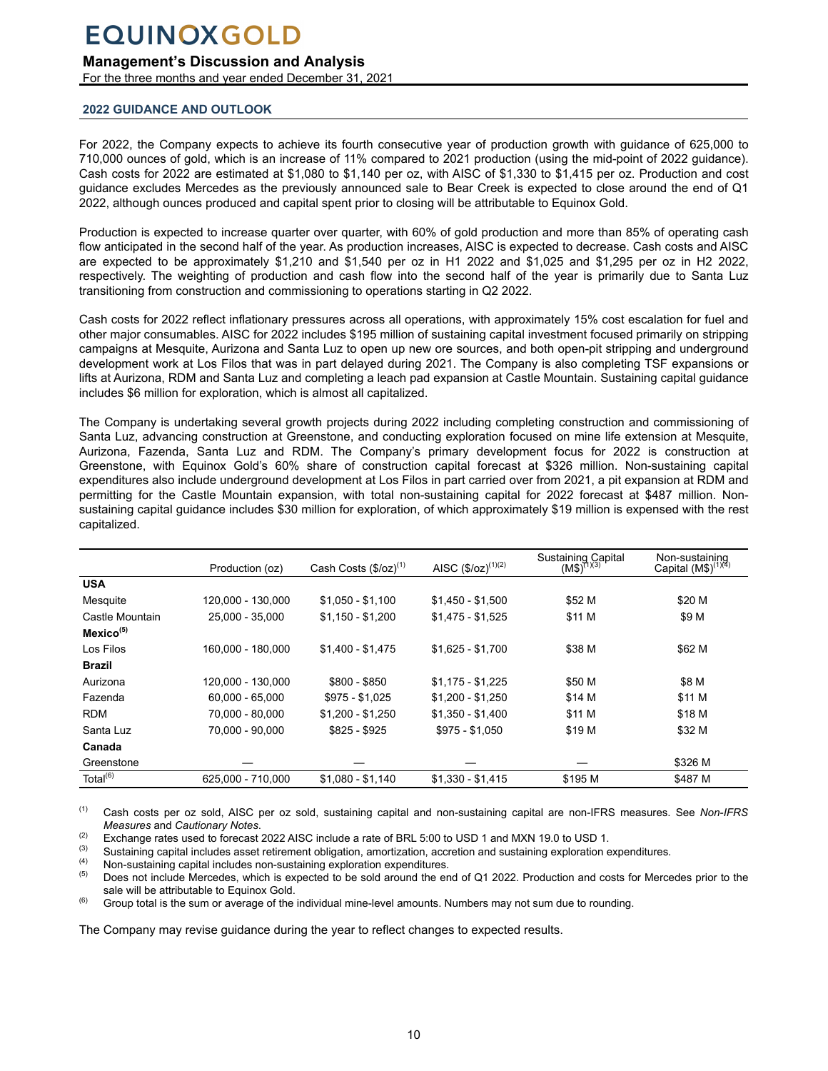## 2022 GUIDANCE AND OUTLOOK

For 2022, the Company expects to achieve its fourth consecutive year of production growth with guidance of 625,000 to 710,000 ounces of gold, which is an increase of 11% compared to 2021 production (using the mid-point of 2022 guidance). Cash costs for 2022 are estimated at $1,080 to $1,140 per oz, with AISC of $1,330 to $1,415 per oz. Production and cost guidance excludes Mercedes as the previously announced sale to Bear Creek is expected to close around the end of Q1 2022, although ounces produced and capital spent prior to closing will be attributable to Equinox Gold.

Production is expected to increase quarter over quarter, with 60% of gold production and more than 85% of operating cash flow anticipated in the second half of the year. As production increases, AISC is expected to decrease. Cash costs and AISC are expected to be approximately $1,210 and $1,540 per oz in H1 2022 and $1,025 and $1,295 per oz in H2 2022, respectively. The weighting of production and cash flow into the second half of the year is primarily due to Santa Luz transitioning from construction and commissioning to operations starting in Q2 2022.

Cash costs for 2022 reflect inflationary pressures across all operations, with approximately 15% cost escalation for fuel and other major consumables. AISC for 2022 includes $195 million of sustaining capital investment focused primarily on stripping campaigns at Mesquite, Aurizona and Santa Luz to open up new ore sources, and both open-pit stripping and underground development work at Los Filos that was in part delayed during 2021. The Company is also completing TSF expansions or lifts at Aurizona, RDM and Santa Luz and completing a leach pad expansion at Castle Mountain. Sustaining capital guidance includes $6 million for exploration, which is almost all capitalized.

The Company is undertaking several growth projects during 2022 including completing construction and commissioning of Santa Luz, advancing construction at Greenstone, and conducting exploration focused on mine life extension at Mesquite, Aurizona, Fazenda, Santa Luz and RDM. The Company's primary development focus for 2022 is construction at Greenstone, with Equinox Gold's 60% share of construction capital forecast at $326 million. Non-sustaining capital expenditures also include underground development at Los Filos in part carried over from 2021, a pit expansion at RDM and permitting for the Castle Mountain expansion, with total non-sustaining capital for 2022 forecast at $487 million. Non-sustaining capital guidance includes $30 million for exploration, of which approximately $19 million is expensed with the rest capitalized.

| | Production (oz) | Cash Costs ($/oz)[1] | AISC ($/oz)[1][2] | Sustaining Capital (M$)[1][3] | Non-sustaining Capital (M$)[1][4] |
|---|---|---|---|---|---|
| **USA** | | | | | |
| Mesquite | 120,000 - 130,000 | $1,050 - $1,100 | $1,450 - $1,500 | $52 M | $20 M |
| Castle Mountain | 25,000 - 35,000 | $1,150 - $1,200 | $1,475 - $1,525 | $11 M | $9 M |
| **Mexico[5]** | | | | | |
| Los Filos | 160,000 - 180,000 | $1,400 - $1,475 | $1,625 - $1,700 | $38 M | $62 M |
| **Brazil** | | | | | |
| Aurizona | 120,000 - 130,000 | $800 - $850 | $1,175 - $1,225 | $50 M | $8 M |
| Fazenda | 60,000 - 65,000 | $975 - $1,025 | $1,200 - $1,250 | $14 M | $11 M |
| RDM | 70,000 - 80,000 | $1,200 - $1,250 | $1,350 - $1,400 | $11 M | $18 M |
| Santa Luz | 70,000 - 90,000 | $825 - $925 | $975 - $1,050 | $19 M | $32 M |
| **Canada** | | | | | |
| Greenstone | — | — | — | — | $326 M |
| Total[6] | 625,000 - 710,000 | $1,080 - $1,140 | $1,330 - $1,415 | $195 M | $487 M |

(1) Cash costs per oz sold, AISC per oz sold, sustaining capital and non-sustaining capital are non-IFRS measures. See *Non-IFRS Measures* and *Cautionary Notes*.
(2) Exchange rates used to forecast 2022 AISC include a rate of BRL 5:00 to USD 1 and MXN 19.0 to USD 1.
(3) Sustaining capital includes asset retirement obligation, amortization, accretion and sustaining exploration expenditures.
(4) Non-sustaining capital includes non-sustaining exploration expenditures.
(5) Does not include Mercedes, which is expected to be sold around the end of Q1 2022. Production and costs for Mercedes prior to the sale will be attributable to Equinox Gold.
(6) Group total is the sum or average of the individual mine-level amounts. Numbers may not sum due to rounding.

The Company may revise guidance during the year to reflect changes to expected results.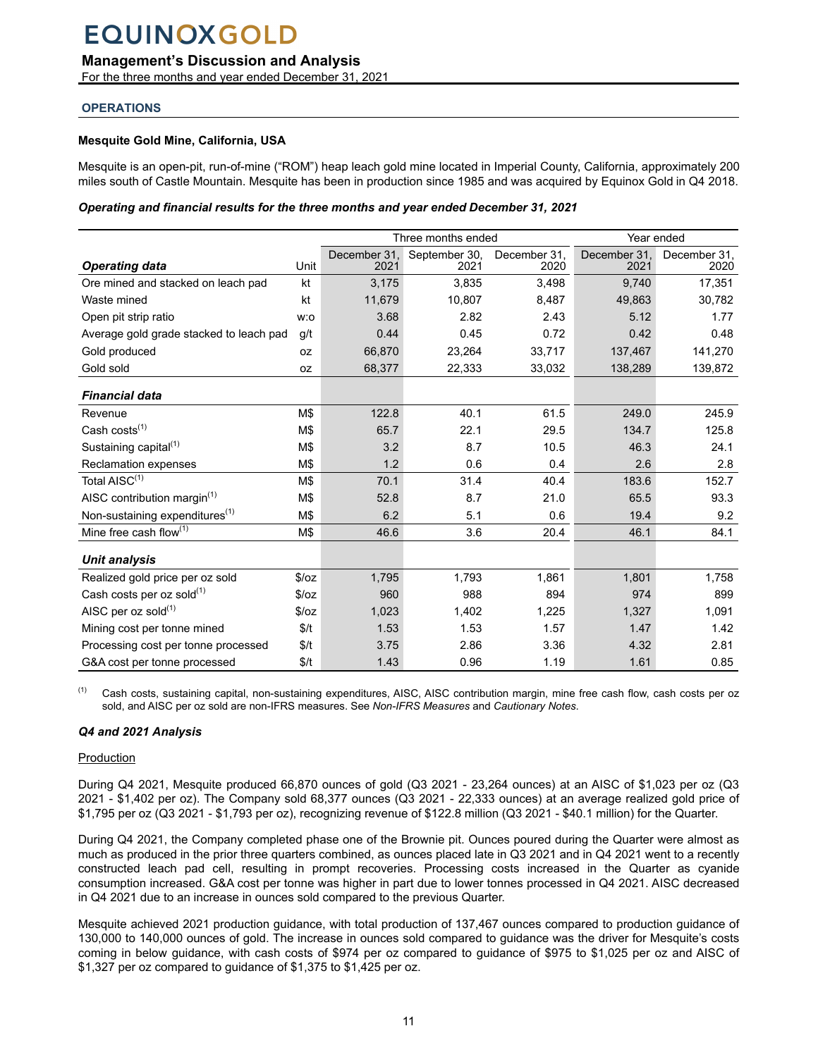## OPERATIONS

### Mesquite Gold Mine, California, USA

Mesquite is an open-pit, run-of-mine ("ROM") heap leach gold mine located in Imperial County, California, approximately 200 miles south of Castle Mountain. Mesquite has been in production since 1985 and was acquired by Equinox Gold in Q4 2018.

***Operating and financial results for the three months and year ended December 31, 2021***

| | | Three months ended | | | Year ended | |
|---|---|---|---|---|---|---|
| ***Operating data*** | Unit | December 31, 2021 | September 30, 2021 | December 31, 2020 | December 31, 2021 | December 31, 2020 |
| Ore mined and stacked on leach pad | kt | 3,175 | 3,835 | 3,498 | 9,740 | 17,351 |
| Waste mined | kt | 11,679 | 10,807 | 8,487 | 49,863 | 30,782 |
| Open pit strip ratio | w:o | 3.68 | 2.82 | 2.43 | 5.12 | 1.77 |
| Average gold grade stacked to leach pad | g/t | 0.44 | 0.45 | 0.72 | 0.42 | 0.48 |
| Gold produced | oz | 66,870 | 23,264 | 33,717 | 137,467 | 141,270 |
| Gold sold | oz | 68,377 | 22,333 | 33,032 | 138,289 | 139,872 |
| ***Financial data*** | | | | | | |
| Revenue | M$ | 122.8 | 40.1 | 61.5 | 249.0 | 245.9 |
| Cash costs[(1)] | M$ | 65.7 | 22.1 | 29.5 | 134.7 | 125.8 |
| Sustaining capital[(1)] | M$ | 3.2 | 8.7 | 10.5 | 46.3 | 24.1 |
| Reclamation expenses | M$ | 1.2 | 0.6 | 0.4 | 2.6 | 2.8 |
| Total AISC[(1)] | M$ | 70.1 | 31.4 | 40.4 | 183.6 | 152.7 |
| AISC contribution margin[(1)] | M$ | 52.8 | 8.7 | 21.0 | 65.5 | 93.3 |
| Non-sustaining expenditures[(1)] | M$ | 6.2 | 5.1 | 0.6 | 19.4 | 9.2 |
| Mine free cash flow[(1)] | M$ | 46.6 | 3.6 | 20.4 | 46.1 | 84.1 |
| ***Unit analysis*** | | | | | | |
| Realized gold price per oz sold | $/oz | 1,795 | 1,793 | 1,861 | 1,801 | 1,758 |
| Cash costs per oz sold[(1)] | $/oz | 960 | 988 | 894 | 974 | 899 |
| AISC per oz sold[(1)] | $/oz | 1,023 | 1,402 | 1,225 | 1,327 | 1,091 |
| Mining cost per tonne mined | $/t | 1.53 | 1.53 | 1.57 | 1.47 | 1.42 |
| Processing cost per tonne processed | $/t | 3.75 | 2.86 | 3.36 | 4.32 | 2.81 |
| G&A cost per tonne processed | $/t | 1.43 | 0.96 | 1.19 | 1.61 | 0.85 |

(1) Cash costs, sustaining capital, non-sustaining expenditures, AISC, AISC contribution margin, mine free cash flow, cash costs per oz sold, and AISC per oz sold are non-IFRS measures. See *Non-IFRS Measures* and *Cautionary Notes*.

### *Q4 and 2021 Analysis*

Production

During Q4 2021, Mesquite produced 66,870 ounces of gold (Q3 2021 - 23,264 ounces) at an AISC of $1,023 per oz (Q3 2021 - $1,402 per oz). The Company sold 68,377 ounces (Q3 2021 - 22,333 ounces) at an average realized gold price of $1,795 per oz (Q3 2021 - $1,793 per oz), recognizing revenue of $122.8 million (Q3 2021 - $40.1 million) for the Quarter.

During Q4 2021, the Company completed phase one of the Brownie pit. Ounces poured during the Quarter were almost as much as produced in the prior three quarters combined, as ounces placed late in Q3 2021 and in Q4 2021 went to a recently constructed leach pad cell, resulting in prompt recoveries. Processing costs increased in the Quarter as cyanide consumption increased. G&A cost per tonne was higher in part due to lower tonnes processed in Q4 2021. AISC decreased in Q4 2021 due to an increase in ounces sold compared to the previous Quarter.

Mesquite achieved 2021 production guidance, with total production of 137,467 ounces compared to production guidance of 130,000 to 140,000 ounces of gold. The increase in ounces sold compared to guidance was the driver for Mesquite's costs coming in below guidance, with cash costs of $974 per oz compared to guidance of $975 to $1,025 per oz and AISC of $1,327 per oz compared to guidance of $1,375 to $1,425 per oz.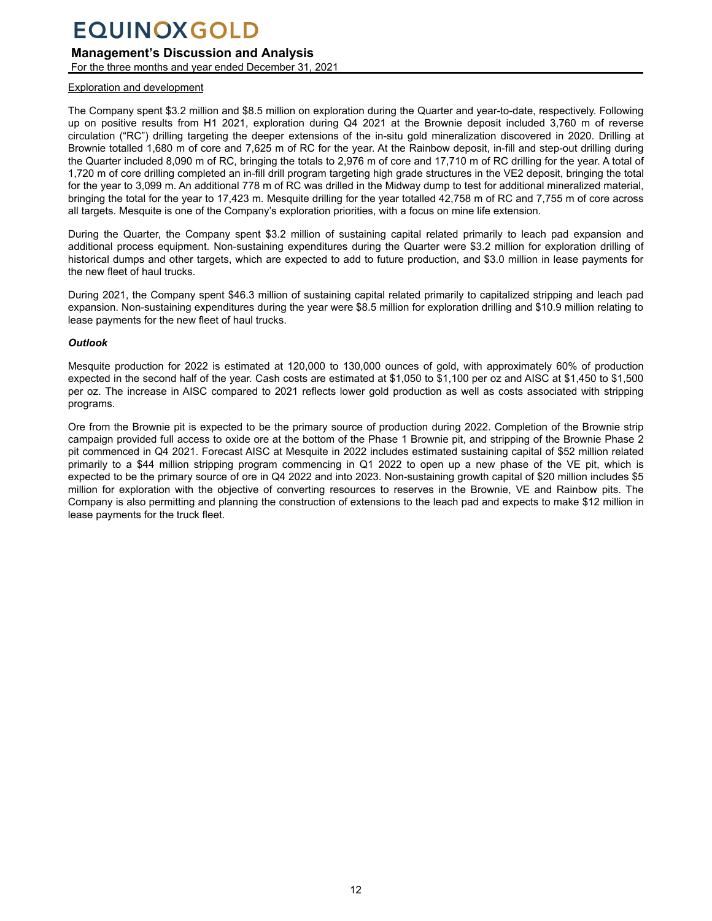Exploration and development

The Company spent $3.2 million and $8.5 million on exploration during the Quarter and year-to-date, respectively. Following up on positive results from H1 2021, exploration during Q4 2021 at the Brownie deposit included 3,760 m of reverse circulation ("RC") drilling targeting the deeper extensions of the in-situ gold mineralization discovered in 2020. Drilling at Brownie totalled 1,680 m of core and 7,625 m of RC for the year. At the Rainbow deposit, in-fill and step-out drilling during the Quarter included 8,090 m of RC, bringing the totals to 2,976 m of core and 17,710 m of RC drilling for the year. A total of 1,720 m of core drilling completed an in-fill drill program targeting high grade structures in the VE2 deposit, bringing the total for the year to 3,099 m. An additional 778 m of RC was drilled in the Midway dump to test for additional mineralized material, bringing the total for the year to 17,423 m. Mesquite drilling for the year totalled 42,758 m of RC and 7,755 m of core across all targets. Mesquite is one of the Company's exploration priorities, with a focus on mine life extension.

During the Quarter, the Company spent $3.2 million of sustaining capital related primarily to leach pad expansion and additional process equipment. Non-sustaining expenditures during the Quarter were $3.2 million for exploration drilling of historical dumps and other targets, which are expected to add to future production, and $3.0 million in lease payments for the new fleet of haul trucks.

During 2021, the Company spent $46.3 million of sustaining capital related primarily to capitalized stripping and leach pad expansion. Non-sustaining expenditures during the year were $8.5 million for exploration drilling and $10.9 million relating to lease payments for the new fleet of haul trucks.

***Outlook***

Mesquite production for 2022 is estimated at 120,000 to 130,000 ounces of gold, with approximately 60% of production expected in the second half of the year. Cash costs are estimated at $1,050 to $1,100 per oz and AISC at $1,450 to $1,500 per oz. The increase in AISC compared to 2021 reflects lower gold production as well as costs associated with stripping programs.

Ore from the Brownie pit is expected to be the primary source of production during 2022. Completion of the Brownie strip campaign provided full access to oxide ore at the bottom of the Phase 1 Brownie pit, and stripping of the Brownie Phase 2 pit commenced in Q4 2021. Forecast AISC at Mesquite in 2022 includes estimated sustaining capital of $52 million related primarily to a $44 million stripping program commencing in Q1 2022 to open up a new phase of the VE pit, which is expected to be the primary source of ore in Q4 2022 and into 2023. Non-sustaining growth capital of $20 million includes $5 million for exploration with the objective of converting resources to reserves in the Brownie, VE and Rainbow pits. The Company is also permitting and planning the construction of extensions to the leach pad and expects to make $12 million in lease payments for the truck fleet.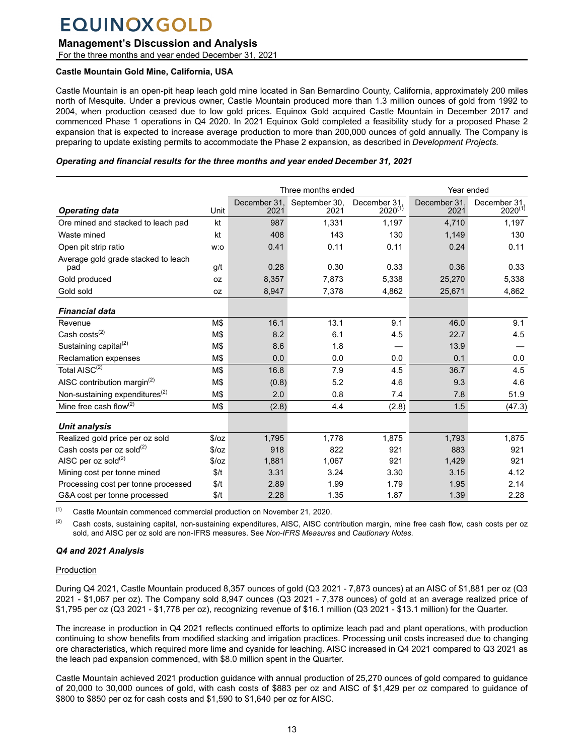### Castle Mountain Gold Mine, California, USA

Castle Mountain is an open-pit heap leach gold mine located in San Bernardino County, California, approximately 200 miles north of Mesquite. Under a previous owner, Castle Mountain produced more than 1.3 million ounces of gold from 1992 to 2004, when production ceased due to low gold prices. Equinox Gold acquired Castle Mountain in December 2017 and commenced Phase 1 operations in Q4 2020. In 2021 Equinox Gold completed a feasibility study for a proposed Phase 2 expansion that is expected to increase average production to more than 200,000 ounces of gold annually. The Company is preparing to update existing permits to accommodate the Phase 2 expansion, as described in *Development Projects.*

***Operating and financial results for the three months and year ended December 31, 2021***

| | | Three months ended | | | Year ended | |
|---|---|---|---|---|---|---|
| ***Operating data*** | Unit | December 31, 2021 | September 30, 2021 | December 31, 2020[1] | December 31, 2021 | December 31, 2020[1] |
| Ore mined and stacked to leach pad | kt | 987 | 1,331 | 1,197 | 4,710 | 1,197 |
| Waste mined | kt | 408 | 143 | 130 | 1,149 | 130 |
| Open pit strip ratio | w:o | 0.41 | 0.11 | 0.11 | 0.24 | 0.11 |
| Average gold grade stacked to leach pad | g/t | 0.28 | 0.30 | 0.33 | 0.36 | 0.33 |
| Gold produced | oz | 8,357 | 7,873 | 5,338 | 25,270 | 5,338 |
| Gold sold | oz | 8,947 | 7,378 | 4,862 | 25,671 | 4,862 |
| ***Financial data*** | | | | | | |
| Revenue | M$ | 16.1 | 13.1 | 9.1 | 46.0 | 9.1 |
| Cash costs[2] | M$ | 8.2 | 6.1 | 4.5 | 22.7 | 4.5 |
| Sustaining capital[2] | M$ | 8.6 | 1.8 | — | 13.9 | — |
| Reclamation expenses | M$ | 0.0 | 0.0 | 0.0 | 0.1 | 0.0 |
| Total AISC[2] | M$ | 16.8 | 7.9 | 4.5 | 36.7 | 4.5 |
| AISC contribution margin[2] | M$ | (0.8) | 5.2 | 4.6 | 9.3 | 4.6 |
| Non-sustaining expenditures[2] | M$ | 2.0 | 0.8 | 7.4 | 7.8 | 51.9 |
| Mine free cash flow[2] | M$ | (2.8) | 4.4 | (2.8) | 1.5 | (47.3) |
| ***Unit analysis*** | | | | | | |
| Realized gold price per oz sold | $/oz | 1,795 | 1,778 | 1,875 | 1,793 | 1,875 |
| Cash costs per oz sold[2] | $/oz | 918 | 822 | 921 | 883 | 921 |
| AISC per oz sold[2] | $/oz | 1,881 | 1,067 | 921 | 1,429 | 921 |
| Mining cost per tonne mined | $/t | 3.31 | 3.24 | 3.30 | 3.15 | 4.12 |
| Processing cost per tonne processed | $/t | 2.89 | 1.99 | 1.79 | 1.95 | 2.14 |
| G&A cost per tonne processed | $/t | 2.28 | 1.35 | 1.87 | 1.39 | 2.28 |

(1) Castle Mountain commenced commercial production on November 21, 2020.

(2) Cash costs, sustaining capital, non-sustaining expenditures, AISC, AISC contribution margin, mine free cash flow, cash costs per oz sold, and AISC per oz sold are non-IFRS measures. See *Non-IFRS Measures* and *Cautionary Notes*.

***Q4 and 2021 Analysis***

Production

During Q4 2021, Castle Mountain produced 8,357 ounces of gold (Q3 2021 - 7,873 ounces) at an AISC of $1,881 per oz (Q3 2021 - $1,067 per oz). The Company sold 8,947 ounces (Q3 2021 - 7,378 ounces) of gold at an average realized price of $1,795 per oz (Q3 2021 - $1,778 per oz), recognizing revenue of $16.1 million (Q3 2021 - $13.1 million) for the Quarter.

The increase in production in Q4 2021 reflects continued efforts to optimize leach pad and plant operations, with production continuing to show benefits from modified stacking and irrigation practices. Processing unit costs increased due to changing ore characteristics, which required more lime and cyanide for leaching. AISC increased in Q4 2021 compared to Q3 2021 as the leach pad expansion commenced, with $8.0 million spent in the Quarter.

Castle Mountain achieved 2021 production guidance with annual production of 25,270 ounces of gold compared to guidance of 20,000 to 30,000 ounces of gold, with cash costs of $883 per oz and AISC of $1,429 per oz compared to guidance of $800 to $850 per oz for cash costs and $1,590 to $1,640 per oz for AISC.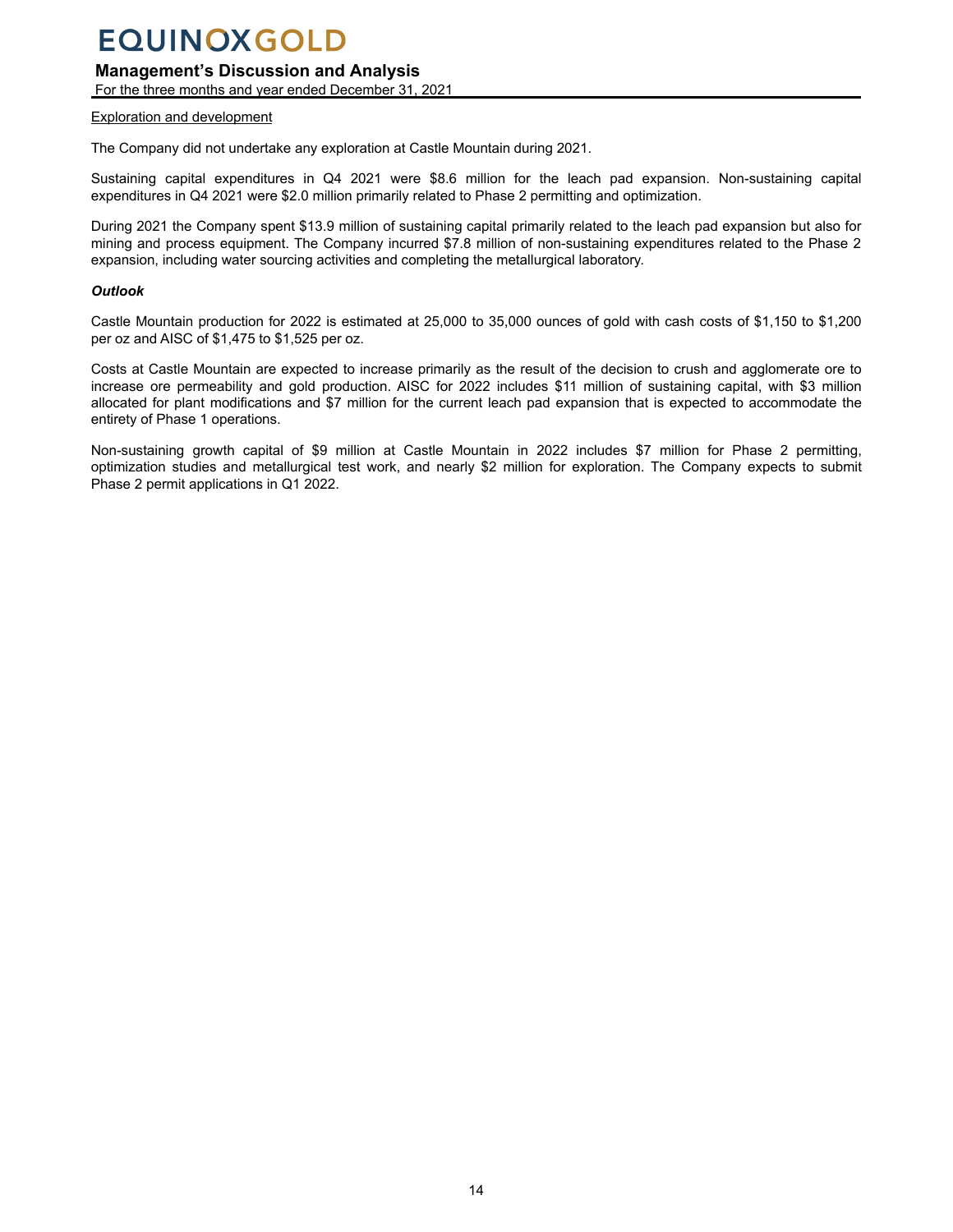Exploration and development

The Company did not undertake any exploration at Castle Mountain during 2021.

Sustaining capital expenditures in Q4 2021 were $8.6 million for the leach pad expansion. Non-sustaining capital expenditures in Q4 2021 were $2.0 million primarily related to Phase 2 permitting and optimization.

During 2021 the Company spent $13.9 million of sustaining capital primarily related to the leach pad expansion but also for mining and process equipment. The Company incurred $7.8 million of non-sustaining expenditures related to the Phase 2 expansion, including water sourcing activities and completing the metallurgical laboratory.

***Outlook***

Castle Mountain production for 2022 is estimated at 25,000 to 35,000 ounces of gold with cash costs of $1,150 to $1,200 per oz and AISC of $1,475 to $1,525 per oz.

Costs at Castle Mountain are expected to increase primarily as the result of the decision to crush and agglomerate ore to increase ore permeability and gold production. AISC for 2022 includes $11 million of sustaining capital, with $3 million allocated for plant modifications and $7 million for the current leach pad expansion that is expected to accommodate the entirety of Phase 1 operations.

Non-sustaining growth capital of $9 million at Castle Mountain in 2022 includes $7 million for Phase 2 permitting, optimization studies and metallurgical test work, and nearly $2 million for exploration. The Company expects to submit Phase 2 permit applications in Q1 2022.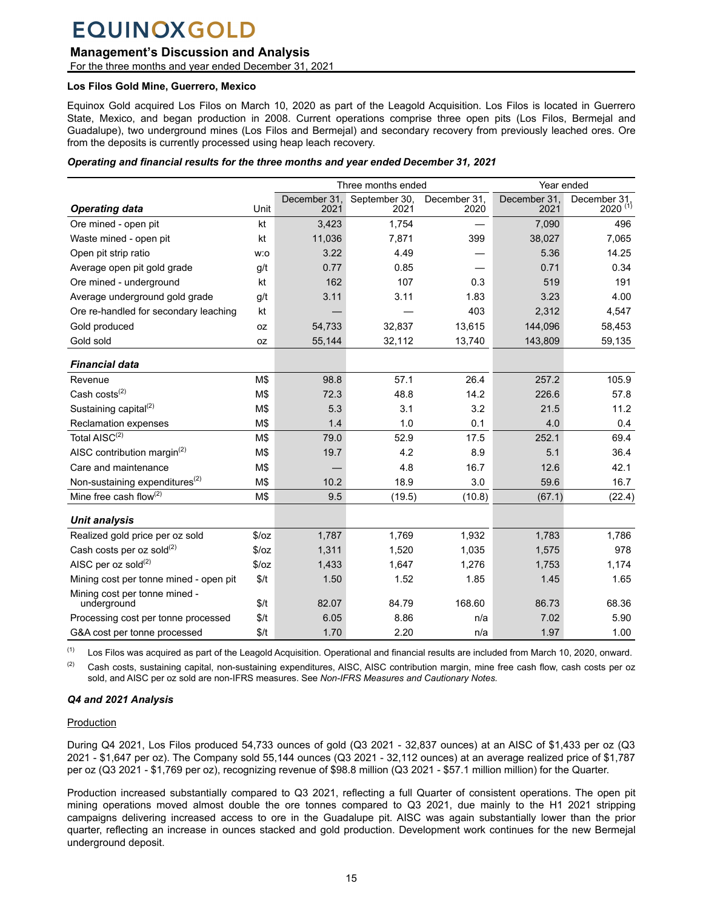#### Los Filos Gold Mine, Guerrero, Mexico

Equinox Gold acquired Los Filos on March 10, 2020 as part of the Leagold Acquisition. Los Filos is located in Guerrero State, Mexico, and began production in 2008. Current operations comprise three open pits (Los Filos, Bermejal and Guadalupe), two underground mines (Los Filos and Bermejal) and secondary recovery from previously leached ores. Ore from the deposits is currently processed using heap leach recovery.

***Operating and financial results for the three months and year ended December 31, 2021***

| | | Three months ended | | | Year ended | |
|---|---|---|---|---|---|---|
| ***Operating data*** | Unit | December 31, 2021 | September 30, 2021 | December 31, 2020 | December 31, 2021 | December 31, 2020 [(1)] |
| Ore mined - open pit | kt | 3,423 | 1,754 | — | 7,090 | 496 |
| Waste mined - open pit | kt | 11,036 | 7,871 | 399 | 38,027 | 7,065 |
| Open pit strip ratio | w:o | 3.22 | 4.49 | — | 5.36 | 14.25 |
| Average open pit gold grade | g/t | 0.77 | 0.85 | — | 0.71 | 0.34 |
| Ore mined - underground | kt | 162 | 107 | 0.3 | 519 | 191 |
| Average underground gold grade | g/t | 3.11 | 3.11 | 1.83 | 3.23 | 4.00 |
| Ore re-handled for secondary leaching | kt | — | — | 403 | 2,312 | 4,547 |
| Gold produced | oz | 54,733 | 32,837 | 13,615 | 144,096 | 58,453 |
| Gold sold | oz | 55,144 | 32,112 | 13,740 | 143,809 | 59,135 |
| ***Financial data*** | | | | | | |
| Revenue | M$ | 98.8 | 57.1 | 26.4 | 257.2 | 105.9 |
| Cash costs[(2)] | M$ | 72.3 | 48.8 | 14.2 | 226.6 | 57.8 |
| Sustaining capital[(2)] | M$ | 5.3 | 3.1 | 3.2 | 21.5 | 11.2 |
| Reclamation expenses | M$ | 1.4 | 1.0 | 0.1 | 4.0 | 0.4 |
| Total AISC[(2)] | M$ | 79.0 | 52.9 | 17.5 | 252.1 | 69.4 |
| AISC contribution margin[(2)] | M$ | 19.7 | 4.2 | 8.9 | 5.1 | 36.4 |
| Care and maintenance | M$ | — | 4.8 | 16.7 | 12.6 | 42.1 |
| Non-sustaining expenditures[(2)] | M$ | 10.2 | 18.9 | 3.0 | 59.6 | 16.7 |
| Mine free cash flow[(2)] | M$ | 9.5 | (19.5) | (10.8) | (67.1) | (22.4) |
| ***Unit analysis*** | | | | | | |
| Realized gold price per oz sold | $/oz | 1,787 | 1,769 | 1,932 | 1,783 | 1,786 |
| Cash costs per oz sold[(2)] | $/oz | 1,311 | 1,520 | 1,035 | 1,575 | 978 |
| AISC per oz sold[(2)] | $/oz | 1,433 | 1,647 | 1,276 | 1,753 | 1,174 |
| Mining cost per tonne mined - open pit | $/t | 1.50 | 1.52 | 1.85 | 1.45 | 1.65 |
| Mining cost per tonne mined - underground | $/t | 82.07 | 84.79 | 168.60 | 86.73 | 68.36 |
| Processing cost per tonne processed | $/t | 6.05 | 8.86 | n/a | 7.02 | 5.90 |
| G&A cost per tonne processed | $/t | 1.70 | 2.20 | n/a | 1.97 | 1.00 |

(1) Los Filos was acquired as part of the Leagold Acquisition. Operational and financial results are included from March 10, 2020, onward.

(2) Cash costs, sustaining capital, non-sustaining expenditures, AISC, AISC contribution margin, mine free cash flow, cash costs per oz sold, and AISC per oz sold are non-IFRS measures. See *Non-IFRS Measures and Cautionary Notes.*

***Q4 and 2021 Analysis***

Production

During Q4 2021, Los Filos produced 54,733 ounces of gold (Q3 2021 - 32,837 ounces) at an AISC of $1,433 per oz (Q3 2021 - $1,647 per oz). The Company sold 55,144 ounces (Q3 2021 - 32,112 ounces) at an average realized price of $1,787 per oz (Q3 2021 - $1,769 per oz), recognizing revenue of $98.8 million (Q3 2021 - $57.1 million million) for the Quarter.

Production increased substantially compared to Q3 2021, reflecting a full Quarter of consistent operations. The open pit mining operations moved almost double the ore tonnes compared to Q3 2021, due mainly to the H1 2021 stripping campaigns delivering increased access to ore in the Guadalupe pit. AISC was again substantially lower than the prior quarter, reflecting an increase in ounces stacked and gold production. Development work continues for the new Bermejal underground deposit.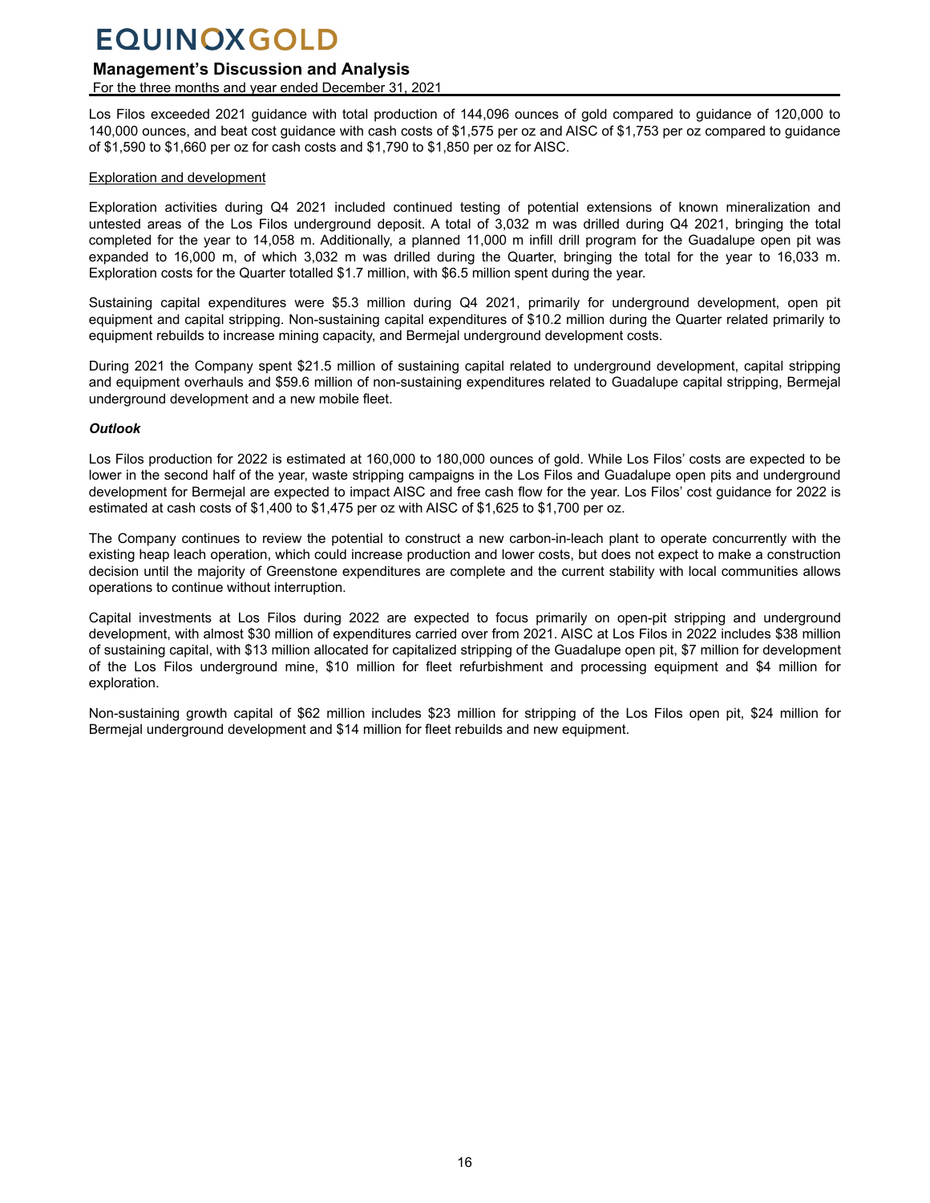Los Filos exceeded 2021 guidance with total production of 144,096 ounces of gold compared to guidance of 120,000 to 140,000 ounces, and beat cost guidance with cash costs of $1,575 per oz and AISC of $1,753 per oz compared to guidance of $1,590 to $1,660 per oz for cash costs and $1,790 to $1,850 per oz for AISC.

Exploration and development

Exploration activities during Q4 2021 included continued testing of potential extensions of known mineralization and untested areas of the Los Filos underground deposit. A total of 3,032 m was drilled during Q4 2021, bringing the total completed for the year to 14,058 m. Additionally, a planned 11,000 m infill drill program for the Guadalupe open pit was expanded to 16,000 m, of which 3,032 m was drilled during the Quarter, bringing the total for the year to 16,033 m. Exploration costs for the Quarter totalled $1.7 million, with $6.5 million spent during the year.

Sustaining capital expenditures were $5.3 million during Q4 2021, primarily for underground development, open pit equipment and capital stripping. Non-sustaining capital expenditures of $10.2 million during the Quarter related primarily to equipment rebuilds to increase mining capacity, and Bermejal underground development costs.

During 2021 the Company spent $21.5 million of sustaining capital related to underground development, capital stripping and equipment overhauls and $59.6 million of non-sustaining expenditures related to Guadalupe capital stripping, Bermejal underground development and a new mobile fleet.

***Outlook***

Los Filos production for 2022 is estimated at 160,000 to 180,000 ounces of gold. While Los Filos' costs are expected to be lower in the second half of the year, waste stripping campaigns in the Los Filos and Guadalupe open pits and underground development for Bermejal are expected to impact AISC and free cash flow for the year. Los Filos' cost guidance for 2022 is estimated at cash costs of $1,400 to $1,475 per oz with AISC of $1,625 to $1,700 per oz.

The Company continues to review the potential to construct a new carbon-in-leach plant to operate concurrently with the existing heap leach operation, which could increase production and lower costs, but does not expect to make a construction decision until the majority of Greenstone expenditures are complete and the current stability with local communities allows operations to continue without interruption.

Capital investments at Los Filos during 2022 are expected to focus primarily on open-pit stripping and underground development, with almost $30 million of expenditures carried over from 2021. AISC at Los Filos in 2022 includes $38 million of sustaining capital, with $13 million allocated for capitalized stripping of the Guadalupe open pit, $7 million for development of the Los Filos underground mine, $10 million for fleet refurbishment and processing equipment and $4 million for exploration.

Non-sustaining growth capital of $62 million includes $23 million for stripping of the Los Filos open pit, $24 million for Bermejal underground development and $14 million for fleet rebuilds and new equipment.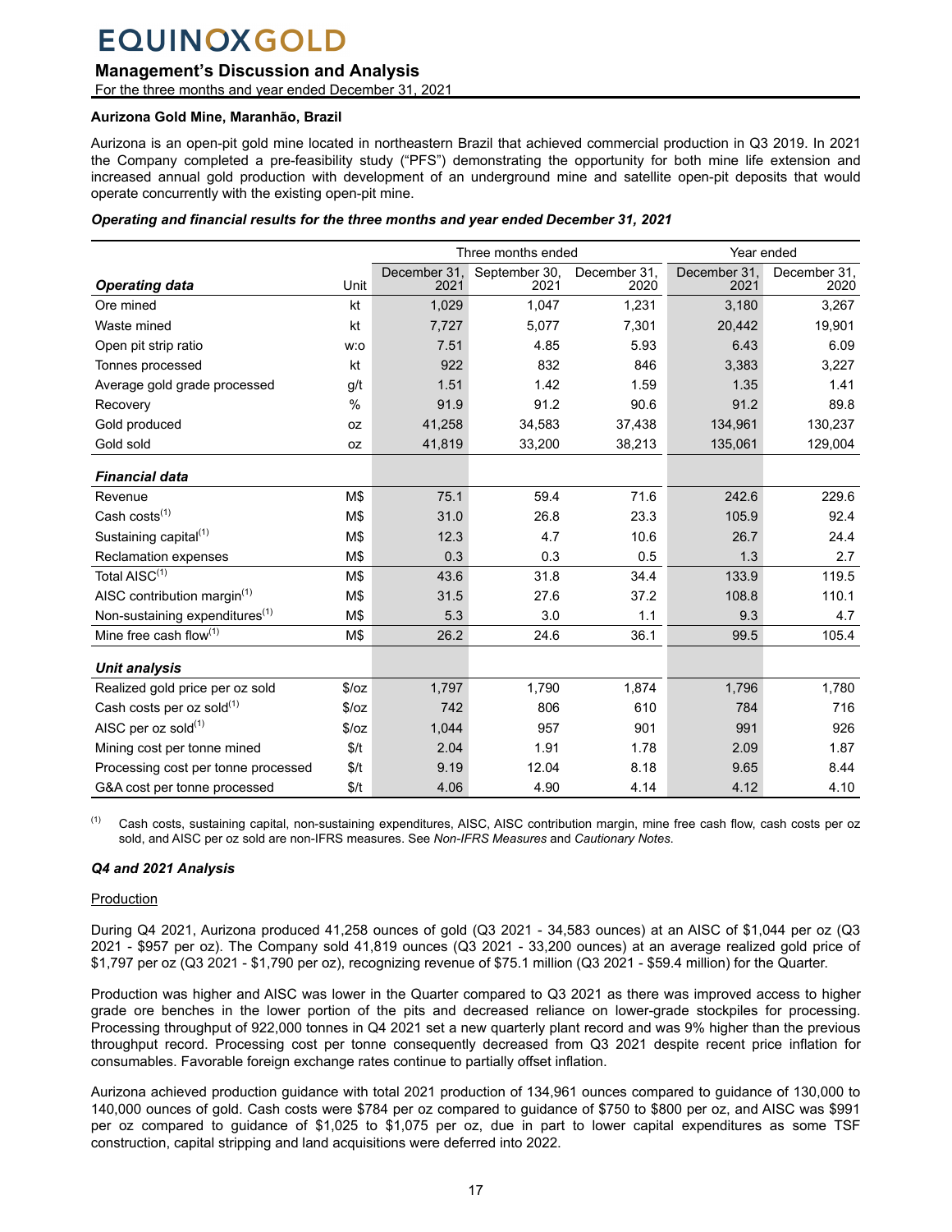**Aurizona Gold Mine, Maranhão, Brazil**

Aurizona is an open-pit gold mine located in northeastern Brazil that achieved commercial production in Q3 2019. In 2021 the Company completed a pre-feasibility study ("PFS") demonstrating the opportunity for both mine life extension and increased annual gold production with development of an underground mine and satellite open-pit deposits that would operate concurrently with the existing open-pit mine.

***Operating and financial results for the three months and year ended December 31, 2021***

| | | Three months ended | | | Year ended | |
|---|---|---|---|---|---|---|
| ***Operating data*** | Unit | December 31, 2021 | September 30, 2021 | December 31, 2020 | December 31, 2021 | December 31, 2020 |
| Ore mined | kt | 1,029 | 1,047 | 1,231 | 3,180 | 3,267 |
| Waste mined | kt | 7,727 | 5,077 | 7,301 | 20,442 | 19,901 |
| Open pit strip ratio | w:o | 7.51 | 4.85 | 5.93 | 6.43 | 6.09 |
| Tonnes processed | kt | 922 | 832 | 846 | 3,383 | 3,227 |
| Average gold grade processed | g/t | 1.51 | 1.42 | 1.59 | 1.35 | 1.41 |
| Recovery | % | 91.9 | 91.2 | 90.6 | 91.2 | 89.8 |
| Gold produced | oz | 41,258 | 34,583 | 37,438 | 134,961 | 130,237 |
| Gold sold | oz | 41,819 | 33,200 | 38,213 | 135,061 | 129,004 |
| ***Financial data*** | | | | | | |
| Revenue | M$ | 75.1 | 59.4 | 71.6 | 242.6 | 229.6 |
| Cash costs[(1)] | M$ | 31.0 | 26.8 | 23.3 | 105.9 | 92.4 |
| Sustaining capital[(1)] | M$ | 12.3 | 4.7 | 10.6 | 26.7 | 24.4 |
| Reclamation expenses | M$ | 0.3 | 0.3 | 0.5 | 1.3 | 2.7 |
| Total AISC[(1)] | M$ | 43.6 | 31.8 | 34.4 | 133.9 | 119.5 |
| AISC contribution margin[(1)] | M$ | 31.5 | 27.6 | 37.2 | 108.8 | 110.1 |
| Non-sustaining expenditures[(1)] | M$ | 5.3 | 3.0 | 1.1 | 9.3 | 4.7 |
| Mine free cash flow[(1)] | M$ | 26.2 | 24.6 | 36.1 | 99.5 | 105.4 |
| ***Unit analysis*** | | | | | | |
| Realized gold price per oz sold | $/oz | 1,797 | 1,790 | 1,874 | 1,796 | 1,780 |
| Cash costs per oz sold[(1)] | $/oz | 742 | 806 | 610 | 784 | 716 |
| AISC per oz sold[(1)] | $/oz | 1,044 | 957 | 901 | 991 | 926 |
| Mining cost per tonne mined | $/t | 2.04 | 1.91 | 1.78 | 2.09 | 1.87 |
| Processing cost per tonne processed | $/t | 9.19 | 12.04 | 8.18 | 9.65 | 8.44 |
| G&A cost per tonne processed | $/t | 4.06 | 4.90 | 4.14 | 4.12 | 4.10 |

[(1)] Cash costs, sustaining capital, non-sustaining expenditures, AISC, AISC contribution margin, mine free cash flow, cash costs per oz sold, and AISC per oz sold are non-IFRS measures. See *Non-IFRS Measures* and *Cautionary Notes*.

***Q4 and 2021 Analysis***

Production

During Q4 2021, Aurizona produced 41,258 ounces of gold (Q3 2021 - 34,583 ounces) at an AISC of $1,044 per oz (Q3 2021 - $957 per oz). The Company sold 41,819 ounces (Q3 2021 - 33,200 ounces) at an average realized gold price of $1,797 per oz (Q3 2021 - $1,790 per oz), recognizing revenue of $75.1 million (Q3 2021 - $59.4 million) for the Quarter.

Production was higher and AISC was lower in the Quarter compared to Q3 2021 as there was improved access to higher grade ore benches in the lower portion of the pits and decreased reliance on lower-grade stockpiles for processing. Processing throughput of 922,000 tonnes in Q4 2021 set a new quarterly plant record and was 9% higher than the previous throughput record. Processing cost per tonne consequently decreased from Q3 2021 despite recent price inflation for consumables. Favorable foreign exchange rates continue to partially offset inflation.

Aurizona achieved production guidance with total 2021 production of 134,961 ounces compared to guidance of 130,000 to 140,000 ounces of gold. Cash costs were $784 per oz compared to guidance of $750 to $800 per oz, and AISC was $991 per oz compared to guidance of $1,025 to $1,075 per oz, due in part to lower capital expenditures as some TSF construction, capital stripping and land acquisitions were deferred into 2022.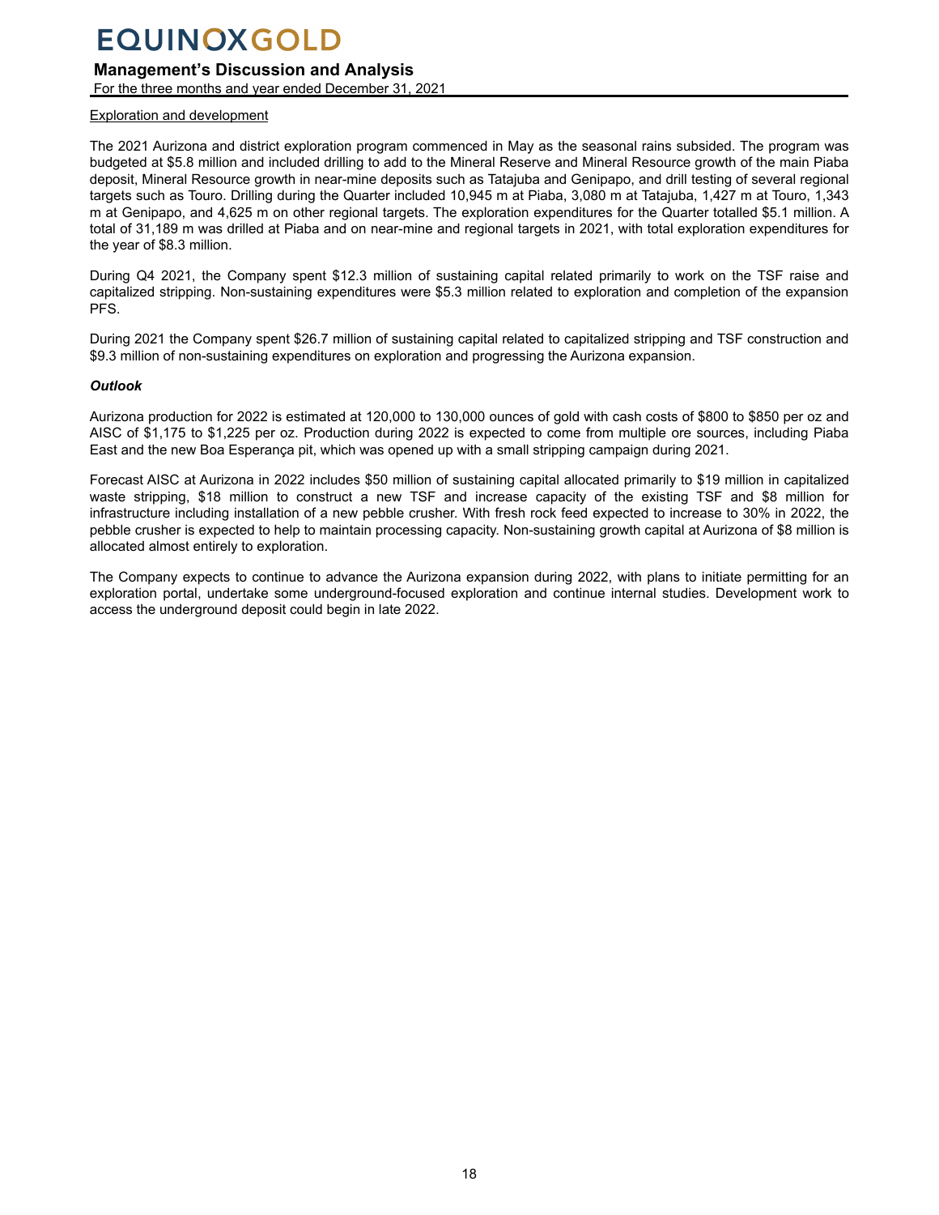Exploration and development

The 2021 Aurizona and district exploration program commenced in May as the seasonal rains subsided. The program was budgeted at $5.8 million and included drilling to add to the Mineral Reserve and Mineral Resource growth of the main Piaba deposit, Mineral Resource growth in near-mine deposits such as Tatajuba and Genipapo, and drill testing of several regional targets such as Touro. Drilling during the Quarter included 10,945 m at Piaba, 3,080 m at Tatajuba, 1,427 m at Touro, 1,343 m at Genipapo, and 4,625 m on other regional targets. The exploration expenditures for the Quarter totalled $5.1 million. A total of 31,189 m was drilled at Piaba and on near-mine and regional targets in 2021, with total exploration expenditures for the year of $8.3 million.

During Q4 2021, the Company spent $12.3 million of sustaining capital related primarily to work on the TSF raise and capitalized stripping. Non-sustaining expenditures were $5.3 million related to exploration and completion of the expansion PFS.

During 2021 the Company spent $26.7 million of sustaining capital related to capitalized stripping and TSF construction and $9.3 million of non-sustaining expenditures on exploration and progressing the Aurizona expansion.

***Outlook***

Aurizona production for 2022 is estimated at 120,000 to 130,000 ounces of gold with cash costs of $800 to $850 per oz and AISC of $1,175 to $1,225 per oz. Production during 2022 is expected to come from multiple ore sources, including Piaba East and the new Boa Esperança pit, which was opened up with a small stripping campaign during 2021.

Forecast AISC at Aurizona in 2022 includes $50 million of sustaining capital allocated primarily to $19 million in capitalized waste stripping, $18 million to construct a new TSF and increase capacity of the existing TSF and $8 million for infrastructure including installation of a new pebble crusher. With fresh rock feed expected to increase to 30% in 2022, the pebble crusher is expected to help to maintain processing capacity. Non-sustaining growth capital at Aurizona of $8 million is allocated almost entirely to exploration.

The Company expects to continue to advance the Aurizona expansion during 2022, with plans to initiate permitting for an exploration portal, undertake some underground-focused exploration and continue internal studies. Development work to access the underground deposit could begin in late 2022.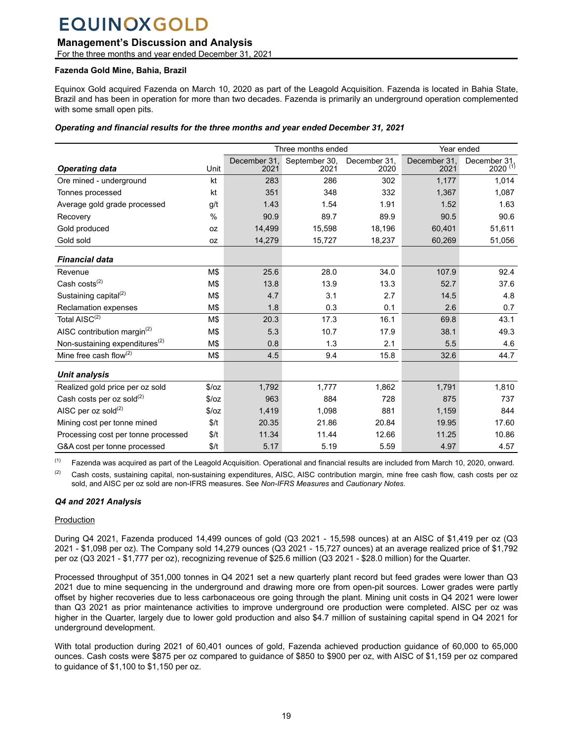### Fazenda Gold Mine, Bahia, Brazil

Equinox Gold acquired Fazenda on March 10, 2020 as part of the Leagold Acquisition. Fazenda is located in Bahia State, Brazil and has been in operation for more than two decades. Fazenda is primarily an underground operation complemented with some small open pits.

***Operating and financial results for the three months and year ended December 31, 2021***

| | | Three months ended | | | Year ended | |
|---|---|---|---|---|---|---|
| ***Operating data*** | Unit | December 31, 2021 | September 30, 2021 | December 31, 2020 | December 31, 2021 | December 31, 2020 [(1)] |
| Ore mined - underground | kt | 283 | 286 | 302 | 1,177 | 1,014 |
| Tonnes processed | kt | 351 | 348 | 332 | 1,367 | 1,087 |
| Average gold grade processed | g/t | 1.43 | 1.54 | 1.91 | 1.52 | 1.63 |
| Recovery | % | 90.9 | 89.7 | 89.9 | 90.5 | 90.6 |
| Gold produced | oz | 14,499 | 15,598 | 18,196 | 60,401 | 51,611 |
| Gold sold | oz | 14,279 | 15,727 | 18,237 | 60,269 | 51,056 |
| ***Financial data*** | | | | | | |
| Revenue | M$ | 25.6 | 28.0 | 34.0 | 107.9 | 92.4 |
| Cash costs[(2)] | M$ | 13.8 | 13.9 | 13.3 | 52.7 | 37.6 |
| Sustaining capital[(2)] | M$ | 4.7 | 3.1 | 2.7 | 14.5 | 4.8 |
| Reclamation expenses | M$ | 1.8 | 0.3 | 0.1 | 2.6 | 0.7 |
| Total AISC[(2)] | M$ | 20.3 | 17.3 | 16.1 | 69.8 | 43.1 |
| AISC contribution margin[(2)] | M$ | 5.3 | 10.7 | 17.9 | 38.1 | 49.3 |
| Non-sustaining expenditures[(2)] | M$ | 0.8 | 1.3 | 2.1 | 5.5 | 4.6 |
| Mine free cash flow[(2)] | M$ | 4.5 | 9.4 | 15.8 | 32.6 | 44.7 |
| ***Unit analysis*** | | | | | | |
| Realized gold price per oz sold | $/oz | 1,792 | 1,777 | 1,862 | 1,791 | 1,810 |
| Cash costs per oz sold[(2)] | $/oz | 963 | 884 | 728 | 875 | 737 |
| AISC per oz sold[(2)] | $/oz | 1,419 | 1,098 | 881 | 1,159 | 844 |
| Mining cost per tonne mined | $/t | 20.35 | 21.86 | 20.84 | 19.95 | 17.60 |
| Processing cost per tonne processed | $/t | 11.34 | 11.44 | 12.66 | 11.25 | 10.86 |
| G&A cost per tonne processed | $/t | 5.17 | 5.19 | 5.59 | 4.97 | 4.57 |

(1) Fazenda was acquired as part of the Leagold Acquisition. Operational and financial results are included from March 10, 2020, onward.

(2) Cash costs, sustaining capital, non-sustaining expenditures, AISC, AISC contribution margin, mine free cash flow, cash costs per oz sold, and AISC per oz sold are non-IFRS measures. See *Non-IFRS Measures* and *Cautionary Notes*.

***Q4 and 2021 Analysis***

Production

During Q4 2021, Fazenda produced 14,499 ounces of gold (Q3 2021 - 15,598 ounces) at an AISC of $1,419 per oz (Q3 2021 - $1,098 per oz). The Company sold 14,279 ounces (Q3 2021 - 15,727 ounces) at an average realized price of $1,792 per oz (Q3 2021 - $1,777 per oz), recognizing revenue of $25.6 million (Q3 2021 - $28.0 million) for the Quarter.

Processed throughput of 351,000 tonnes in Q4 2021 set a new quarterly plant record but feed grades were lower than Q3 2021 due to mine sequencing in the underground and drawing more ore from open-pit sources. Lower grades were partly offset by higher recoveries due to less carbonaceous ore going through the plant. Mining unit costs in Q4 2021 were lower than Q3 2021 as prior maintenance activities to improve underground ore production were completed. AISC per oz was higher in the Quarter, largely due to lower gold production and also $4.7 million of sustaining capital spend in Q4 2021 for underground development.

With total production during 2021 of 60,401 ounces of gold, Fazenda achieved production guidance of 60,000 to 65,000 ounces. Cash costs were $875 per oz compared to guidance of $850 to $900 per oz, with AISC of $1,159 per oz compared to guidance of $1,100 to $1,150 per oz.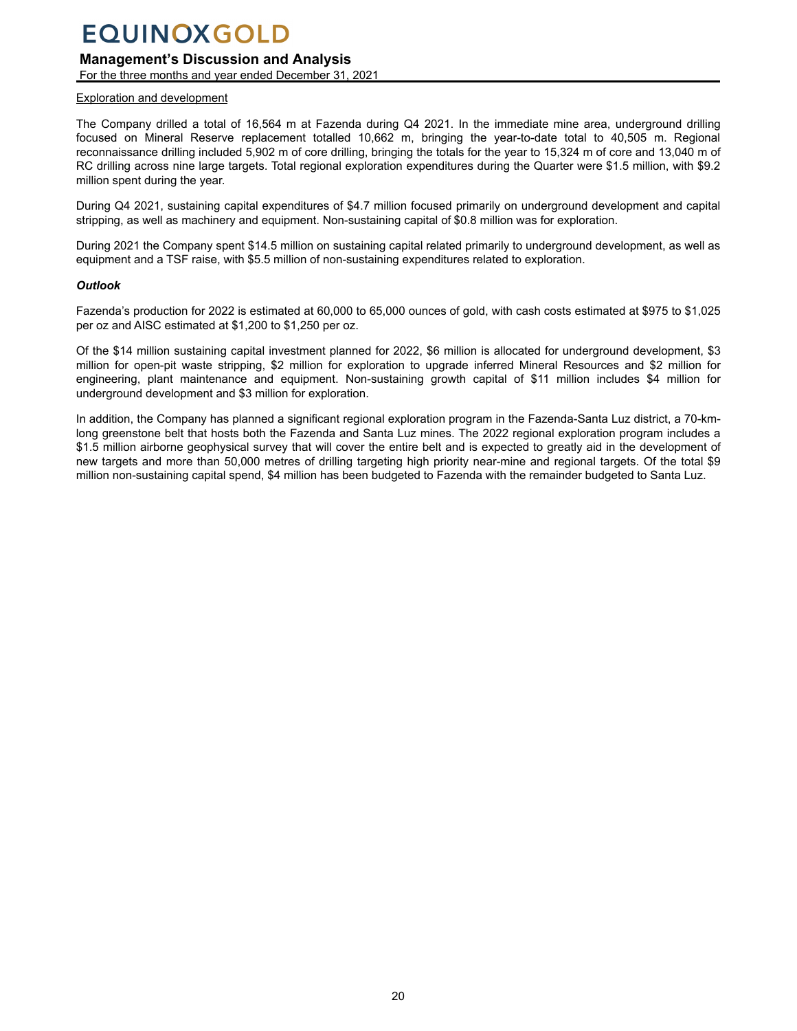Exploration and development

The Company drilled a total of 16,564 m at Fazenda during Q4 2021. In the immediate mine area, underground drilling focused on Mineral Reserve replacement totalled 10,662 m, bringing the year-to-date total to 40,505 m. Regional reconnaissance drilling included 5,902 m of core drilling, bringing the totals for the year to 15,324 m of core and 13,040 m of RC drilling across nine large targets. Total regional exploration expenditures during the Quarter were $1.5 million, with $9.2 million spent during the year.

During Q4 2021, sustaining capital expenditures of $4.7 million focused primarily on underground development and capital stripping, as well as machinery and equipment. Non-sustaining capital of $0.8 million was for exploration.

During 2021 the Company spent $14.5 million on sustaining capital related primarily to underground development, as well as equipment and a TSF raise, with $5.5 million of non-sustaining expenditures related to exploration.

***Outlook***

Fazenda's production for 2022 is estimated at 60,000 to 65,000 ounces of gold, with cash costs estimated at $975 to $1,025 per oz and AISC estimated at $1,200 to $1,250 per oz.

Of the $14 million sustaining capital investment planned for 2022, $6 million is allocated for underground development, $3 million for open-pit waste stripping, $2 million for exploration to upgrade inferred Mineral Resources and $2 million for engineering, plant maintenance and equipment. Non-sustaining growth capital of $11 million includes $4 million for underground development and $3 million for exploration.

In addition, the Company has planned a significant regional exploration program in the Fazenda-Santa Luz district, a 70-km-long greenstone belt that hosts both the Fazenda and Santa Luz mines. The 2022 regional exploration program includes a $1.5 million airborne geophysical survey that will cover the entire belt and is expected to greatly aid in the development of new targets and more than 50,000 metres of drilling targeting high priority near-mine and regional targets. Of the total $9 million non-sustaining capital spend, $4 million has been budgeted to Fazenda with the remainder budgeted to Santa Luz.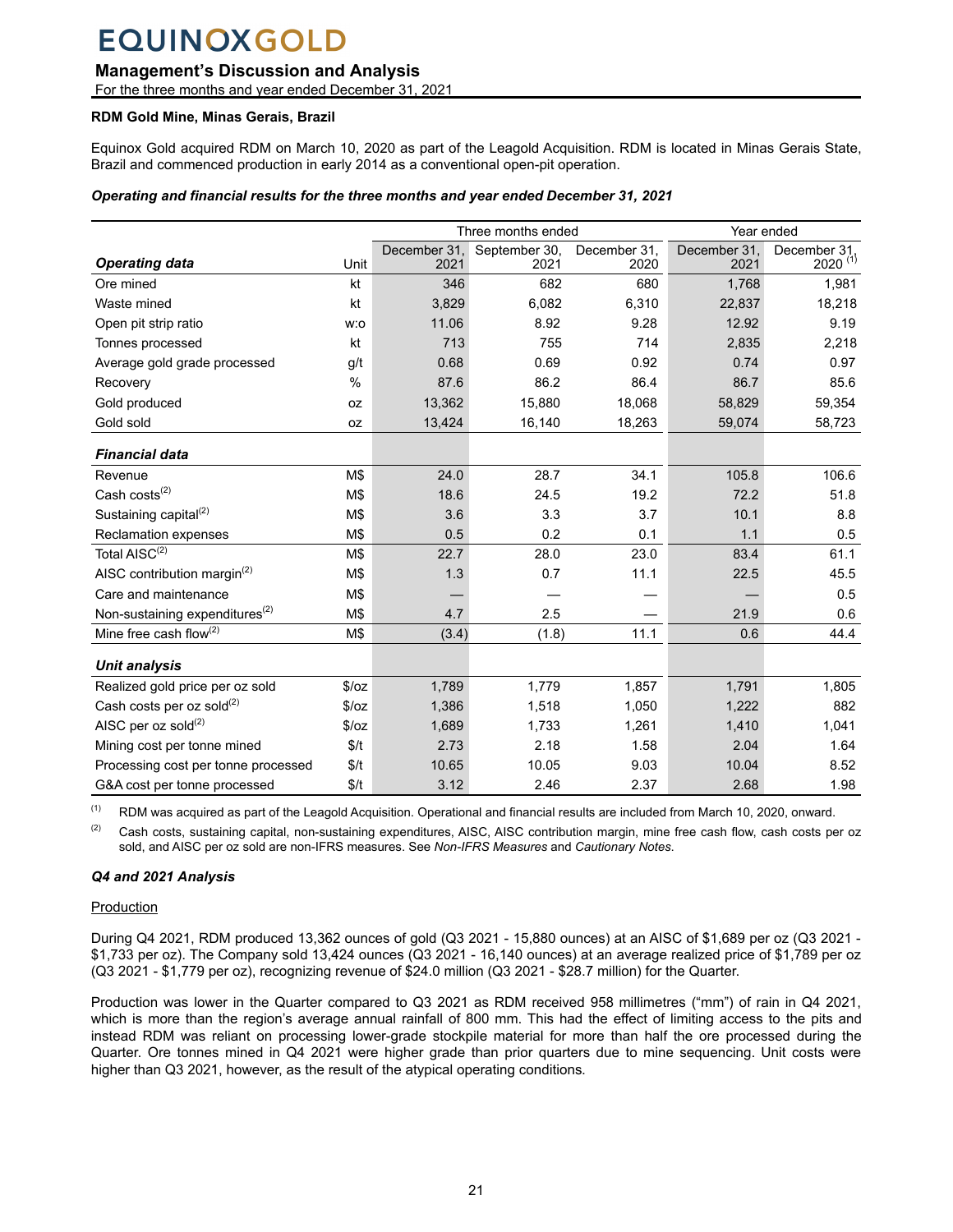### RDM Gold Mine, Minas Gerais, Brazil

Equinox Gold acquired RDM on March 10, 2020 as part of the Leagold Acquisition. RDM is located in Minas Gerais State, Brazil and commenced production in early 2014 as a conventional open-pit operation.

***Operating and financial results for the three months and year ended December 31, 2021***

| | | Three months ended | | | Year ended | |
|---|---|---|---|---|---|---|
| ***Operating data*** | Unit | December 31, 2021 | September 30, 2021 | December 31, 2020 | December 31, 2021 | December 31, 2020 [1] |
| Ore mined | kt | 346 | 682 | 680 | 1,768 | 1,981 |
| Waste mined | kt | 3,829 | 6,082 | 6,310 | 22,837 | 18,218 |
| Open pit strip ratio | w:o | 11.06 | 8.92 | 9.28 | 12.92 | 9.19 |
| Tonnes processed | kt | 713 | 755 | 714 | 2,835 | 2,218 |
| Average gold grade processed | g/t | 0.68 | 0.69 | 0.92 | 0.74 | 0.97 |
| Recovery | % | 87.6 | 86.2 | 86.4 | 86.7 | 85.6 |
| Gold produced | oz | 13,362 | 15,880 | 18,068 | 58,829 | 59,354 |
| Gold sold | oz | 13,424 | 16,140 | 18,263 | 59,074 | 58,723 |
| ***Financial data*** | | | | | | |
| Revenue | M$ | 24.0 | 28.7 | 34.1 | 105.8 | 106.6 |
| Cash costs[2] | M$ | 18.6 | 24.5 | 19.2 | 72.2 | 51.8 |
| Sustaining capital[2] | M$ | 3.6 | 3.3 | 3.7 | 10.1 | 8.8 |
| Reclamation expenses | M$ | 0.5 | 0.2 | 0.1 | 1.1 | 0.5 |
| Total AISC[2] | M$ | 22.7 | 28.0 | 23.0 | 83.4 | 61.1 |
| AISC contribution margin[2] | M$ | 1.3 | 0.7 | 11.1 | 22.5 | 45.5 |
| Care and maintenance | M$ | — | — | — | — | 0.5 |
| Non-sustaining expenditures[2] | M$ | 4.7 | 2.5 | — | 21.9 | 0.6 |
| Mine free cash flow[2] | M$ | (3.4) | (1.8) | 11.1 | 0.6 | 44.4 |
| ***Unit analysis*** | | | | | | |
| Realized gold price per oz sold | $/oz | 1,789 | 1,779 | 1,857 | 1,791 | 1,805 |
| Cash costs per oz sold[2] | $/oz | 1,386 | 1,518 | 1,050 | 1,222 | 882 |
| AISC per oz sold[2] | $/oz | 1,689 | 1,733 | 1,261 | 1,410 | 1,041 |
| Mining cost per tonne mined | $/t | 2.73 | 2.18 | 1.58 | 2.04 | 1.64 |
| Processing cost per tonne processed | $/t | 10.65 | 10.05 | 9.03 | 10.04 | 8.52 |
| G&A cost per tonne processed | $/t | 3.12 | 2.46 | 2.37 | 2.68 | 1.98 |

(1) RDM was acquired as part of the Leagold Acquisition. Operational and financial results are included from March 10, 2020, onward.

(2) Cash costs, sustaining capital, non-sustaining expenditures, AISC, AISC contribution margin, mine free cash flow, cash costs per oz sold, and AISC per oz sold are non-IFRS measures. See *Non-IFRS Measures* and *Cautionary Notes*.

***Q4 and 2021 Analysis***

Production

During Q4 2021, RDM produced 13,362 ounces of gold (Q3 2021 - 15,880 ounces) at an AISC of $1,689 per oz (Q3 2021 - $1,733 per oz). The Company sold 13,424 ounces (Q3 2021 - 16,140 ounces) at an average realized price of $1,789 per oz (Q3 2021 - $1,779 per oz), recognizing revenue of $24.0 million (Q3 2021 - $28.7 million) for the Quarter.

Production was lower in the Quarter compared to Q3 2021 as RDM received 958 millimetres ("mm") of rain in Q4 2021, which is more than the region's average annual rainfall of 800 mm. This had the effect of limiting access to the pits and instead RDM was reliant on processing lower-grade stockpile material for more than half the ore processed during the Quarter. Ore tonnes mined in Q4 2021 were higher grade than prior quarters due to mine sequencing. Unit costs were higher than Q3 2021, however, as the result of the atypical operating conditions.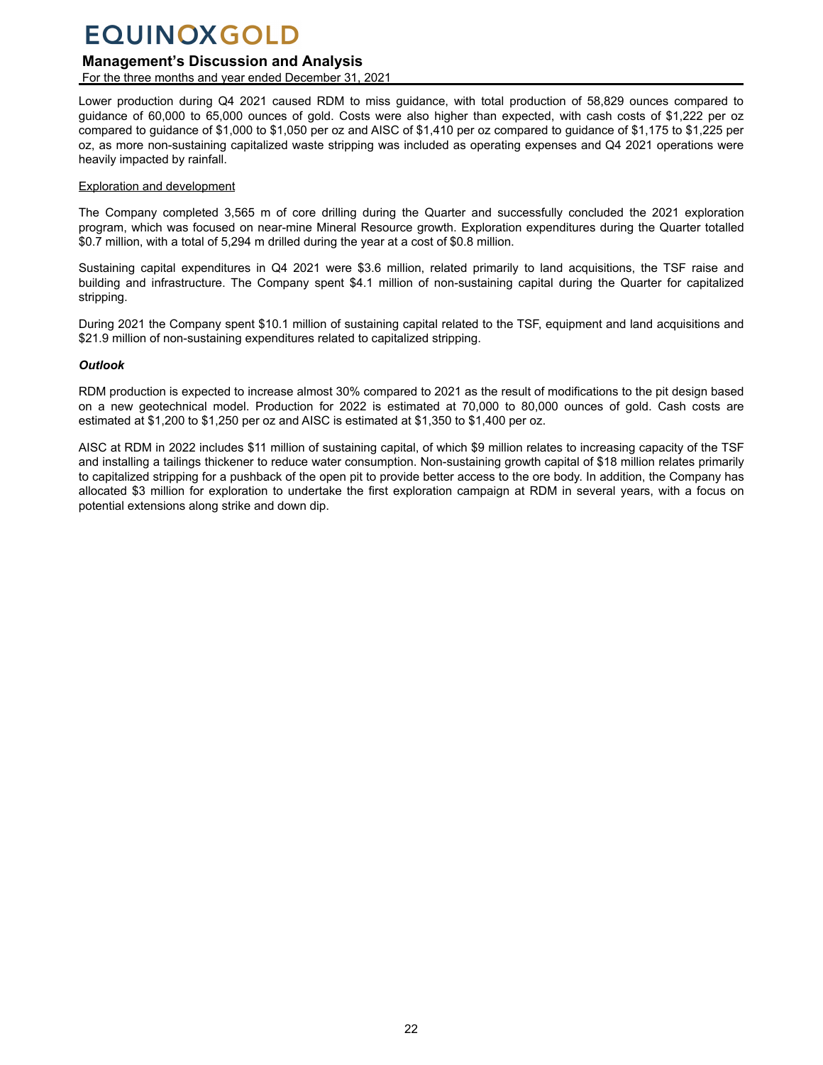Lower production during Q4 2021 caused RDM to miss guidance, with total production of 58,829 ounces compared to guidance of 60,000 to 65,000 ounces of gold. Costs were also higher than expected, with cash costs of $1,222 per oz compared to guidance of $1,000 to $1,050 per oz and AISC of $1,410 per oz compared to guidance of $1,175 to $1,225 per oz, as more non-sustaining capitalized waste stripping was included as operating expenses and Q4 2021 operations were heavily impacted by rainfall.

Exploration and development

The Company completed 3,565 m of core drilling during the Quarter and successfully concluded the 2021 exploration program, which was focused on near-mine Mineral Resource growth. Exploration expenditures during the Quarter totalled $0.7 million, with a total of 5,294 m drilled during the year at a cost of $0.8 million.

Sustaining capital expenditures in Q4 2021 were $3.6 million, related primarily to land acquisitions, the TSF raise and building and infrastructure. The Company spent $4.1 million of non-sustaining capital during the Quarter for capitalized stripping.

During 2021 the Company spent $10.1 million of sustaining capital related to the TSF, equipment and land acquisitions and $21.9 million of non-sustaining expenditures related to capitalized stripping.

***Outlook***

RDM production is expected to increase almost 30% compared to 2021 as the result of modifications to the pit design based on a new geotechnical model. Production for 2022 is estimated at 70,000 to 80,000 ounces of gold. Cash costs are estimated at $1,200 to $1,250 per oz and AISC is estimated at $1,350 to $1,400 per oz.

AISC at RDM in 2022 includes $11 million of sustaining capital, of which $9 million relates to increasing capacity of the TSF and installing a tailings thickener to reduce water consumption. Non-sustaining growth capital of $18 million relates primarily to capitalized stripping for a pushback of the open pit to provide better access to the ore body. In addition, the Company has allocated $3 million for exploration to undertake the first exploration campaign at RDM in several years, with a focus on potential extensions along strike and down dip.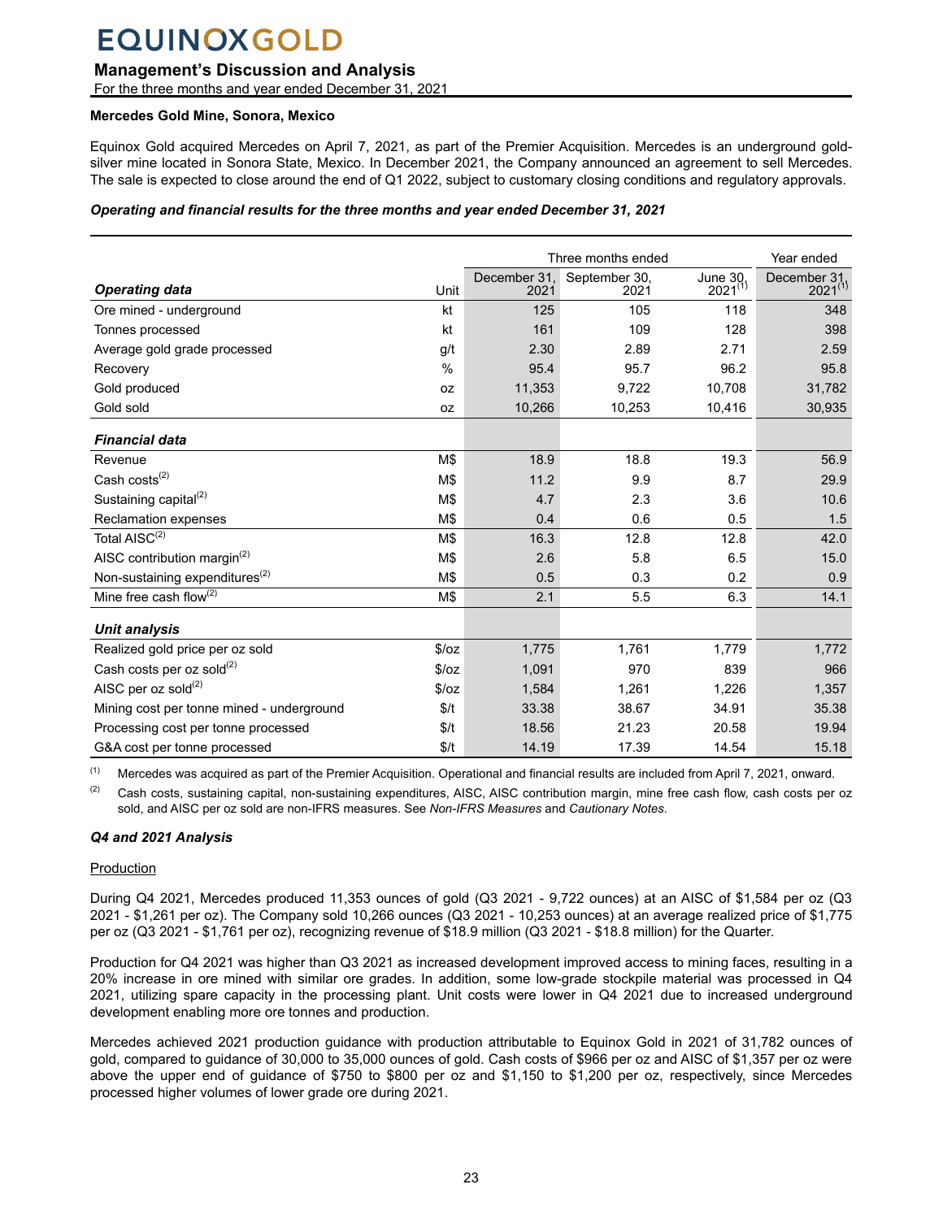## Mercedes Gold Mine, Sonora, Mexico

Equinox Gold acquired Mercedes on April 7, 2021, as part of the Premier Acquisition. Mercedes is an underground gold-silver mine located in Sonora State, Mexico. In December 2021, the Company announced an agreement to sell Mercedes. The sale is expected to close around the end of Q1 2022, subject to customary closing conditions and regulatory approvals.

***Operating and financial results for the three months and year ended December 31, 2021***

| | | Three months ended | | | Year ended |
|---|---|---|---|---|---|
| ***Operating data*** | Unit | December 31, 2021 | September 30, 2021 | June 30, 2021[1] | December 31, 2021[1] |
| Ore mined - underground | kt | 125 | 105 | 118 | 348 |
| Tonnes processed | kt | 161 | 109 | 128 | 398 |
| Average gold grade processed | g/t | 2.30 | 2.89 | 2.71 | 2.59 |
| Recovery | % | 95.4 | 95.7 | 96.2 | 95.8 |
| Gold produced | oz | 11,353 | 9,722 | 10,708 | 31,782 |
| Gold sold | oz | 10,266 | 10,253 | 10,416 | 30,935 |
| ***Financial data*** | | | | | |
| Revenue | M$ | 18.9 | 18.8 | 19.3 | 56.9 |
| Cash costs[2] | M$ | 11.2 | 9.9 | 8.7 | 29.9 |
| Sustaining capital[2] | M$ | 4.7 | 2.3 | 3.6 | 10.6 |
| Reclamation expenses | M$ | 0.4 | 0.6 | 0.5 | 1.5 |
| Total AISC[2] | M$ | 16.3 | 12.8 | 12.8 | 42.0 |
| AISC contribution margin[2] | M$ | 2.6 | 5.8 | 6.5 | 15.0 |
| Non-sustaining expenditures[2] | M$ | 0.5 | 0.3 | 0.2 | 0.9 |
| Mine free cash flow[2] | M$ | 2.1 | 5.5 | 6.3 | 14.1 |
| ***Unit analysis*** | | | | | |
| Realized gold price per oz sold | $/oz | 1,775 | 1,761 | 1,779 | 1,772 |
| Cash costs per oz sold[2] | $/oz | 1,091 | 970 | 839 | 966 |
| AISC per oz sold[2] | $/oz | 1,584 | 1,261 | 1,226 | 1,357 |
| Mining cost per tonne mined - underground | $/t | 33.38 | 38.67 | 34.91 | 35.38 |
| Processing cost per tonne processed | $/t | 18.56 | 21.23 | 20.58 | 19.94 |
| G&A cost per tonne processed | $/t | 14.19 | 17.39 | 14.54 | 15.18 |

(1) Mercedes was acquired as part of the Premier Acquisition. Operational and financial results are included from April 7, 2021, onward.

(2) Cash costs, sustaining capital, non-sustaining expenditures, AISC, AISC contribution margin, mine free cash flow, cash costs per oz sold, and AISC per oz sold are non-IFRS measures. See *Non-IFRS Measures* and *Cautionary Notes*.

### *Q4 and 2021 Analysis*

Production

During Q4 2021, Mercedes produced 11,353 ounces of gold (Q3 2021 - 9,722 ounces) at an AISC of $1,584 per oz (Q3 2021 - $1,261 per oz). The Company sold 10,266 ounces (Q3 2021 - 10,253 ounces) at an average realized price of $1,775 per oz (Q3 2021 - $1,761 per oz), recognizing revenue of $18.9 million (Q3 2021 - $18.8 million) for the Quarter.

Production for Q4 2021 was higher than Q3 2021 as increased development improved access to mining faces, resulting in a 20% increase in ore mined with similar ore grades. In addition, some low-grade stockpile material was processed in Q4 2021, utilizing spare capacity in the processing plant. Unit costs were lower in Q4 2021 due to increased underground development enabling more ore tonnes and production.

Mercedes achieved 2021 production guidance with production attributable to Equinox Gold in 2021 of 31,782 ounces of gold, compared to guidance of 30,000 to 35,000 ounces of gold. Cash costs of $966 per oz and AISC of $1,357 per oz were above the upper end of guidance of $750 to $800 per oz and $1,150 to $1,200 per oz, respectively, since Mercedes processed higher volumes of lower grade ore during 2021.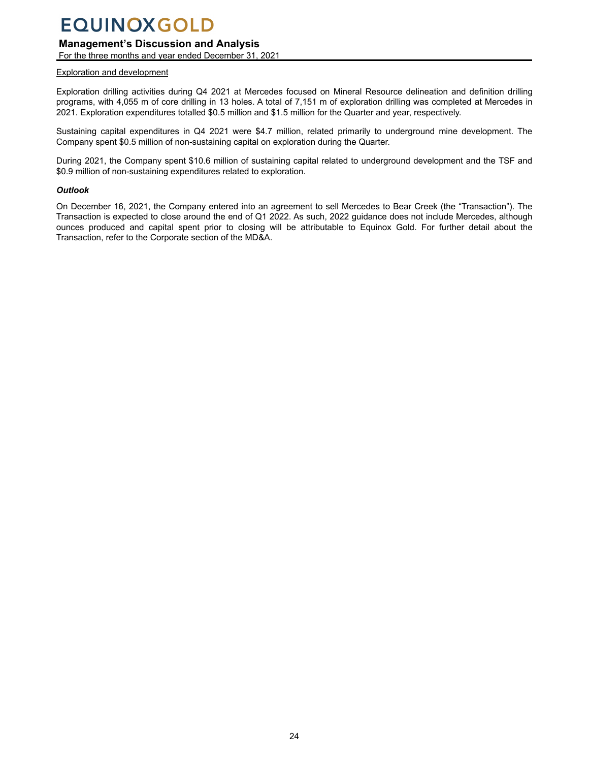Exploration and development

Exploration drilling activities during Q4 2021 at Mercedes focused on Mineral Resource delineation and definition drilling programs, with 4,055 m of core drilling in 13 holes. A total of 7,151 m of exploration drilling was completed at Mercedes in 2021. Exploration expenditures totalled $0.5 million and $1.5 million for the Quarter and year, respectively.

Sustaining capital expenditures in Q4 2021 were $4.7 million, related primarily to underground mine development. The Company spent $0.5 million of non-sustaining capital on exploration during the Quarter.

During 2021, the Company spent $10.6 million of sustaining capital related to underground development and the TSF and $0.9 million of non-sustaining expenditures related to exploration.

***Outlook***

On December 16, 2021, the Company entered into an agreement to sell Mercedes to Bear Creek (the "Transaction"). The Transaction is expected to close around the end of Q1 2022. As such, 2022 guidance does not include Mercedes, although ounces produced and capital spent prior to closing will be attributable to Equinox Gold. For further detail about the Transaction, refer to the Corporate section of the MD&A.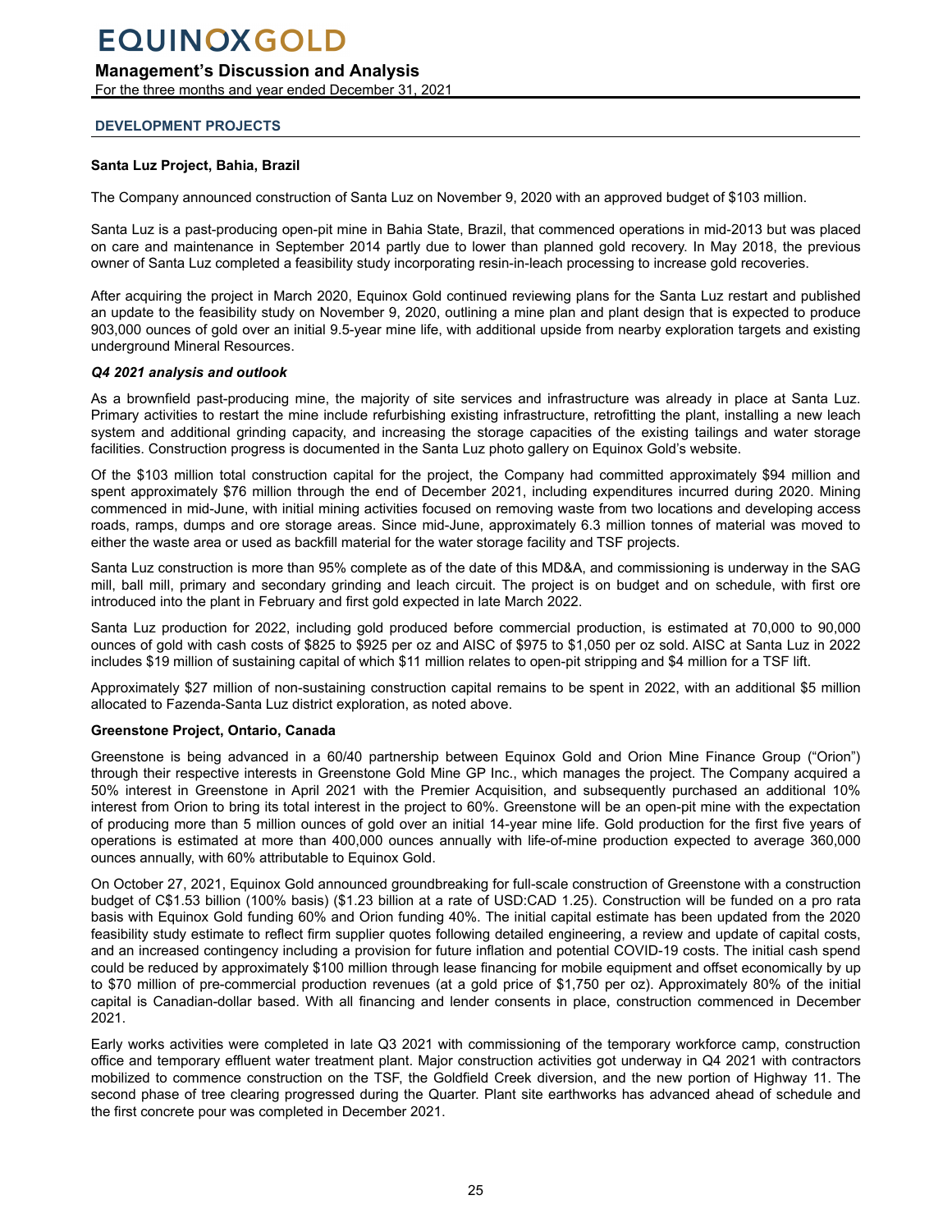## DEVELOPMENT PROJECTS

**Santa Luz Project, Bahia, Brazil**

The Company announced construction of Santa Luz on November 9, 2020 with an approved budget of $103 million.

Santa Luz is a past-producing open-pit mine in Bahia State, Brazil, that commenced operations in mid-2013 but was placed on care and maintenance in September 2014 partly due to lower than planned gold recovery. In May 2018, the previous owner of Santa Luz completed a feasibility study incorporating resin-in-leach processing to increase gold recoveries.

After acquiring the project in March 2020, Equinox Gold continued reviewing plans for the Santa Luz restart and published an update to the feasibility study on November 9, 2020, outlining a mine plan and plant design that is expected to produce 903,000 ounces of gold over an initial 9.5-year mine life, with additional upside from nearby exploration targets and existing underground Mineral Resources.

***Q4 2021 analysis and outlook***

As a brownfield past-producing mine, the majority of site services and infrastructure was already in place at Santa Luz. Primary activities to restart the mine include refurbishing existing infrastructure, retrofitting the plant, installing a new leach system and additional grinding capacity, and increasing the storage capacities of the existing tailings and water storage facilities. Construction progress is documented in the Santa Luz photo gallery on Equinox Gold's website.

Of the $103 million total construction capital for the project, the Company had committed approximately $94 million and spent approximately $76 million through the end of December 2021, including expenditures incurred during 2020. Mining commenced in mid-June, with initial mining activities focused on removing waste from two locations and developing access roads, ramps, dumps and ore storage areas. Since mid-June, approximately 6.3 million tonnes of material was moved to either the waste area or used as backfill material for the water storage facility and TSF projects.

Santa Luz construction is more than 95% complete as of the date of this MD&A, and commissioning is underway in the SAG mill, ball mill, primary and secondary grinding and leach circuit. The project is on budget and on schedule, with first ore introduced into the plant in February and first gold expected in late March 2022.

Santa Luz production for 2022, including gold produced before commercial production, is estimated at 70,000 to 90,000 ounces of gold with cash costs of $825 to $925 per oz and AISC of $975 to $1,050 per oz sold. AISC at Santa Luz in 2022 includes $19 million of sustaining capital of which $11 million relates to open-pit stripping and $4 million for a TSF lift.

Approximately $27 million of non-sustaining construction capital remains to be spent in 2022, with an additional $5 million allocated to Fazenda-Santa Luz district exploration, as noted above.

**Greenstone Project, Ontario, Canada**

Greenstone is being advanced in a 60/40 partnership between Equinox Gold and Orion Mine Finance Group ("Orion") through their respective interests in Greenstone Gold Mine GP Inc., which manages the project. The Company acquired a 50% interest in Greenstone in April 2021 with the Premier Acquisition, and subsequently purchased an additional 10% interest from Orion to bring its total interest in the project to 60%. Greenstone will be an open-pit mine with the expectation of producing more than 5 million ounces of gold over an initial 14-year mine life. Gold production for the first five years of operations is estimated at more than 400,000 ounces annually with life-of-mine production expected to average 360,000 ounces annually, with 60% attributable to Equinox Gold.

On October 27, 2021, Equinox Gold announced groundbreaking for full-scale construction of Greenstone with a construction budget of C$1.53 billion (100% basis) ($1.23 billion at a rate of USD:CAD 1.25). Construction will be funded on a pro rata basis with Equinox Gold funding 60% and Orion funding 40%. The initial capital estimate has been updated from the 2020 feasibility study estimate to reflect firm supplier quotes following detailed engineering, a review and update of capital costs, and an increased contingency including a provision for future inflation and potential COVID-19 costs. The initial cash spend could be reduced by approximately $100 million through lease financing for mobile equipment and offset economically by up to $70 million of pre-commercial production revenues (at a gold price of $1,750 per oz). Approximately 80% of the initial capital is Canadian-dollar based. With all financing and lender consents in place, construction commenced in December 2021.

Early works activities were completed in late Q3 2021 with commissioning of the temporary workforce camp, construction office and temporary effluent water treatment plant. Major construction activities got underway in Q4 2021 with contractors mobilized to commence construction on the TSF, the Goldfield Creek diversion, and the new portion of Highway 11. The second phase of tree clearing progressed during the Quarter. Plant site earthworks has advanced ahead of schedule and the first concrete pour was completed in December 2021.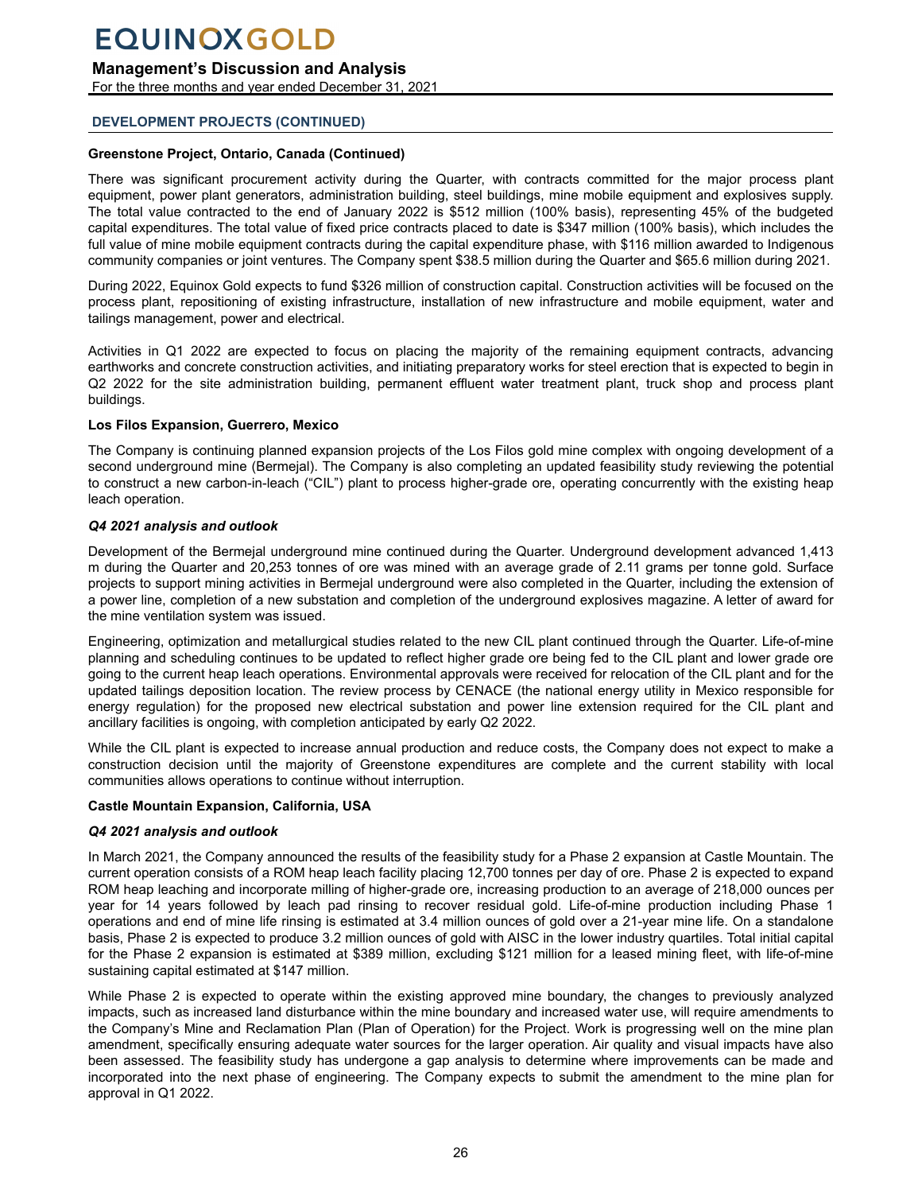## DEVELOPMENT PROJECTS (CONTINUED)

### Greenstone Project, Ontario, Canada (Continued)

There was significant procurement activity during the Quarter, with contracts committed for the major process plant equipment, power plant generators, administration building, steel buildings, mine mobile equipment and explosives supply. The total value contracted to the end of January 2022 is $512 million (100% basis), representing 45% of the budgeted capital expenditures. The total value of fixed price contracts placed to date is $347 million (100% basis), which includes the full value of mine mobile equipment contracts during the capital expenditure phase, with $116 million awarded to Indigenous community companies or joint ventures. The Company spent $38.5 million during the Quarter and $65.6 million during 2021.

During 2022, Equinox Gold expects to fund $326 million of construction capital. Construction activities will be focused on the process plant, repositioning of existing infrastructure, installation of new infrastructure and mobile equipment, water and tailings management, power and electrical.

Activities in Q1 2022 are expected to focus on placing the majority of the remaining equipment contracts, advancing earthworks and concrete construction activities, and initiating preparatory works for steel erection that is expected to begin in Q2 2022 for the site administration building, permanent effluent water treatment plant, truck shop and process plant buildings.

### Los Filos Expansion, Guerrero, Mexico

The Company is continuing planned expansion projects of the Los Filos gold mine complex with ongoing development of a second underground mine (Bermejal). The Company is also completing an updated feasibility study reviewing the potential to construct a new carbon-in-leach ("CIL") plant to process higher-grade ore, operating concurrently with the existing heap leach operation.

#### *Q4 2021 analysis and outlook*

Development of the Bermejal underground mine continued during the Quarter. Underground development advanced 1,413 m during the Quarter and 20,253 tonnes of ore was mined with an average grade of 2.11 grams per tonne gold. Surface projects to support mining activities in Bermejal underground were also completed in the Quarter, including the extension of a power line, completion of a new substation and completion of the underground explosives magazine. A letter of award for the mine ventilation system was issued.

Engineering, optimization and metallurgical studies related to the new CIL plant continued through the Quarter. Life-of-mine planning and scheduling continues to be updated to reflect higher grade ore being fed to the CIL plant and lower grade ore going to the current heap leach operations. Environmental approvals were received for relocation of the CIL plant and for the updated tailings deposition location. The review process by CENACE (the national energy utility in Mexico responsible for energy regulation) for the proposed new electrical substation and power line extension required for the CIL plant and ancillary facilities is ongoing, with completion anticipated by early Q2 2022.

While the CIL plant is expected to increase annual production and reduce costs, the Company does not expect to make a construction decision until the majority of Greenstone expenditures are complete and the current stability with local communities allows operations to continue without interruption.

### Castle Mountain Expansion, California, USA

#### *Q4 2021 analysis and outlook*

In March 2021, the Company announced the results of the feasibility study for a Phase 2 expansion at Castle Mountain. The current operation consists of a ROM heap leach facility placing 12,700 tonnes per day of ore. Phase 2 is expected to expand ROM heap leaching and incorporate milling of higher-grade ore, increasing production to an average of 218,000 ounces per year for 14 years followed by leach pad rinsing to recover residual gold. Life-of-mine production including Phase 1 operations and end of mine life rinsing is estimated at 3.4 million ounces of gold over a 21-year mine life. On a standalone basis, Phase 2 is expected to produce 3.2 million ounces of gold with AISC in the lower industry quartiles. Total initial capital for the Phase 2 expansion is estimated at $389 million, excluding $121 million for a leased mining fleet, with life-of-mine sustaining capital estimated at $147 million.

While Phase 2 is expected to operate within the existing approved mine boundary, the changes to previously analyzed impacts, such as increased land disturbance within the mine boundary and increased water use, will require amendments to the Company's Mine and Reclamation Plan (Plan of Operation) for the Project. Work is progressing well on the mine plan amendment, specifically ensuring adequate water sources for the larger operation. Air quality and visual impacts have also been assessed. The feasibility study has undergone a gap analysis to determine where improvements can be made and incorporated into the next phase of engineering. The Company expects to submit the amendment to the mine plan for approval in Q1 2022.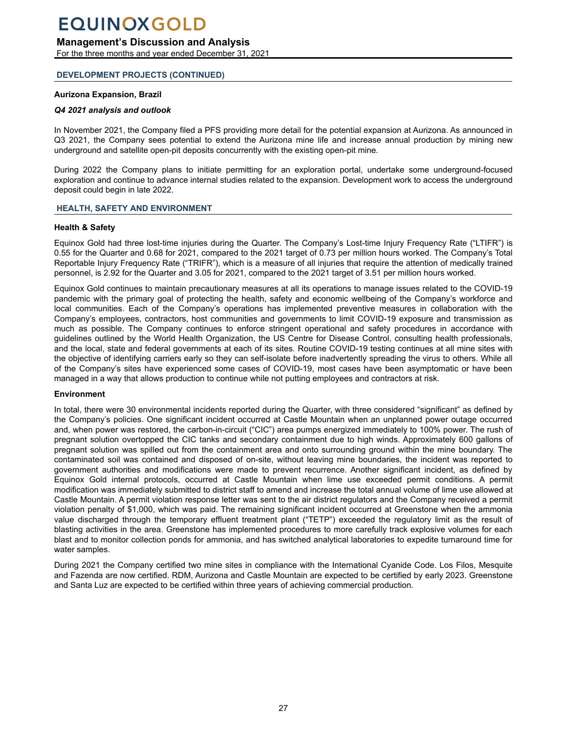## DEVELOPMENT PROJECTS (CONTINUED)

### Aurizona Expansion, Brazil

***Q4 2021 analysis and outlook***

In November 2021, the Company filed a PFS providing more detail for the potential expansion at Aurizona. As announced in Q3 2021, the Company sees potential to extend the Aurizona mine life and increase annual production by mining new underground and satellite open-pit deposits concurrently with the existing open-pit mine.

During 2022 the Company plans to initiate permitting for an exploration portal, undertake some underground-focused exploration and continue to advance internal studies related to the expansion. Development work to access the underground deposit could begin in late 2022.

## HEALTH, SAFETY AND ENVIRONMENT

### Health & Safety

Equinox Gold had three lost-time injuries during the Quarter. The Company's Lost-time Injury Frequency Rate ("LTIFR") is 0.55 for the Quarter and 0.68 for 2021, compared to the 2021 target of 0.73 per million hours worked. The Company's Total Reportable Injury Frequency Rate ("TRIFR"), which is a measure of all injuries that require the attention of medically trained personnel, is 2.92 for the Quarter and 3.05 for 2021, compared to the 2021 target of 3.51 per million hours worked.

Equinox Gold continues to maintain precautionary measures at all its operations to manage issues related to the COVID-19 pandemic with the primary goal of protecting the health, safety and economic wellbeing of the Company's workforce and local communities. Each of the Company's operations has implemented preventive measures in collaboration with the Company's employees, contractors, host communities and governments to limit COVID-19 exposure and transmission as much as possible. The Company continues to enforce stringent operational and safety procedures in accordance with guidelines outlined by the World Health Organization, the US Centre for Disease Control, consulting health professionals, and the local, state and federal governments at each of its sites. Routine COVID-19 testing continues at all mine sites with the objective of identifying carriers early so they can self-isolate before inadvertently spreading the virus to others. While all of the Company's sites have experienced some cases of COVID-19, most cases have been asymptomatic or have been managed in a way that allows production to continue while not putting employees and contractors at risk.

### Environment

In total, there were 30 environmental incidents reported during the Quarter, with three considered "significant" as defined by the Company's policies. One significant incident occurred at Castle Mountain when an unplanned power outage occurred and, when power was restored, the carbon-in-circuit ("CIC") area pumps energized immediately to 100% power. The rush of pregnant solution overtopped the CIC tanks and secondary containment due to high winds. Approximately 600 gallons of pregnant solution was spilled out from the containment area and onto surrounding ground within the mine boundary. The contaminated soil was contained and disposed of on-site, without leaving mine boundaries, the incident was reported to government authorities and modifications were made to prevent recurrence. Another significant incident, as defined by Equinox Gold internal protocols, occurred at Castle Mountain when lime use exceeded permit conditions. A permit modification was immediately submitted to district staff to amend and increase the total annual volume of lime use allowed at Castle Mountain. A permit violation response letter was sent to the air district regulators and the Company received a permit violation penalty of $1,000, which was paid. The remaining significant incident occurred at Greenstone when the ammonia value discharged through the temporary effluent treatment plant ("TETP") exceeded the regulatory limit as the result of blasting activities in the area. Greenstone has implemented procedures to more carefully track explosive volumes for each blast and to monitor collection ponds for ammonia, and has switched analytical laboratories to expedite turnaround time for water samples.

During 2021 the Company certified two mine sites in compliance with the International Cyanide Code. Los Filos, Mesquite and Fazenda are now certified. RDM, Aurizona and Castle Mountain are expected to be certified by early 2023. Greenstone and Santa Luz are expected to be certified within three years of achieving commercial production.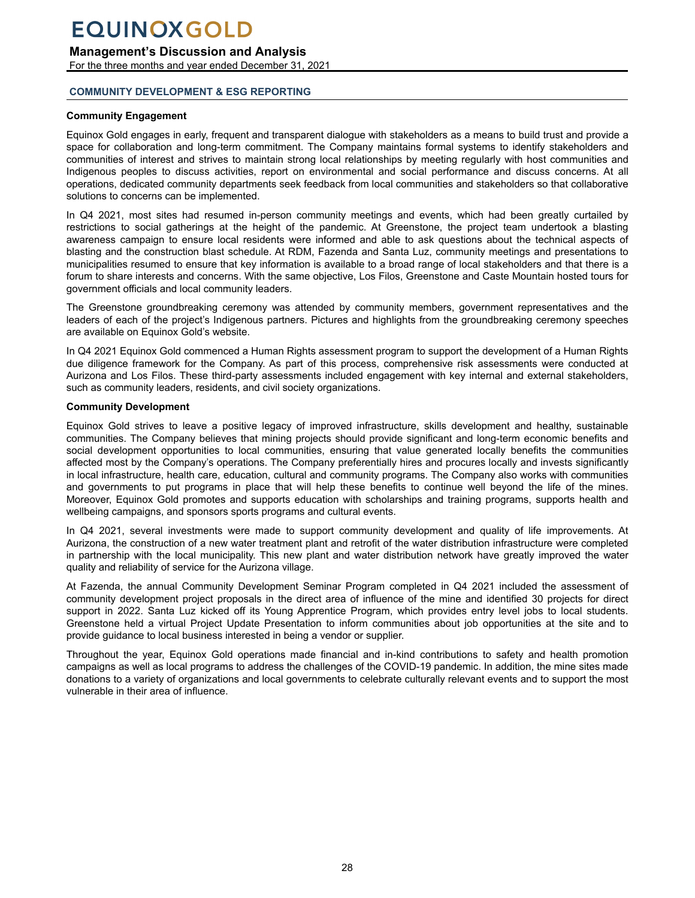## COMMUNITY DEVELOPMENT & ESG REPORTING

### Community Engagement

Equinox Gold engages in early, frequent and transparent dialogue with stakeholders as a means to build trust and provide a space for collaboration and long-term commitment. The Company maintains formal systems to identify stakeholders and communities of interest and strives to maintain strong local relationships by meeting regularly with host communities and Indigenous peoples to discuss activities, report on environmental and social performance and discuss concerns. At all operations, dedicated community departments seek feedback from local communities and stakeholders so that collaborative solutions to concerns can be implemented.

In Q4 2021, most sites had resumed in-person community meetings and events, which had been greatly curtailed by restrictions to social gatherings at the height of the pandemic. At Greenstone, the project team undertook a blasting awareness campaign to ensure local residents were informed and able to ask questions about the technical aspects of blasting and the construction blast schedule. At RDM, Fazenda and Santa Luz, community meetings and presentations to municipalities resumed to ensure that key information is available to a broad range of local stakeholders and that there is a forum to share interests and concerns. With the same objective, Los Filos, Greenstone and Caste Mountain hosted tours for government officials and local community leaders.

The Greenstone groundbreaking ceremony was attended by community members, government representatives and the leaders of each of the project's Indigenous partners. Pictures and highlights from the groundbreaking ceremony speeches are available on Equinox Gold's website.

In Q4 2021 Equinox Gold commenced a Human Rights assessment program to support the development of a Human Rights due diligence framework for the Company. As part of this process, comprehensive risk assessments were conducted at Aurizona and Los Filos. These third-party assessments included engagement with key internal and external stakeholders, such as community leaders, residents, and civil society organizations.

### Community Development

Equinox Gold strives to leave a positive legacy of improved infrastructure, skills development and healthy, sustainable communities. The Company believes that mining projects should provide significant and long-term economic benefits and social development opportunities to local communities, ensuring that value generated locally benefits the communities affected most by the Company's operations. The Company preferentially hires and procures locally and invests significantly in local infrastructure, health care, education, cultural and community programs. The Company also works with communities and governments to put programs in place that will help these benefits to continue well beyond the life of the mines. Moreover, Equinox Gold promotes and supports education with scholarships and training programs, supports health and wellbeing campaigns, and sponsors sports programs and cultural events.

In Q4 2021, several investments were made to support community development and quality of life improvements. At Aurizona, the construction of a new water treatment plant and retrofit of the water distribution infrastructure were completed in partnership with the local municipality. This new plant and water distribution network have greatly improved the water quality and reliability of service for the Aurizona village.

At Fazenda, the annual Community Development Seminar Program completed in Q4 2021 included the assessment of community development project proposals in the direct area of influence of the mine and identified 30 projects for direct support in 2022. Santa Luz kicked off its Young Apprentice Program, which provides entry level jobs to local students. Greenstone held a virtual Project Update Presentation to inform communities about job opportunities at the site and to provide guidance to local business interested in being a vendor or supplier.

Throughout the year, Equinox Gold operations made financial and in-kind contributions to safety and health promotion campaigns as well as local programs to address the challenges of the COVID-19 pandemic. In addition, the mine sites made donations to a variety of organizations and local governments to celebrate culturally relevant events and to support the most vulnerable in their area of influence.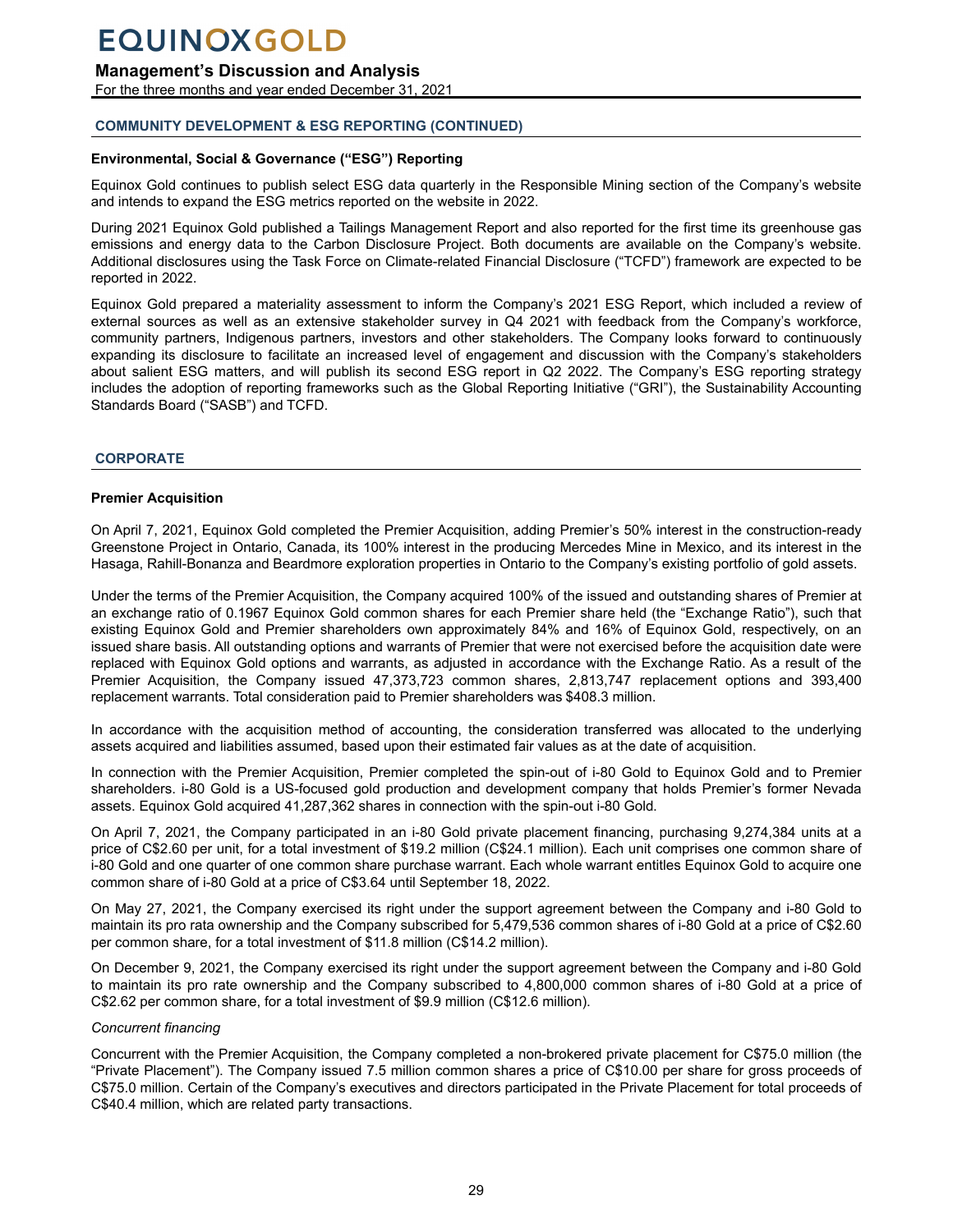## COMMUNITY DEVELOPMENT & ESG REPORTING (CONTINUED)

### Environmental, Social & Governance ("ESG") Reporting

Equinox Gold continues to publish select ESG data quarterly in the Responsible Mining section of the Company's website and intends to expand the ESG metrics reported on the website in 2022.

During 2021 Equinox Gold published a Tailings Management Report and also reported for the first time its greenhouse gas emissions and energy data to the Carbon Disclosure Project. Both documents are available on the Company's website. Additional disclosures using the Task Force on Climate-related Financial Disclosure ("TCFD") framework are expected to be reported in 2022.

Equinox Gold prepared a materiality assessment to inform the Company's 2021 ESG Report, which included a review of external sources as well as an extensive stakeholder survey in Q4 2021 with feedback from the Company's workforce, community partners, Indigenous partners, investors and other stakeholders. The Company looks forward to continuously expanding its disclosure to facilitate an increased level of engagement and discussion with the Company's stakeholders about salient ESG matters, and will publish its second ESG report in Q2 2022. The Company's ESG reporting strategy includes the adoption of reporting frameworks such as the Global Reporting Initiative ("GRI"), the Sustainability Accounting Standards Board ("SASB") and TCFD.

## CORPORATE

### Premier Acquisition

On April 7, 2021, Equinox Gold completed the Premier Acquisition, adding Premier's 50% interest in the construction-ready Greenstone Project in Ontario, Canada, its 100% interest in the producing Mercedes Mine in Mexico, and its interest in the Hasaga, Rahill-Bonanza and Beardmore exploration properties in Ontario to the Company's existing portfolio of gold assets.

Under the terms of the Premier Acquisition, the Company acquired 100% of the issued and outstanding shares of Premier at an exchange ratio of 0.1967 Equinox Gold common shares for each Premier share held (the "Exchange Ratio"), such that existing Equinox Gold and Premier shareholders own approximately 84% and 16% of Equinox Gold, respectively, on an issued share basis. All outstanding options and warrants of Premier that were not exercised before the acquisition date were replaced with Equinox Gold options and warrants, as adjusted in accordance with the Exchange Ratio. As a result of the Premier Acquisition, the Company issued 47,373,723 common shares, 2,813,747 replacement options and 393,400 replacement warrants. Total consideration paid to Premier shareholders was $408.3 million.

In accordance with the acquisition method of accounting, the consideration transferred was allocated to the underlying assets acquired and liabilities assumed, based upon their estimated fair values as at the date of acquisition.

In connection with the Premier Acquisition, Premier completed the spin-out of i-80 Gold to Equinox Gold and to Premier shareholders. i-80 Gold is a US-focused gold production and development company that holds Premier's former Nevada assets. Equinox Gold acquired 41,287,362 shares in connection with the spin-out i-80 Gold.

On April 7, 2021, the Company participated in an i-80 Gold private placement financing, purchasing 9,274,384 units at a price of C$2.60 per unit, for a total investment of $19.2 million (C$24.1 million). Each unit comprises one common share of i-80 Gold and one quarter of one common share purchase warrant. Each whole warrant entitles Equinox Gold to acquire one common share of i-80 Gold at a price of C$3.64 until September 18, 2022.

On May 27, 2021, the Company exercised its right under the support agreement between the Company and i-80 Gold to maintain its pro rata ownership and the Company subscribed for 5,479,536 common shares of i-80 Gold at a price of C$2.60 per common share, for a total investment of $11.8 million (C$14.2 million).

On December 9, 2021, the Company exercised its right under the support agreement between the Company and i-80 Gold to maintain its pro rate ownership and the Company subscribed to 4,800,000 common shares of i-80 Gold at a price of C$2.62 per common share, for a total investment of $9.9 million (C$12.6 million).

*Concurrent financing*

Concurrent with the Premier Acquisition, the Company completed a non-brokered private placement for C$75.0 million (the "Private Placement"). The Company issued 7.5 million common shares a price of C$10.00 per share for gross proceeds of C$75.0 million. Certain of the Company's executives and directors participated in the Private Placement for total proceeds of C$40.4 million, which are related party transactions.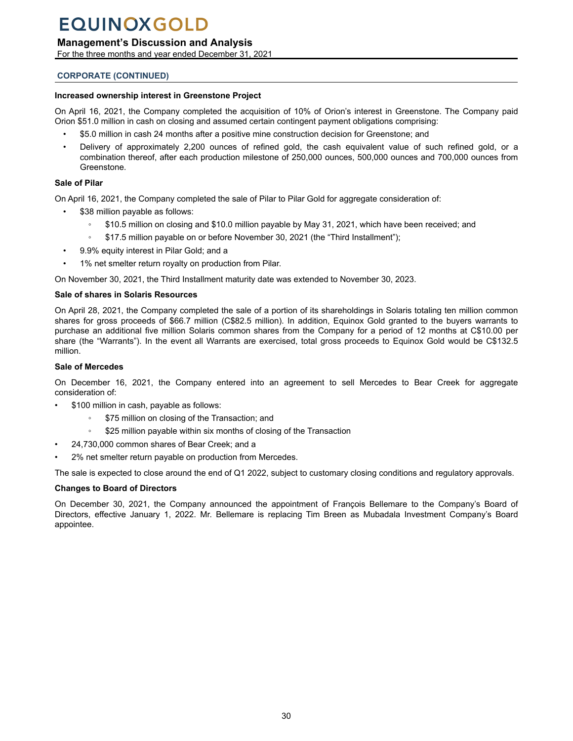## CORPORATE (CONTINUED)

**Increased ownership interest in Greenstone Project**

On April 16, 2021, the Company completed the acquisition of 10% of Orion's interest in Greenstone. The Company paid Orion $51.0 million in cash on closing and assumed certain contingent payment obligations comprising:

- $5.0 million in cash 24 months after a positive mine construction decision for Greenstone; and
- Delivery of approximately 2,200 ounces of refined gold, the cash equivalent value of such refined gold, or a combination thereof, after each production milestone of 250,000 ounces, 500,000 ounces and 700,000 ounces from Greenstone.

**Sale of Pilar**

On April 16, 2021, the Company completed the sale of Pilar to Pilar Gold for aggregate consideration of:

- $38 million payable as follows:
  - $10.5 million on closing and $10.0 million payable by May 31, 2021, which have been received; and
  - $17.5 million payable on or before November 30, 2021 (the "Third Installment");
- 9.9% equity interest in Pilar Gold; and a
- 1% net smelter return royalty on production from Pilar.

On November 30, 2021, the Third Installment maturity date was extended to November 30, 2023.

**Sale of shares in Solaris Resources**

On April 28, 2021, the Company completed the sale of a portion of its shareholdings in Solaris totaling ten million common shares for gross proceeds of $66.7 million (C$82.5 million). In addition, Equinox Gold granted to the buyers warrants to purchase an additional five million Solaris common shares from the Company for a period of 12 months at C$10.00 per share (the "Warrants"). In the event all Warrants are exercised, total gross proceeds to Equinox Gold would be C$132.5 million.

**Sale of Mercedes**

On December 16, 2021, the Company entered into an agreement to sell Mercedes to Bear Creek for aggregate consideration of:

- $100 million in cash, payable as follows:
  - $75 million on closing of the Transaction; and
  - $25 million payable within six months of closing of the Transaction
- 24,730,000 common shares of Bear Creek; and a
- 2% net smelter return payable on production from Mercedes.

The sale is expected to close around the end of Q1 2022, subject to customary closing conditions and regulatory approvals.

**Changes to Board of Directors**

On December 30, 2021, the Company announced the appointment of François Bellemare to the Company's Board of Directors, effective January 1, 2022. Mr. Bellemare is replacing Tim Breen as Mubadala Investment Company's Board appointee.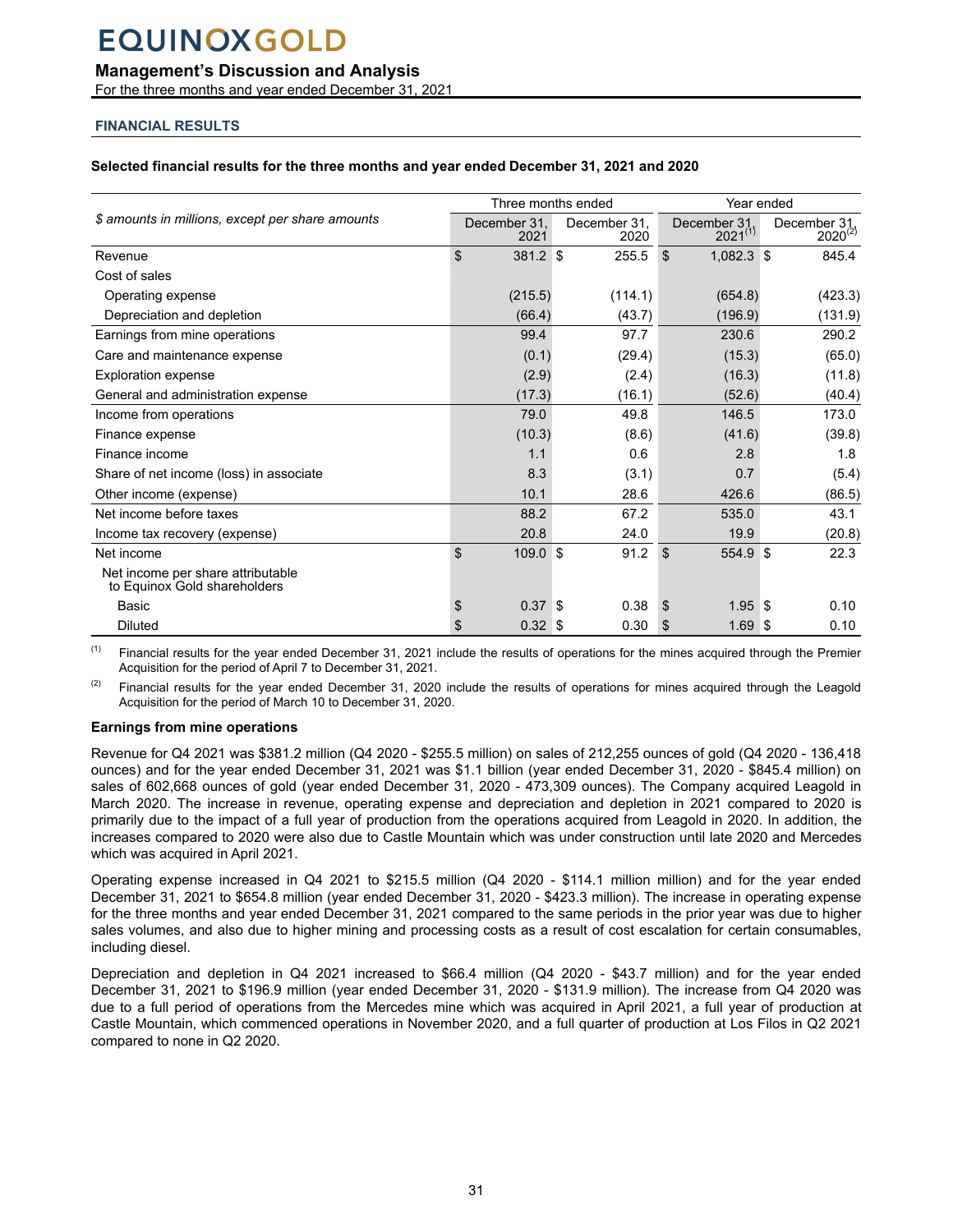# Management's Discussion and Analysis

For the three months and year ended December 31, 2021

## FINANCIAL RESULTS

**Selected financial results for the three months and year ended December 31, 2021 and 2020**

| *$ amounts in millions, except per share amounts* | Three months ended | | Year ended | |
|---|---|---|---|---|
| | December 31, 2021 | December 31, 2020 | December 31, 2021[1] | December 31, 2020[2] |
| Revenue | $ 381.2 | $ 255.5 | $ 1,082.3 | $ 845.4 |
| Cost of sales | | | | |
| Operating expense | (215.5) | (114.1) | (654.8) | (423.3) |
| Depreciation and depletion | (66.4) | (43.7) | (196.9) | (131.9) |
| Earnings from mine operations | 99.4 | 97.7 | 230.6 | 290.2 |
| Care and maintenance expense | (0.1) | (29.4) | (15.3) | (65.0) |
| Exploration expense | (2.9) | (2.4) | (16.3) | (11.8) |
| General and administration expense | (17.3) | (16.1) | (52.6) | (40.4) |
| Income from operations | 79.0 | 49.8 | 146.5 | 173.0 |
| Finance expense | (10.3) | (8.6) | (41.6) | (39.8) |
| Finance income | 1.1 | 0.6 | 2.8 | 1.8 |
| Share of net income (loss) in associate | 8.3 | (3.1) | 0.7 | (5.4) |
| Other income (expense) | 10.1 | 28.6 | 426.6 | (86.5) |
| Net income before taxes | 88.2 | 67.2 | 535.0 | 43.1 |
| Income tax recovery (expense) | 20.8 | 24.0 | 19.9 | (20.8) |
| Net income | $ 109.0 | $ 91.2 | $ 554.9 | $ 22.3 |
| Net income per share attributable to Equinox Gold shareholders | | | | |
| Basic | $ 0.37 | $ 0.38 | $ 1.95 | $ 0.10 |
| Diluted | $ 0.32 | $ 0.30 | $ 1.69 | $ 0.10 |

(1) Financial results for the year ended December 31, 2021 include the results of operations for the mines acquired through the Premier Acquisition for the period of April 7 to December 31, 2021.

(2) Financial results for the year ended December 31, 2020 include the results of operations for mines acquired through the Leagold Acquisition for the period of March 10 to December 31, 2020.

**Earnings from mine operations**

Revenue for Q4 2021 was $381.2 million (Q4 2020 - $255.5 million) on sales of 212,255 ounces of gold (Q4 2020 - 136,418 ounces) and for the year ended December 31, 2021 was $1.1 billion (year ended December 31, 2020 - $845.4 million) on sales of 602,668 ounces of gold (year ended December 31, 2020 - 473,309 ounces). The Company acquired Leagold in March 2020. The increase in revenue, operating expense and depreciation and depletion in 2021 compared to 2020 is primarily due to the impact of a full year of production from the operations acquired from Leagold in 2020. In addition, the increases compared to 2020 were also due to Castle Mountain which was under construction until late 2020 and Mercedes which was acquired in April 2021.

Operating expense increased in Q4 2021 to $215.5 million (Q4 2020 - $114.1 million million) and for the year ended December 31, 2021 to $654.8 million (year ended December 31, 2020 - $423.3 million). The increase in operating expense for the three months and year ended December 31, 2021 compared to the same periods in the prior year was due to higher sales volumes, and also due to higher mining and processing costs as a result of cost escalation for certain consumables, including diesel.

Depreciation and depletion in Q4 2021 increased to $66.4 million (Q4 2020 - $43.7 million) and for the year ended December 31, 2021 to $196.9 million (year ended December 31, 2020 - $131.9 million). The increase from Q4 2020 was due to a full period of operations from the Mercedes mine which was acquired in April 2021, a full year of production at Castle Mountain, which commenced operations in November 2020, and a full quarter of production at Los Filos in Q2 2021 compared to none in Q2 2020.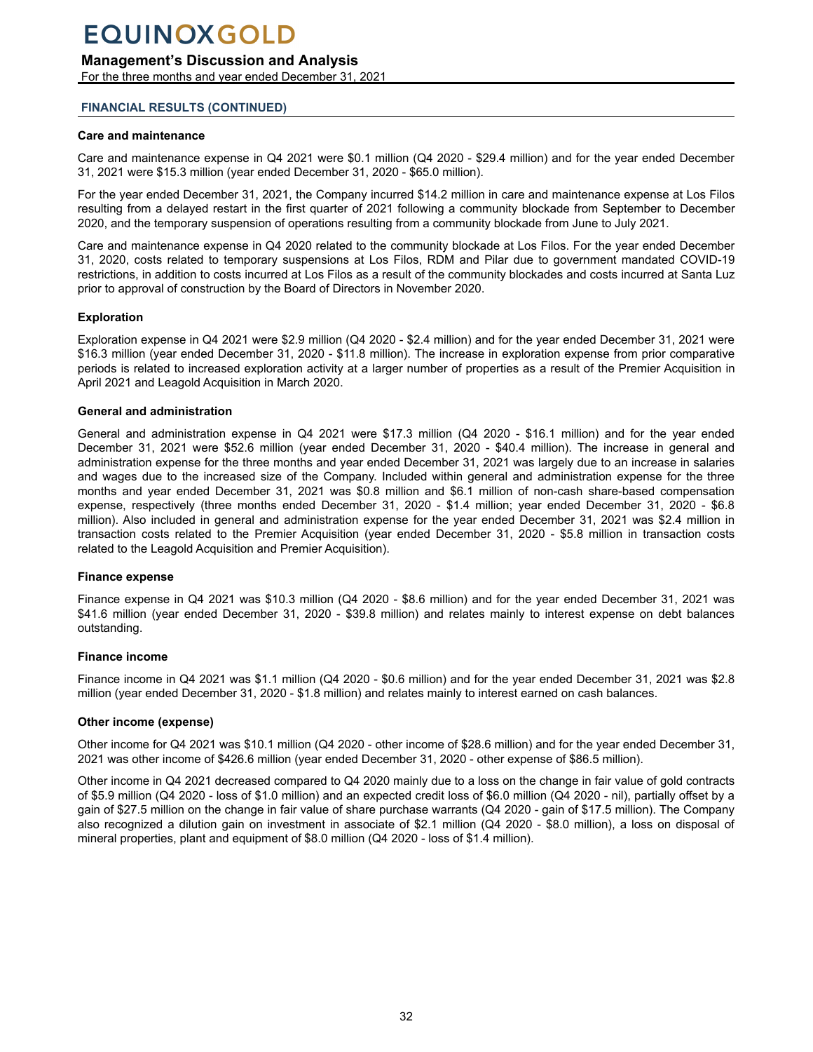## FINANCIAL RESULTS (CONTINUED)

### Care and maintenance

Care and maintenance expense in Q4 2021 were $0.1 million (Q4 2020 - $29.4 million) and for the year ended December 31, 2021 were $15.3 million (year ended December 31, 2020 - $65.0 million).

For the year ended December 31, 2021, the Company incurred $14.2 million in care and maintenance expense at Los Filos resulting from a delayed restart in the first quarter of 2021 following a community blockade from September to December 2020, and the temporary suspension of operations resulting from a community blockade from June to July 2021.

Care and maintenance expense in Q4 2020 related to the community blockade at Los Filos. For the year ended December 31, 2020, costs related to temporary suspensions at Los Filos, RDM and Pilar due to government mandated COVID-19 restrictions, in addition to costs incurred at Los Filos as a result of the community blockades and costs incurred at Santa Luz prior to approval of construction by the Board of Directors in November 2020.

### Exploration

Exploration expense in Q4 2021 were $2.9 million (Q4 2020 - $2.4 million) and for the year ended December 31, 2021 were $16.3 million (year ended December 31, 2020 - $11.8 million). The increase in exploration expense from prior comparative periods is related to increased exploration activity at a larger number of properties as a result of the Premier Acquisition in April 2021 and Leagold Acquisition in March 2020.

### General and administration

General and administration expense in Q4 2021 were $17.3 million (Q4 2020 - $16.1 million) and for the year ended December 31, 2021 were $52.6 million (year ended December 31, 2020 - $40.4 million). The increase in general and administration expense for the three months and year ended December 31, 2021 was largely due to an increase in salaries and wages due to the increased size of the Company. Included within general and administration expense for the three months and year ended December 31, 2021 was $0.8 million and $6.1 million of non-cash share-based compensation expense, respectively (three months ended December 31, 2020 - $1.4 million; year ended December 31, 2020 - $6.8 million). Also included in general and administration expense for the year ended December 31, 2021 was $2.4 million in transaction costs related to the Premier Acquisition (year ended December 31, 2020 - $5.8 million in transaction costs related to the Leagold Acquisition and Premier Acquisition).

### Finance expense

Finance expense in Q4 2021 was $10.3 million (Q4 2020 - $8.6 million) and for the year ended December 31, 2021 was $41.6 million (year ended December 31, 2020 - $39.8 million) and relates mainly to interest expense on debt balances outstanding.

### Finance income

Finance income in Q4 2021 was $1.1 million (Q4 2020 - $0.6 million) and for the year ended December 31, 2021 was $2.8 million (year ended December 31, 2020 - $1.8 million) and relates mainly to interest earned on cash balances.

### Other income (expense)

Other income for Q4 2021 was $10.1 million (Q4 2020 - other income of $28.6 million) and for the year ended December 31, 2021 was other income of $426.6 million (year ended December 31, 2020 - other expense of $86.5 million).

Other income in Q4 2021 decreased compared to Q4 2020 mainly due to a loss on the change in fair value of gold contracts of $5.9 million (Q4 2020 - loss of $1.0 million) and an expected credit loss of $6.0 million (Q4 2020 - nil), partially offset by a gain of $27.5 million on the change in fair value of share purchase warrants (Q4 2020 - gain of $17.5 million). The Company also recognized a dilution gain on investment in associate of $2.1 million (Q4 2020 - $8.0 million), a loss on disposal of mineral properties, plant and equipment of $8.0 million (Q4 2020 - loss of $1.4 million).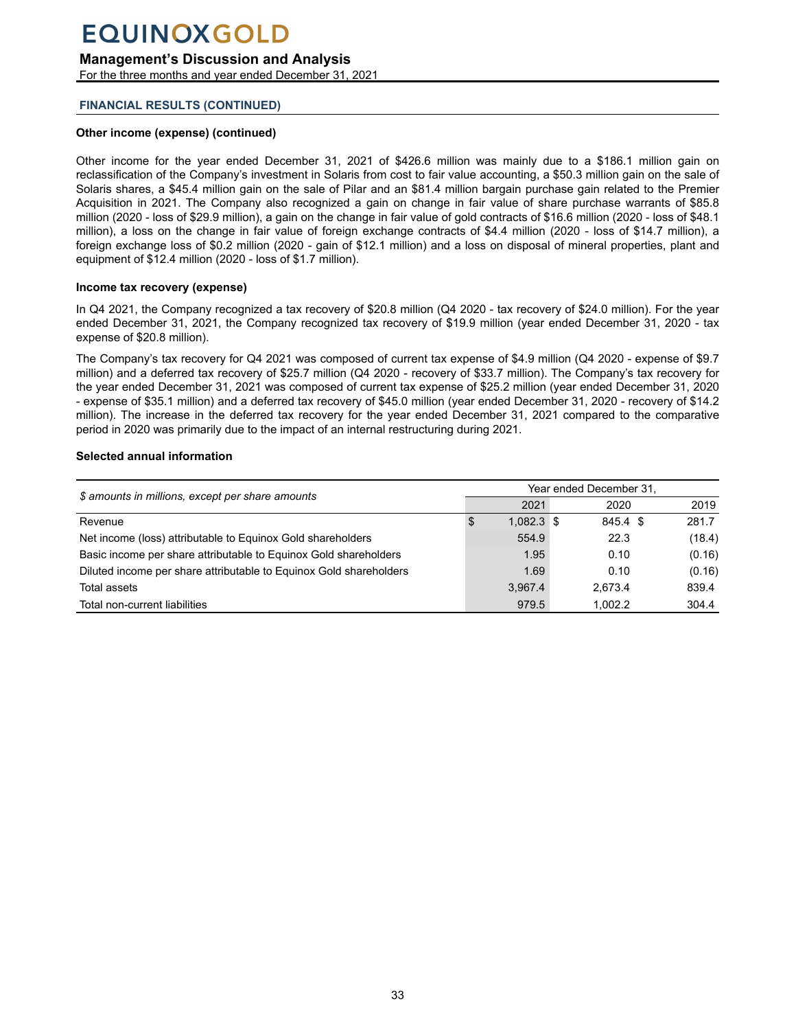## FINANCIAL RESULTS (CONTINUED)

### Other income (expense) (continued)

Other income for the year ended December 31, 2021 of $426.6 million was mainly due to a $186.1 million gain on reclassification of the Company's investment in Solaris from cost to fair value accounting, a $50.3 million gain on the sale of Solaris shares, a $45.4 million gain on the sale of Pilar and an $81.4 million bargain purchase gain related to the Premier Acquisition in 2021. The Company also recognized a gain on change in fair value of share purchase warrants of $85.8 million (2020 - loss of $29.9 million), a gain on the change in fair value of gold contracts of $16.6 million (2020 - loss of $48.1 million), a loss on the change in fair value of foreign exchange contracts of $4.4 million (2020 - loss of $14.7 million), a foreign exchange loss of $0.2 million (2020 - gain of $12.1 million) and a loss on disposal of mineral properties, plant and equipment of $12.4 million (2020 - loss of $1.7 million).

### Income tax recovery (expense)

In Q4 2021, the Company recognized a tax recovery of $20.8 million (Q4 2020 - tax recovery of $24.0 million). For the year ended December 31, 2021, the Company recognized tax recovery of $19.9 million (year ended December 31, 2020 - tax expense of $20.8 million).

The Company's tax recovery for Q4 2021 was composed of current tax expense of $4.9 million (Q4 2020 - expense of $9.7 million) and a deferred tax recovery of $25.7 million (Q4 2020 - recovery of $33.7 million). The Company's tax recovery for the year ended December 31, 2021 was composed of current tax expense of $25.2 million (year ended December 31, 2020 - expense of $35.1 million) and a deferred tax recovery of $45.0 million (year ended December 31, 2020 - recovery of $14.2 million). The increase in the deferred tax recovery for the year ended December 31, 2021 compared to the comparative period in 2020 was primarily due to the impact of an internal restructuring during 2021.

### Selected annual information

| *$ amounts in millions, except per share amounts* | Year ended December 31, | | |
|---|---|---|---|
| | 2021 | 2020 | 2019 |
| Revenue | $ 1,082.3 | $ 845.4 | $ 281.7 |
| Net income (loss) attributable to Equinox Gold shareholders | 554.9 | 22.3 | (18.4) |
| Basic income per share attributable to Equinox Gold shareholders | 1.95 | 0.10 | (0.16) |
| Diluted income per share attributable to Equinox Gold shareholders | 1.69 | 0.10 | (0.16) |
| Total assets | 3,967.4 | 2,673.4 | 839.4 |
| Total non-current liabilities | 979.5 | 1,002.2 | 304.4 |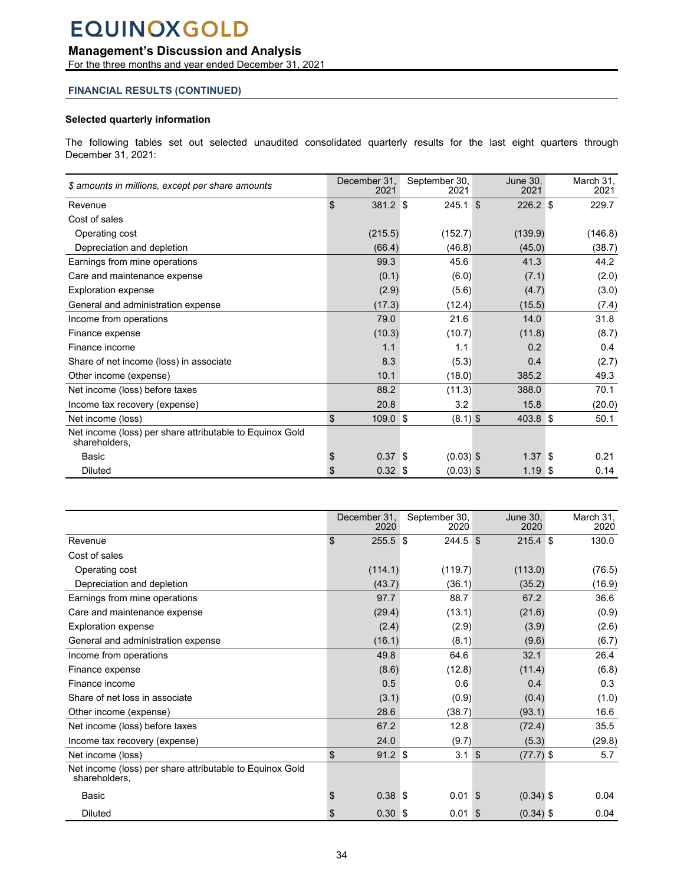# EQUINOX GOLD

## Management's Discussion and Analysis

For the three months and year ended December 31, 2021

### FINANCIAL RESULTS (CONTINUED)

#### Selected quarterly information

The following tables set out selected unaudited consolidated quarterly results for the last eight quarters through December 31, 2021:

| *$ amounts in millions, except per share amounts* | December 31, 2021 | September 30, 2021 | June 30, 2021 | March 31, 2021 |
|---|---|---|---|---|
| Revenue | $ 381.2 | $ 245.1 | $ 226.2 | $ 229.7 |
| Cost of sales | | | | |
| Operating cost | (215.5) | (152.7) | (139.9) | (146.8) |
| Depreciation and depletion | (66.4) | (46.8) | (45.0) | (38.7) |
| Earnings from mine operations | 99.3 | 45.6 | 41.3 | 44.2 |
| Care and maintenance expense | (0.1) | (6.0) | (7.1) | (2.0) |
| Exploration expense | (2.9) | (5.6) | (4.7) | (3.0) |
| General and administration expense | (17.3) | (12.4) | (15.5) | (7.4) |
| Income from operations | 79.0 | 21.6 | 14.0 | 31.8 |
| Finance expense | (10.3) | (10.7) | (11.8) | (8.7) |
| Finance income | 1.1 | 1.1 | 0.2 | 0.4 |
| Share of net income (loss) in associate | 8.3 | (5.3) | 0.4 | (2.7) |
| Other income (expense) | 10.1 | (18.0) | 385.2 | 49.3 |
| Net income (loss) before taxes | 88.2 | (11.3) | 388.0 | 70.1 |
| Income tax recovery (expense) | 20.8 | 3.2 | 15.8 | (20.0) |
| Net income (loss) | $ 109.0 | $ (8.1) | $ 403.8 | $ 50.1 |
| Net income (loss) per share attributable to Equinox Gold shareholders, | | | | |
| Basic | $ 0.37 | $ (0.03) | $ 1.37 | $ 0.21 |
| Diluted | $ 0.32 | $ (0.03) | $ 1.19 | $ 0.14 |

| | December 31, 2020 | September 30, 2020 | June 30, 2020 | March 31, 2020 |
|---|---|---|---|---|
| Revenue | $ 255.5 | $ 244.5 | $ 215.4 | $ 130.0 |
| Cost of sales | | | | |
| Operating cost | (114.1) | (119.7) | (113.0) | (76.5) |
| Depreciation and depletion | (43.7) | (36.1) | (35.2) | (16.9) |
| Earnings from mine operations | 97.7 | 88.7 | 67.2 | 36.6 |
| Care and maintenance expense | (29.4) | (13.1) | (21.6) | (0.9) |
| Exploration expense | (2.4) | (2.9) | (3.9) | (2.6) |
| General and administration expense | (16.1) | (8.1) | (9.6) | (6.7) |
| Income from operations | 49.8 | 64.6 | 32.1 | 26.4 |
| Finance expense | (8.6) | (12.8) | (11.4) | (6.8) |
| Finance income | 0.5 | 0.6 | 0.4 | 0.3 |
| Share of net loss in associate | (3.1) | (0.9) | (0.4) | (1.0) |
| Other income (expense) | 28.6 | (38.7) | (93.1) | 16.6 |
| Net income (loss) before taxes | 67.2 | 12.8 | (72.4) | 35.5 |
| Income tax recovery (expense) | 24.0 | (9.7) | (5.3) | (29.8) |
| Net income (loss) | $ 91.2 | $ 3.1 | $ (77.7) | $ 5.7 |
| Net income (loss) per share attributable to Equinox Gold shareholders, | | | | |
| Basic | $ 0.38 | $ 0.01 | $ (0.34) | $ 0.04 |
| Diluted | $ 0.30 | $ 0.01 | $ (0.34) | $ 0.04 |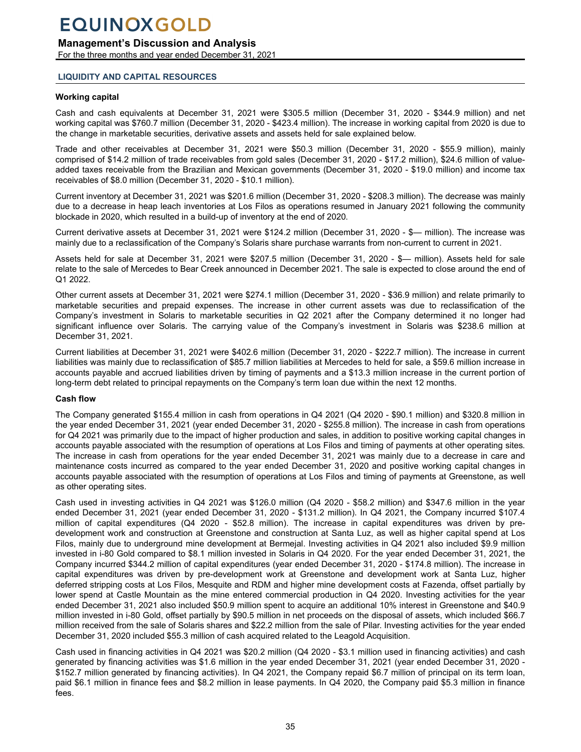## LIQUIDITY AND CAPITAL RESOURCES

### Working capital

Cash and cash equivalents at December 31, 2021 were $305.5 million (December 31, 2020 - $344.9 million) and net working capital was $760.7 million (December 31, 2020 - $423.4 million). The increase in working capital from 2020 is due to the change in marketable securities, derivative assets and assets held for sale explained below.

Trade and other receivables at December 31, 2021 were $50.3 million (December 31, 2020 - $55.9 million), mainly comprised of $14.2 million of trade receivables from gold sales (December 31, 2020 - $17.2 million), $24.6 million of value-added taxes receivable from the Brazilian and Mexican governments (December 31, 2020 - $19.0 million) and income tax receivables of $8.0 million (December 31, 2020 - $10.1 million).

Current inventory at December 31, 2021 was $201.6 million (December 31, 2020 - $208.3 million). The decrease was mainly due to a decrease in heap leach inventories at Los Filos as operations resumed in January 2021 following the community blockade in 2020, which resulted in a build-up of inventory at the end of 2020.

Current derivative assets at December 31, 2021 were $124.2 million (December 31, 2020 - $— million). The increase was mainly due to a reclassification of the Company's Solaris share purchase warrants from non-current to current in 2021.

Assets held for sale at December 31, 2021 were $207.5 million (December 31, 2020 - $— million). Assets held for sale relate to the sale of Mercedes to Bear Creek announced in December 2021. The sale is expected to close around the end of Q1 2022.

Other current assets at December 31, 2021 were $274.1 million (December 31, 2020 - $36.9 million) and relate primarily to marketable securities and prepaid expenses. The increase in other current assets was due to reclassification of the Company's investment in Solaris to marketable securities in Q2 2021 after the Company determined it no longer had significant influence over Solaris. The carrying value of the Company's investment in Solaris was $238.6 million at December 31, 2021.

Current liabilities at December 31, 2021 were $402.6 million (December 31, 2020 - $222.7 million). The increase in current liabilities was mainly due to reclassification of $85.7 million liabilities at Mercedes to held for sale, a $59.6 million increase in accounts payable and accrued liabilities driven by timing of payments and a $13.3 million increase in the current portion of long-term debt related to principal repayments on the Company's term loan due within the next 12 months.

### Cash flow

The Company generated $155.4 million in cash from operations in Q4 2021 (Q4 2020 - $90.1 million) and $320.8 million in the year ended December 31, 2021 (year ended December 31, 2020 - $255.8 million). The increase in cash from operations for Q4 2021 was primarily due to the impact of higher production and sales, in addition to positive working capital changes in accounts payable associated with the resumption of operations at Los Filos and timing of payments at other operating sites. The increase in cash from operations for the year ended December 31, 2021 was mainly due to a decrease in care and maintenance costs incurred as compared to the year ended December 31, 2020 and positive working capital changes in accounts payable associated with the resumption of operations at Los Filos and timing of payments at Greenstone, as well as other operating sites.

Cash used in investing activities in Q4 2021 was $126.0 million (Q4 2020 - $58.2 million) and $347.6 million in the year ended December 31, 2021 (year ended December 31, 2020 - $131.2 million). In Q4 2021, the Company incurred $107.4 million of capital expenditures (Q4 2020 - $52.8 million). The increase in capital expenditures was driven by pre-development work and construction at Greenstone and construction at Santa Luz, as well as higher capital spend at Los Filos, mainly due to underground mine development at Bermejal. Investing activities in Q4 2021 also included $9.9 million invested in i-80 Gold compared to $8.1 million invested in Solaris in Q4 2020. For the year ended December 31, 2021, the Company incurred $344.2 million of capital expenditures (year ended December 31, 2020 - $174.8 million). The increase in capital expenditures was driven by pre-development work at Greenstone and development work at Santa Luz, higher deferred stripping costs at Los Filos, Mesquite and RDM and higher mine development costs at Fazenda, offset partially by lower spend at Castle Mountain as the mine entered commercial production in Q4 2020. Investing activities for the year ended December 31, 2021 also included $50.9 million spent to acquire an additional 10% interest in Greenstone and $40.9 million invested in i-80 Gold, offset partially by $90.5 million in net proceeds on the disposal of assets, which included $66.7 million received from the sale of Solaris shares and $22.2 million from the sale of Pilar. Investing activities for the year ended December 31, 2020 included $55.3 million of cash acquired related to the Leagold Acquisition.

Cash used in financing activities in Q4 2021 was $20.2 million (Q4 2020 - $3.1 million used in financing activities) and cash generated by financing activities was $1.6 million in the year ended December 31, 2021 (year ended December 31, 2020 - $152.7 million generated by financing activities). In Q4 2021, the Company repaid $6.7 million of principal on its term loan, paid $6.1 million in finance fees and $8.2 million in lease payments. In Q4 2020, the Company paid $5.3 million in finance fees.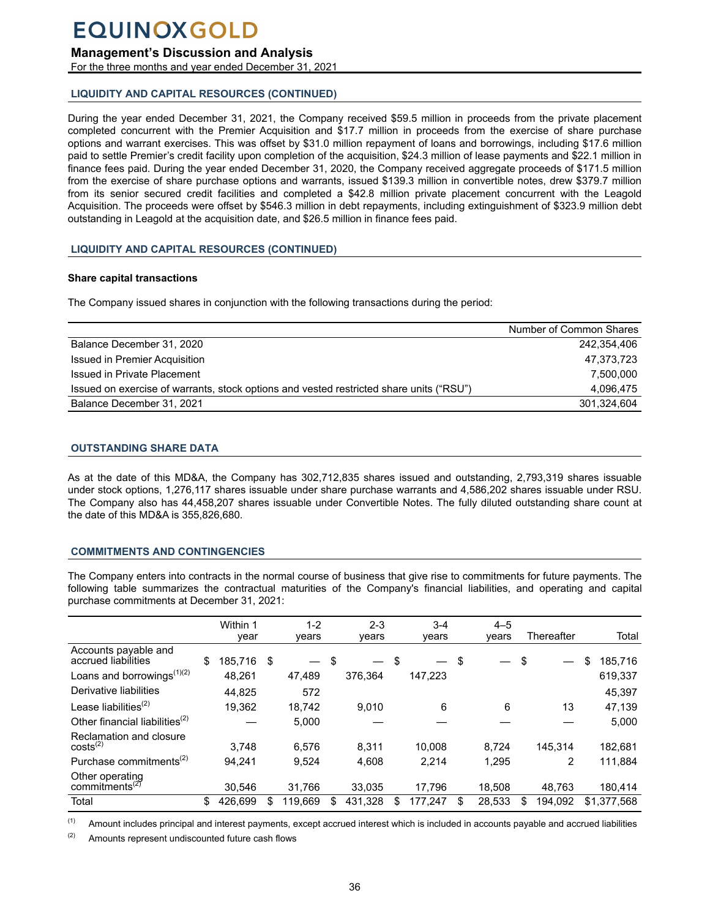## LIQUIDITY AND CAPITAL RESOURCES (CONTINUED)

During the year ended December 31, 2021, the Company received $59.5 million in proceeds from the private placement completed concurrent with the Premier Acquisition and $17.7 million in proceeds from the exercise of share purchase options and warrant exercises. This was offset by $31.0 million repayment of loans and borrowings, including $17.6 million paid to settle Premier's credit facility upon completion of the acquisition, $24.3 million of lease payments and $22.1 million in finance fees paid. During the year ended December 31, 2020, the Company received aggregate proceeds of $171.5 million from the exercise of share purchase options and warrants, issued $139.3 million in convertible notes, drew $379.7 million from its senior secured credit facilities and completed a $42.8 million private placement concurrent with the Leagold Acquisition. The proceeds were offset by $546.3 million in debt repayments, including extinguishment of $323.9 million debt outstanding in Leagold at the acquisition date, and $26.5 million in finance fees paid.

## LIQUIDITY AND CAPITAL RESOURCES (CONTINUED)

### Share capital transactions

The Company issued shares in conjunction with the following transactions during the period:

| | Number of Common Shares |
|---|---|
| Balance December 31, 2020 | 242,354,406 |
| Issued in Premier Acquisition | 47,373,723 |
| Issued in Private Placement | 7,500,000 |
| Issued on exercise of warrants, stock options and vested restricted share units ("RSU") | 4,096,475 |
| Balance December 31, 2021 | 301,324,604 |

## OUTSTANDING SHARE DATA

As at the date of this MD&A, the Company has 302,712,835 shares issued and outstanding, 2,793,319 shares issuable under stock options, 1,276,117 shares issuable under share purchase warrants and 4,586,202 shares issuable under RSU. The Company also has 44,458,207 shares issuable under Convertible Notes. The fully diluted outstanding share count at the date of this MD&A is 355,826,680.

## COMMITMENTS AND CONTINGENCIES

The Company enters into contracts in the normal course of business that give rise to commitments for future payments. The following table summarizes the contractual maturities of the Company's financial liabilities, and operating and capital purchase commitments at December 31, 2021:

| | Within 1 year | 1-2 years | 2-3 years | 3-4 years | 4–5 years | Thereafter | Total |
|---|---|---|---|---|---|---|---|
| Accounts payable and accrued liabilities | $ 185,716 | $ — | $ — | $ — | $ — | $ — | $ 185,716 |
| Loans and borrowings[(1)(2)] | 48,261 | 47,489 | 376,364 | 147,223 | | | 619,337 |
| Derivative liabilities | 44,825 | 572 | | | | | 45,397 |
| Lease liabilities[(2)] | 19,362 | 18,742 | 9,010 | 6 | 6 | 13 | 47,139 |
| Other financial liabilities[(2)] | — | 5,000 | — | — | — | — | 5,000 |
| Reclamation and closure costs[(2)] | 3,748 | 6,576 | 8,311 | 10,008 | 8,724 | 145,314 | 182,681 |
| Purchase commitments[(2)] | 94,241 | 9,524 | 4,608 | 2,214 | 1,295 | 2 | 111,884 |
| Other operating commitments[(2)] | 30,546 | 31,766 | 33,035 | 17,796 | 18,508 | 48,763 | 180,414 |
| Total | $ 426,699 | $ 119,669 | $ 431,328 | $ 177,247 | $ 28,533 | $ 194,092 | $1,377,568 |

(1) Amount includes principal and interest payments, except accrued interest which is included in accounts payable and accrued liabilities

(2) Amounts represent undiscounted future cash flows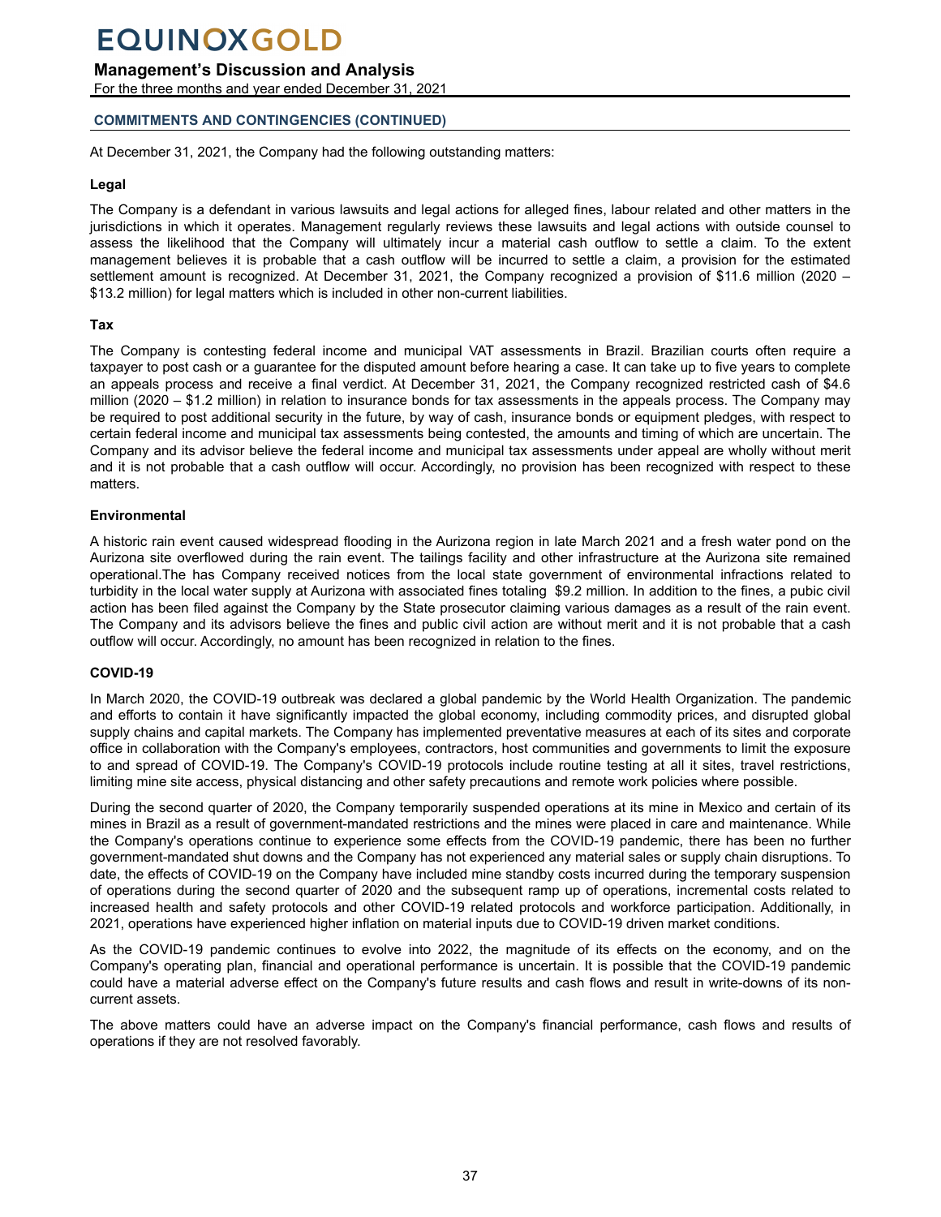## COMMITMENTS AND CONTINGENCIES (CONTINUED)

At December 31, 2021, the Company had the following outstanding matters:

### Legal

The Company is a defendant in various lawsuits and legal actions for alleged fines, labour related and other matters in the jurisdictions in which it operates. Management regularly reviews these lawsuits and legal actions with outside counsel to assess the likelihood that the Company will ultimately incur a material cash outflow to settle a claim. To the extent management believes it is probable that a cash outflow will be incurred to settle a claim, a provision for the estimated settlement amount is recognized. At December 31, 2021, the Company recognized a provision of $11.6 million (2020 – $13.2 million) for legal matters which is included in other non-current liabilities.

### Tax

The Company is contesting federal income and municipal VAT assessments in Brazil. Brazilian courts often require a taxpayer to post cash or a guarantee for the disputed amount before hearing a case. It can take up to five years to complete an appeals process and receive a final verdict. At December 31, 2021, the Company recognized restricted cash of $4.6 million (2020 – $1.2 million) in relation to insurance bonds for tax assessments in the appeals process. The Company may be required to post additional security in the future, by way of cash, insurance bonds or equipment pledges, with respect to certain federal income and municipal tax assessments being contested, the amounts and timing of which are uncertain. The Company and its advisor believe the federal income and municipal tax assessments under appeal are wholly without merit and it is not probable that a cash outflow will occur. Accordingly, no provision has been recognized with respect to these matters.

### Environmental

A historic rain event caused widespread flooding in the Aurizona region in late March 2021 and a fresh water pond on the Aurizona site overflowed during the rain event. The tailings facility and other infrastructure at the Aurizona site remained operational.The has Company received notices from the local state government of environmental infractions related to turbidity in the local water supply at Aurizona with associated fines totaling $9.2 million. In addition to the fines, a pubic civil action has been filed against the Company by the State prosecutor claiming various damages as a result of the rain event. The Company and its advisors believe the fines and public civil action are without merit and it is not probable that a cash outflow will occur. Accordingly, no amount has been recognized in relation to the fines.

### COVID-19

In March 2020, the COVID-19 outbreak was declared a global pandemic by the World Health Organization. The pandemic and efforts to contain it have significantly impacted the global economy, including commodity prices, and disrupted global supply chains and capital markets. The Company has implemented preventative measures at each of its sites and corporate office in collaboration with the Company's employees, contractors, host communities and governments to limit the exposure to and spread of COVID-19. The Company's COVID-19 protocols include routine testing at all it sites, travel restrictions, limiting mine site access, physical distancing and other safety precautions and remote work policies where possible.

During the second quarter of 2020, the Company temporarily suspended operations at its mine in Mexico and certain of its mines in Brazil as a result of government-mandated restrictions and the mines were placed in care and maintenance. While the Company's operations continue to experience some effects from the COVID-19 pandemic, there has been no further government-mandated shut downs and the Company has not experienced any material sales or supply chain disruptions. To date, the effects of COVID-19 on the Company have included mine standby costs incurred during the temporary suspension of operations during the second quarter of 2020 and the subsequent ramp up of operations, incremental costs related to increased health and safety protocols and other COVID-19 related protocols and workforce participation. Additionally, in 2021, operations have experienced higher inflation on material inputs due to COVID-19 driven market conditions.

As the COVID-19 pandemic continues to evolve into 2022, the magnitude of its effects on the economy, and on the Company's operating plan, financial and operational performance is uncertain. It is possible that the COVID-19 pandemic could have a material adverse effect on the Company's future results and cash flows and result in write-downs of its non-current assets.

The above matters could have an adverse impact on the Company's financial performance, cash flows and results of operations if they are not resolved favorably.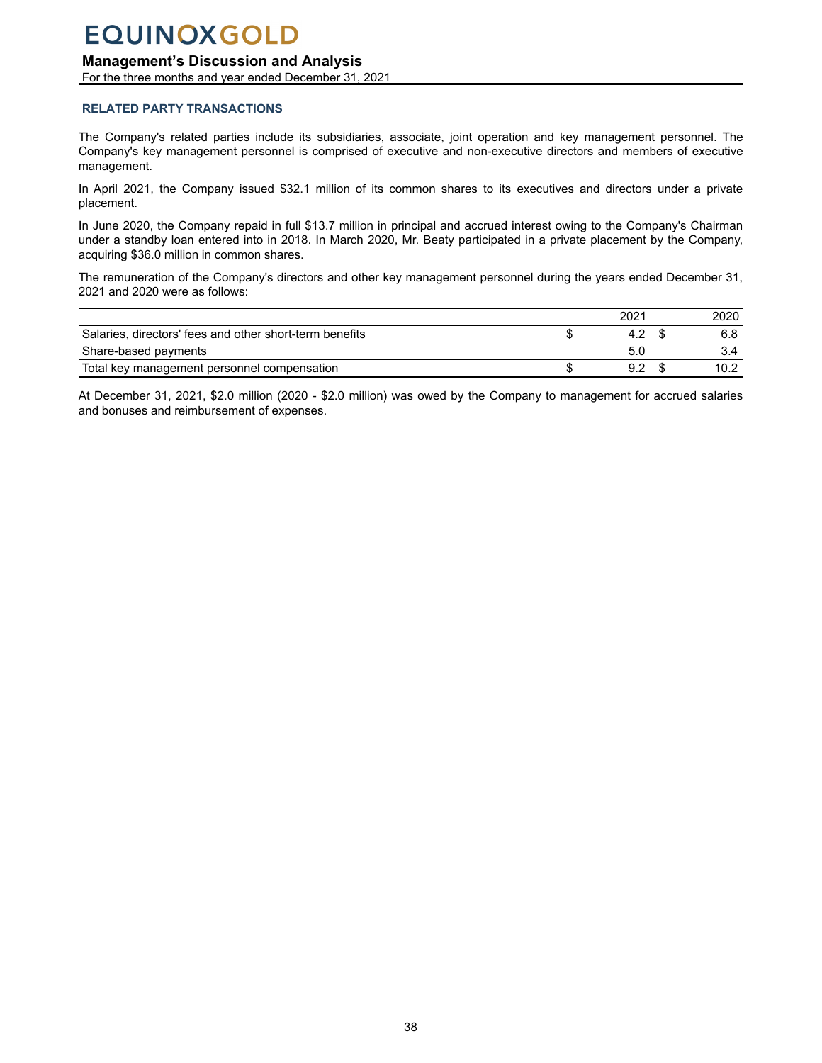## RELATED PARTY TRANSACTIONS

The Company's related parties include its subsidiaries, associate, joint operation and key management personnel. The Company's key management personnel is comprised of executive and non-executive directors and members of executive management.

In April 2021, the Company issued $32.1 million of its common shares to its executives and directors under a private placement.

In June 2020, the Company repaid in full $13.7 million in principal and accrued interest owing to the Company's Chairman under a standby loan entered into in 2018. In March 2020, Mr. Beaty participated in a private placement by the Company, acquiring $36.0 million in common shares.

The remuneration of the Company's directors and other key management personnel during the years ended December 31, 2021 and 2020 were as follows:

| | 2021 | 2020 |
|---|---|---|
| Salaries, directors' fees and other short-term benefits | $ 4.2 | $ 6.8 |
| Share-based payments | 5.0 | 3.4 |
| Total key management personnel compensation | $ 9.2 | $ 10.2 |

At December 31, 2021, $2.0 million (2020 - $2.0 million) was owed by the Company to management for accrued salaries and bonuses and reimbursement of expenses.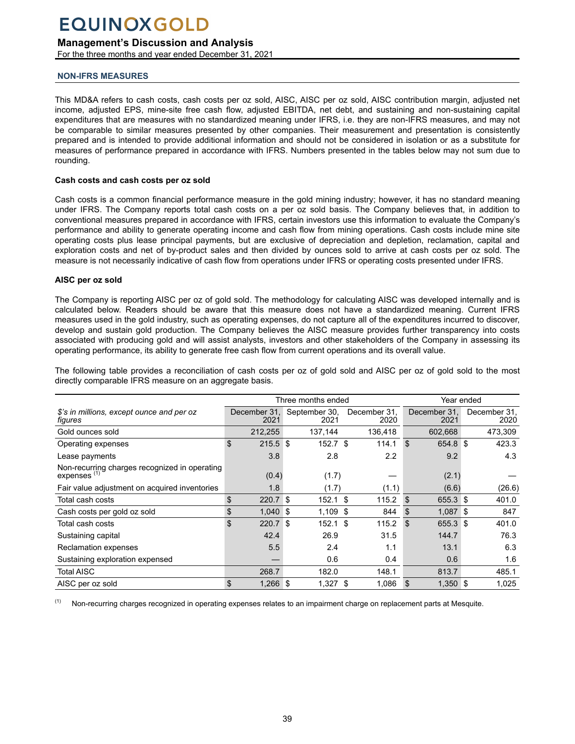## NON-IFRS MEASURES

This MD&A refers to cash costs, cash costs per oz sold, AISC, AISC per oz sold, AISC contribution margin, adjusted net income, adjusted EPS, mine-site free cash flow, adjusted EBITDA, net debt, and sustaining and non-sustaining capital expenditures that are measures with no standardized meaning under IFRS, i.e. they are non-IFRS measures, and may not be comparable to similar measures presented by other companies. Their measurement and presentation is consistently prepared and is intended to provide additional information and should not be considered in isolation or as a substitute for measures of performance prepared in accordance with IFRS. Numbers presented in the tables below may not sum due to rounding.

### Cash costs and cash costs per oz sold

Cash costs is a common financial performance measure in the gold mining industry; however, it has no standard meaning under IFRS. The Company reports total cash costs on a per oz sold basis. The Company believes that, in addition to conventional measures prepared in accordance with IFRS, certain investors use this information to evaluate the Company's performance and ability to generate operating income and cash flow from mining operations. Cash costs include mine site operating costs plus lease principal payments, but are exclusive of depreciation and depletion, reclamation, capital and exploration costs and net of by-product sales and then divided by ounces sold to arrive at cash costs per oz sold. The measure is not necessarily indicative of cash flow from operations under IFRS or operating costs presented under IFRS.

### AISC per oz sold

The Company is reporting AISC per oz of gold sold. The methodology for calculating AISC was developed internally and is calculated below. Readers should be aware that this measure does not have a standardized meaning. Current IFRS measures used in the gold industry, such as operating expenses, do not capture all of the expenditures incurred to discover, develop and sustain gold production. The Company believes the AISC measure provides further transparency into costs associated with producing gold and will assist analysts, investors and other stakeholders of the Company in assessing its operating performance, its ability to generate free cash flow from current operations and its overall value.

The following table provides a reconciliation of cash costs per oz of gold sold and AISC per oz of gold sold to the most directly comparable IFRS measure on an aggregate basis.

| | Three months ended | | | Year ended | |
|---|---|---|---|---|---|
| *$'s in millions, except ounce and per oz figures* | December 31, 2021 | September 30, 2021 | December 31, 2020 | December 31, 2021 | December 31, 2020 |
| Gold ounces sold | 212,255 | 137,144 | 136,418 | 602,668 | 473,309 |
| Operating expenses | $ 215.5 | $ 152.7 | $ 114.1 | $ 654.8 | $ 423.3 |
| Lease payments | 3.8 | 2.8 | 2.2 | 9.2 | 4.3 |
| Non-recurring charges recognized in operating expenses [(1)] | (0.4) | (1.7) | — | (2.1) | — |
| Fair value adjustment on acquired inventories | 1.8 | (1.7) | (1.1) | (6.6) | (26.6) |
| Total cash costs | $ 220.7 | $ 152.1 | $ 115.2 | $ 655.3 | $ 401.0 |
| Cash costs per gold oz sold | $ 1,040 | $ 1,109 | $ 844 | $ 1,087 | $ 847 |
| Total cash costs | $ 220.7 | $ 152.1 | $ 115.2 | $ 655.3 | $ 401.0 |
| Sustaining capital | 42.4 | 26.9 | 31.5 | 144.7 | 76.3 |
| Reclamation expenses | 5.5 | 2.4 | 1.1 | 13.1 | 6.3 |
| Sustaining exploration expensed | — | 0.6 | 0.4 | 0.6 | 1.6 |
| Total AISC | 268.7 | 182.0 | 148.1 | 813.7 | 485.1 |
| AISC per oz sold | $ 1,266 | $ 1,327 | $ 1,086 | $ 1,350 | $ 1,025 |

(1) Non-recurring charges recognized in operating expenses relates to an impairment charge on replacement parts at Mesquite.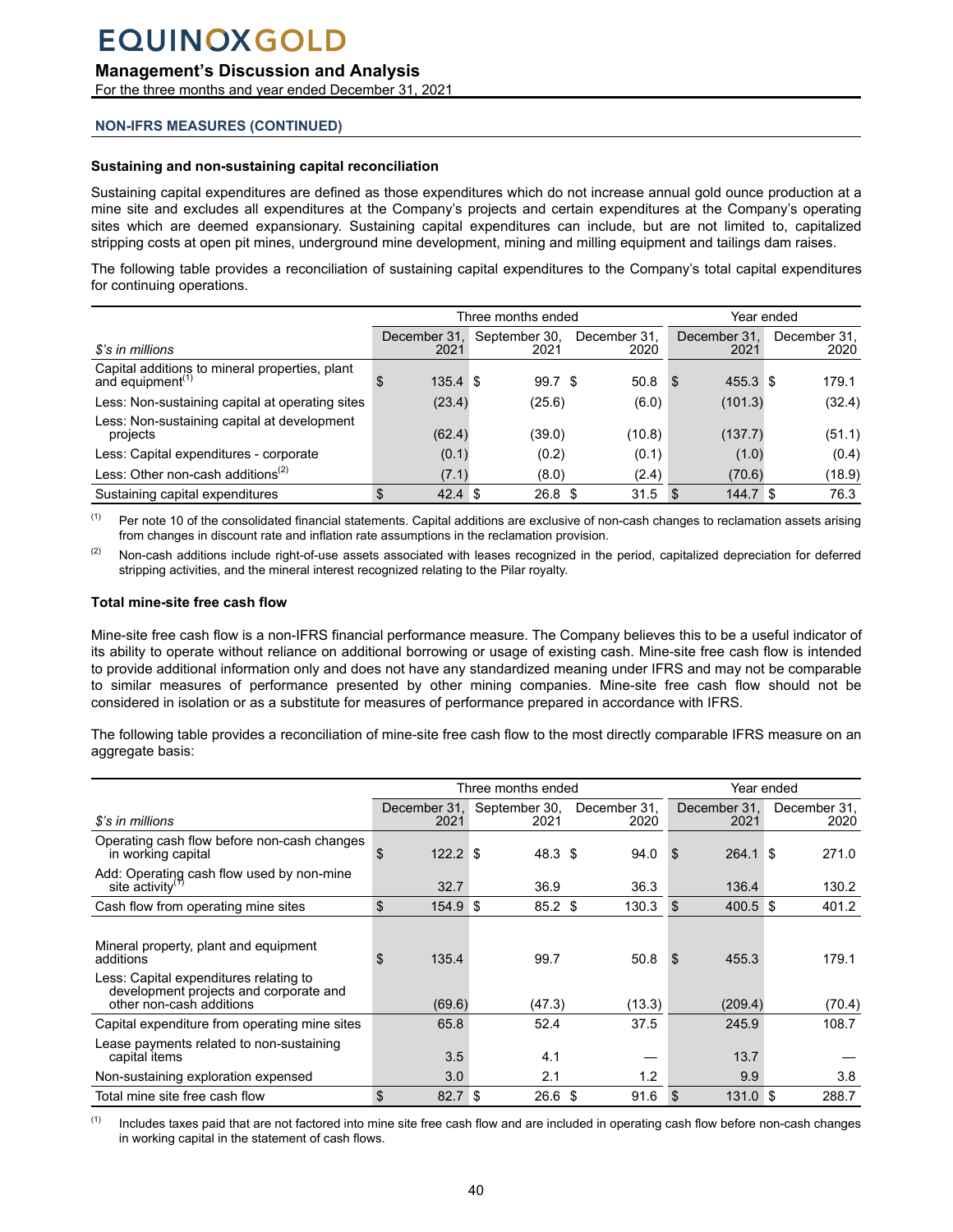## NON-IFRS MEASURES (CONTINUED)

### Sustaining and non-sustaining capital reconciliation

Sustaining capital expenditures are defined as those expenditures which do not increase annual gold ounce production at a mine site and excludes all expenditures at the Company's projects and certain expenditures at the Company's operating sites which are deemed expansionary. Sustaining capital expenditures can include, but are not limited to, capitalized stripping costs at open pit mines, underground mine development, mining and milling equipment and tailings dam raises.

The following table provides a reconciliation of sustaining capital expenditures to the Company's total capital expenditures for continuing operations.

| | Three months ended | | | Year ended | |
|---|---|---|---|---|---|
| *$'s in millions* | December 31, 2021 | September 30, 2021 | December 31, 2020 | December 31, 2021 | December 31, 2020 |
| Capital additions to mineral properties, plant and equipment[1] | $ 135.4 | $ 99.7 | $ 50.8 | $ 455.3 | $ 179.1 |
| Less: Non-sustaining capital at operating sites | (23.4) | (25.6) | (6.0) | (101.3) | (32.4) |
| Less: Non-sustaining capital at development projects | (62.4) | (39.0) | (10.8) | (137.7) | (51.1) |
| Less: Capital expenditures - corporate | (0.1) | (0.2) | (0.1) | (1.0) | (0.4) |
| Less: Other non-cash additions[2] | (7.1) | (8.0) | (2.4) | (70.6) | (18.9) |
| Sustaining capital expenditures | $ 42.4 | $ 26.8 | $ 31.5 | $ 144.7 | $ 76.3 |

[1] Per note 10 of the consolidated financial statements. Capital additions are exclusive of non-cash changes to reclamation assets arising from changes in discount rate and inflation rate assumptions in the reclamation provision.

[2] Non-cash additions include right-of-use assets associated with leases recognized in the period, capitalized depreciation for deferred stripping activities, and the mineral interest recognized relating to the Pilar royalty.

### Total mine-site free cash flow

Mine-site free cash flow is a non-IFRS financial performance measure. The Company believes this to be a useful indicator of its ability to operate without reliance on additional borrowing or usage of existing cash. Mine-site free cash flow is intended to provide additional information only and does not have any standardized meaning under IFRS and may not be comparable to similar measures of performance presented by other mining companies. Mine-site free cash flow should not be considered in isolation or as a substitute for measures of performance prepared in accordance with IFRS.

The following table provides a reconciliation of mine-site free cash flow to the most directly comparable IFRS measure on an aggregate basis:

| | Three months ended | | | Year ended | |
|---|---|---|---|---|---|
| *$'s in millions* | December 31, 2021 | September 30, 2021 | December 31, 2020 | December 31, 2021 | December 31, 2020 |
| Operating cash flow before non-cash changes in working capital | $ 122.2 | $ 48.3 | $ 94.0 | $ 264.1 | $ 271.0 |
| Add: Operating cash flow used by non-mine site activity[1] | 32.7 | 36.9 | 36.3 | 136.4 | 130.2 |
| Cash flow from operating mine sites | $ 154.9 | $ 85.2 | $ 130.3 | $ 400.5 | $ 401.2 |
| | | | | | |
| Mineral property, plant and equipment additions | $ 135.4 | 99.7 | 50.8 | $ 455.3 | 179.1 |
| Less: Capital expenditures relating to development projects and other non-cash additions | (69.6) | (47.3) | (13.3) | (209.4) | (70.4) |
| Capital expenditure from operating mine sites | 65.8 | 52.4 | 37.5 | 245.9 | 108.7 |
| Lease payments related to non-sustaining capital items | 3.5 | 4.1 | — | 13.7 | — |
| Non-sustaining exploration expensed | 3.0 | 2.1 | 1.2 | 9.9 | 3.8 |
| Total mine site free cash flow | $ 82.7 | $ 26.6 | $ 91.6 | $ 131.0 | $ 288.7 |

[1] Includes taxes paid that are not factored into mine site free cash flow and are included in operating cash flow before non-cash changes in working capital in the statement of cash flows.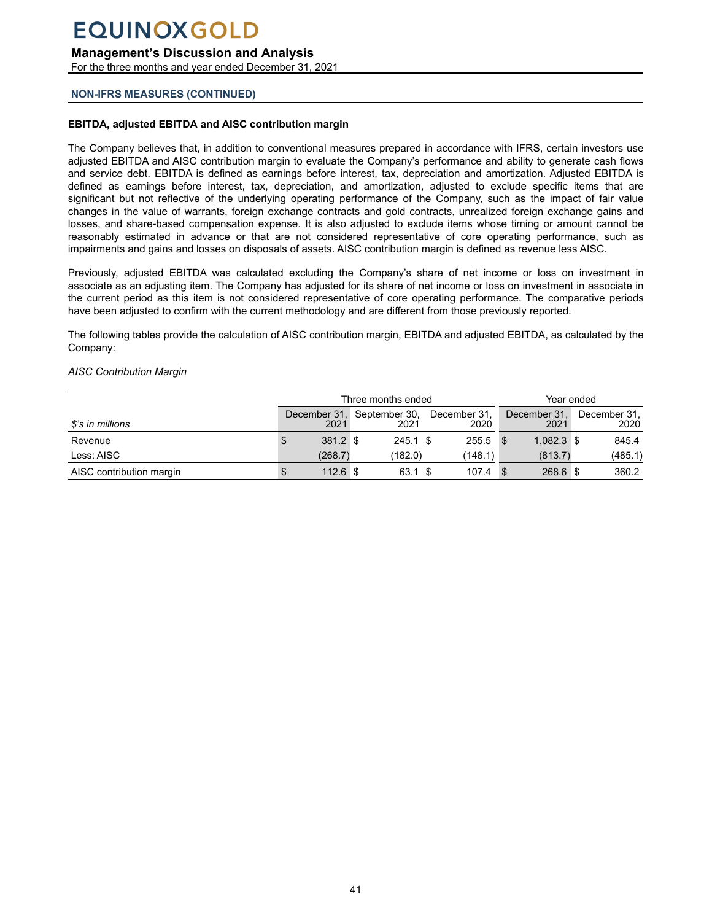**NON-IFRS MEASURES (CONTINUED)**

**EBITDA, adjusted EBITDA and AISC contribution margin**

The Company believes that, in addition to conventional measures prepared in accordance with IFRS, certain investors use adjusted EBITDA and AISC contribution margin to evaluate the Company's performance and ability to generate cash flows and service debt. EBITDA is defined as earnings before interest, tax, depreciation and amortization. Adjusted EBITDA is defined as earnings before interest, tax, depreciation, and amortization, adjusted to exclude specific items that are significant but not reflective of the underlying operating performance of the Company, such as the impact of fair value changes in the value of warrants, foreign exchange contracts and gold contracts, unrealized foreign exchange gains and losses, and share-based compensation expense. It is also adjusted to exclude items whose timing or amount cannot be reasonably estimated in advance or that are not considered representative of core operating performance, such as impairments and gains and losses on disposals of assets. AISC contribution margin is defined as revenue less AISC.

Previously, adjusted EBITDA was calculated excluding the Company's share of net income or loss on investment in associate as an adjusting item. The Company has adjusted for its share of net income or loss on investment in associate in the current period as this item is not considered representative of core operating performance. The comparative periods have been adjusted to confirm with the current methodology and are different from those previously reported.

The following tables provide the calculation of AISC contribution margin, EBITDA and adjusted EBITDA, as calculated by the Company:

*AISC Contribution Margin*

| | Three months ended | | | Year ended | |
|---|---|---|---|---|---|
| *$'s in millions* | December 31, 2021 | September 30, 2021 | December 31, 2020 | December 31, 2021 | December 31, 2020 |
| Revenue | $ 381.2 | $ 245.1 | $ 255.5 | $ 1,082.3 | $ 845.4 |
| Less: AISC | (268.7) | (182.0) | (148.1) | (813.7) | (485.1) |
| AISC contribution margin | $ 112.6 | $ 63.1 | $ 107.4 | $ 268.6 | $ 360.2 |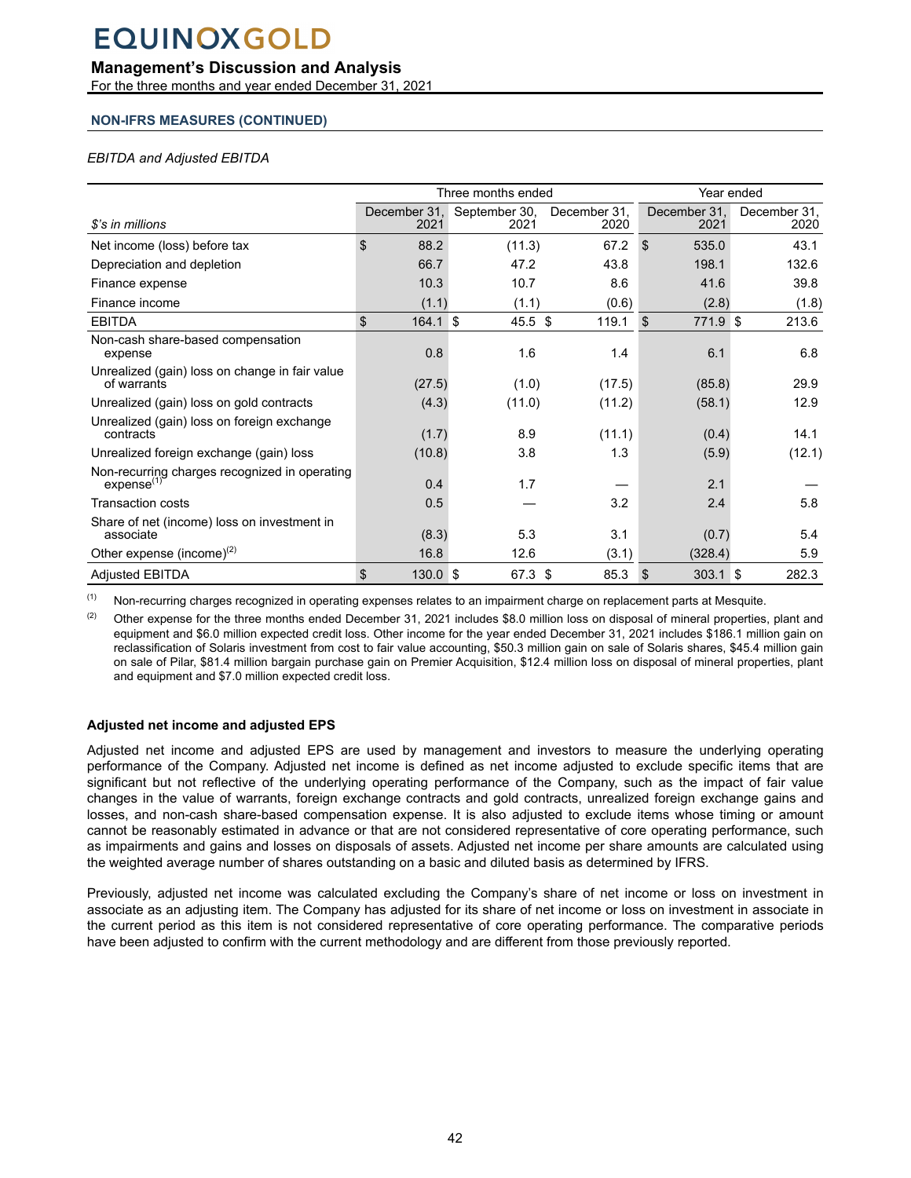**NON-IFRS MEASURES (CONTINUED)**

*EBITDA and Adjusted EBITDA*

| | Three months ended | | | Year ended | |
|---|---|---|---|---|---|
| *$'s in millions* | December 31, 2021 | September 30, 2021 | December 31, 2020 | December 31, 2021 | December 31, 2020 |
| Net income (loss) before tax | $ 88.2 | (11.3) | 67.2 | $ 535.0 | 43.1 |
| Depreciation and depletion | 66.7 | 47.2 | 43.8 | 198.1 | 132.6 |
| Finance expense | 10.3 | 10.7 | 8.6 | 41.6 | 39.8 |
| Finance income | (1.1) | (1.1) | (0.6) | (2.8) | (1.8) |
| EBITDA | $ 164.1 | $ 45.5 | $ 119.1 | $ 771.9 | $ 213.6 |
| Non-cash share-based compensation expense | 0.8 | 1.6 | 1.4 | 6.1 | 6.8 |
| Unrealized (gain) loss on change in fair value of warrants | (27.5) | (1.0) | (17.5) | (85.8) | 29.9 |
| Unrealized (gain) loss on gold contracts | (4.3) | (11.0) | (11.2) | (58.1) | 12.9 |
| Unrealized (gain) loss on foreign exchange contracts | (1.7) | 8.9 | (11.1) | (0.4) | 14.1 |
| Unrealized foreign exchange (gain) loss | (10.8) | 3.8 | 1.3 | (5.9) | (12.1) |
| Non-recurring charges recognized in operating expense[(1)] | 0.4 | 1.7 | — | 2.1 | — |
| Transaction costs | 0.5 | — | 3.2 | 2.4 | 5.8 |
| Share of net (income) loss on investment in associate | (8.3) | 5.3 | 3.1 | (0.7) | 5.4 |
| Other expense (income)[(2)] | 16.8 | 12.6 | (3.1) | (328.4) | 5.9 |
| Adjusted EBITDA | $ 130.0 | $ 67.3 | $ 85.3 | $ 303.1 | $ 282.3 |

(1) Non-recurring charges recognized in operating expenses relates to an impairment charge on replacement parts at Mesquite.

(2) Other expense for the three months ended December 31, 2021 includes $8.0 million loss on disposal of mineral properties, plant and equipment and $6.0 million expected credit loss. Other income for the year ended December 31, 2021 includes $186.1 million gain on reclassification of Solaris investment from cost to fair value accounting, $50.3 million gain on sale of Solaris shares, $45.4 million gain on sale of Pilar, $81.4 million bargain purchase gain on Premier Acquisition, $12.4 million loss on disposal of mineral properties, plant and equipment and $7.0 million expected credit loss.

**Adjusted net income and adjusted EPS**

Adjusted net income and adjusted EPS are used by management and investors to measure the underlying operating performance of the Company. Adjusted net income is defined as net income adjusted to exclude specific items that are significant but not reflective of the underlying operating performance of the Company, such as the impact of fair value changes in the value of warrants, foreign exchange contracts and gold contracts, unrealized foreign exchange gains and losses, and non-cash share-based compensation expense. It is also adjusted to exclude items whose timing or amount cannot be reasonably estimated in advance or that are not considered representative of core operating performance, such as impairments and gains and losses on disposals of assets. Adjusted net income per share amounts are calculated using the weighted average number of shares outstanding on a basic and diluted basis as determined by IFRS.

Previously, adjusted net income was calculated excluding the Company's share of net income or loss on investment in associate as an adjusting item. The Company has adjusted for its share of net income or loss on investment in associate in the current period as this item is not considered representative of core operating performance. The comparative periods have been adjusted to confirm with the current methodology and are different from those previously reported.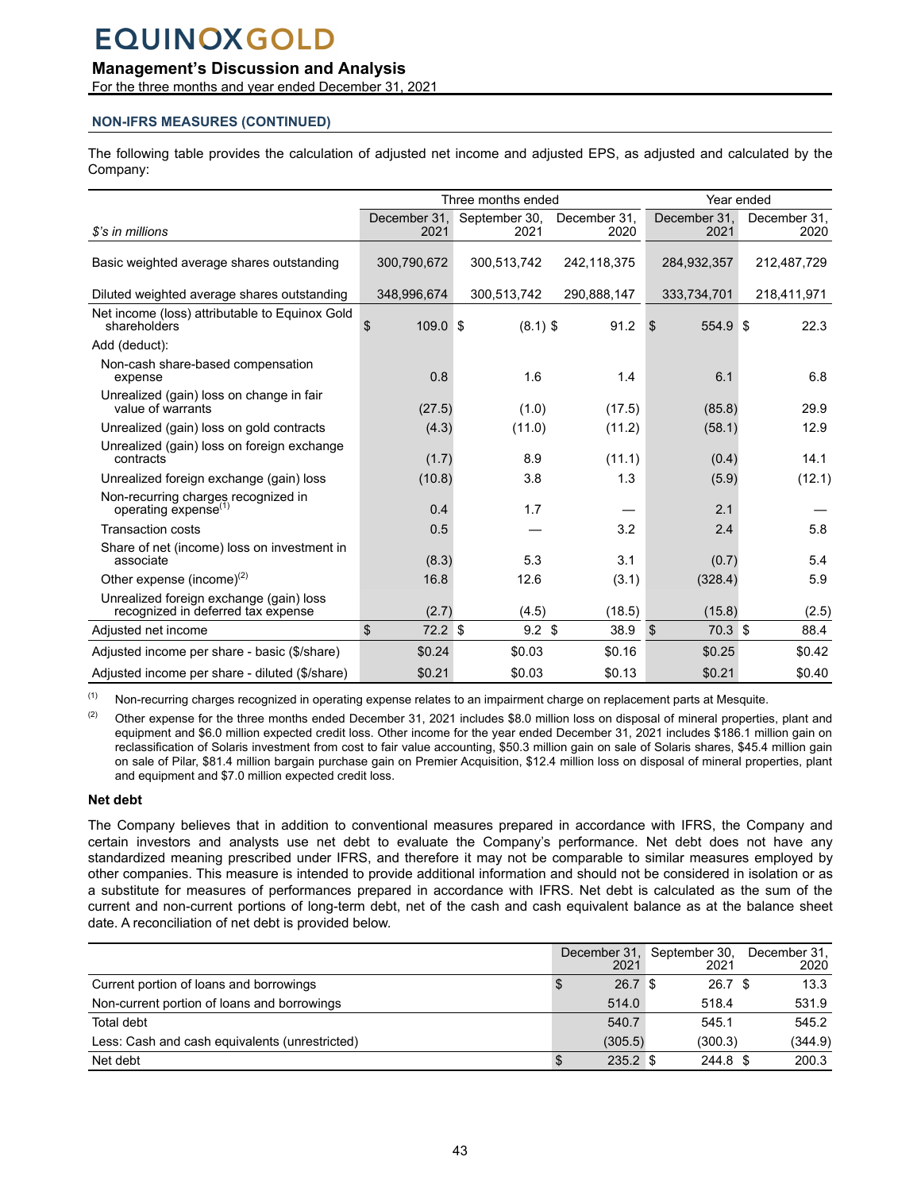**NON-IFRS MEASURES (CONTINUED)**

The following table provides the calculation of adjusted net income and adjusted EPS, as adjusted and calculated by the Company:

| | Three months ended | | | Year ended | |
|---|---|---|---|---|---|
| *$'s in millions* | December 31, 2021 | September 30, 2021 | December 31, 2020 | December 31, 2021 | December 31, 2020 |
| Basic weighted average shares outstanding | 300,790,672 | 300,513,742 | 242,118,375 | 284,932,357 | 212,487,729 |
| Diluted weighted average shares outstanding | 348,996,674 | 300,513,742 | 290,888,147 | 333,734,701 | 218,411,971 |
| Net income (loss) attributable to Equinox Gold shareholders | $ 109.0 | $ (8.1) | $ 91.2 | $ 554.9 | $ 22.3 |
| Add (deduct): | | | | | |
| Non-cash share-based compensation expense | 0.8 | 1.6 | 1.4 | 6.1 | 6.8 |
| Unrealized (gain) loss on change in fair value of warrants | (27.5) | (1.0) | (17.5) | (85.8) | 29.9 |
| Unrealized (gain) loss on gold contracts | (4.3) | (11.0) | (11.2) | (58.1) | 12.9 |
| Unrealized (gain) loss on foreign exchange contracts | (1.7) | 8.9 | (11.1) | (0.4) | 14.1 |
| Unrealized foreign exchange (gain) loss | (10.8) | 3.8 | 1.3 | (5.9) | (12.1) |
| Non-recurring charges recognized in operating expense[(1)] | 0.4 | 1.7 | — | 2.1 | — |
| Transaction costs | 0.5 | — | 3.2 | 2.4 | 5.8 |
| Share of net (income) loss on investment in associate | (8.3) | 5.3 | 3.1 | (0.7) | 5.4 |
| Other expense (income)[(2)] | 16.8 | 12.6 | (3.1) | (328.4) | 5.9 |
| Unrealized foreign exchange (gain) loss recognized in deferred tax expense | (2.7) | (4.5) | (18.5) | (15.8) | (2.5) |
| Adjusted net income | $ 72.2 | $ 9.2 | $ 38.9 | $ 70.3 | $ 88.4 |
| Adjusted income per share - basic ($/share) | $0.24 | $0.03 | $0.16 | $0.25 | $0.42 |
| Adjusted income per share - diluted ($/share) | $0.21 | $0.03 | $0.13 | $0.21 | $0.40 |

(1) Non-recurring charges recognized in operating expense relates to an impairment charge on replacement parts at Mesquite.

(2) Other expense for the three months ended December 31, 2021 includes $8.0 million loss on disposal of mineral properties, plant and equipment and $6.0 million expected credit loss. Other income for the year ended December 31, 2021 includes $186.1 million gain on reclassification of Solaris investment from cost to fair value accounting, $50.3 million gain on sale of Solaris shares, $45.4 million gain on sale of Pilar, $81.4 million bargain purchase gain on Premier Acquisition, $12.4 million loss on disposal of mineral properties, plant and equipment and $7.0 million expected credit loss.

**Net debt**

The Company believes that in addition to conventional measures prepared in accordance with IFRS, the Company and certain investors and analysts use net debt to evaluate the Company's performance. Net debt does not have any standardized meaning prescribed under IFRS, and therefore it may not be comparable to similar measures employed by other companies. This measure is intended to provide additional information and should not be considered in isolation or as a substitute for measures of performances prepared in accordance with IFRS. Net debt is calculated as the sum of the current and non-current portions of long-term debt, net of the cash and cash equivalent balance as at the balance sheet date. A reconciliation of net debt is provided below.

| | December 31, 2021 | September 30, 2021 | December 31, 2020 |
|---|---|---|---|
| Current portion of loans and borrowings | $ 26.7 | $ 26.7 | $ 13.3 |
| Non-current portion of loans and borrowings | 514.0 | 518.4 | 531.9 |
| Total debt | 540.7 | 545.1 | 545.2 |
| Less: Cash and cash equivalents (unrestricted) | (305.5) | (300.3) | (344.9) |
| Net debt | $ 235.2 | $ 244.8 | $ 200.3 |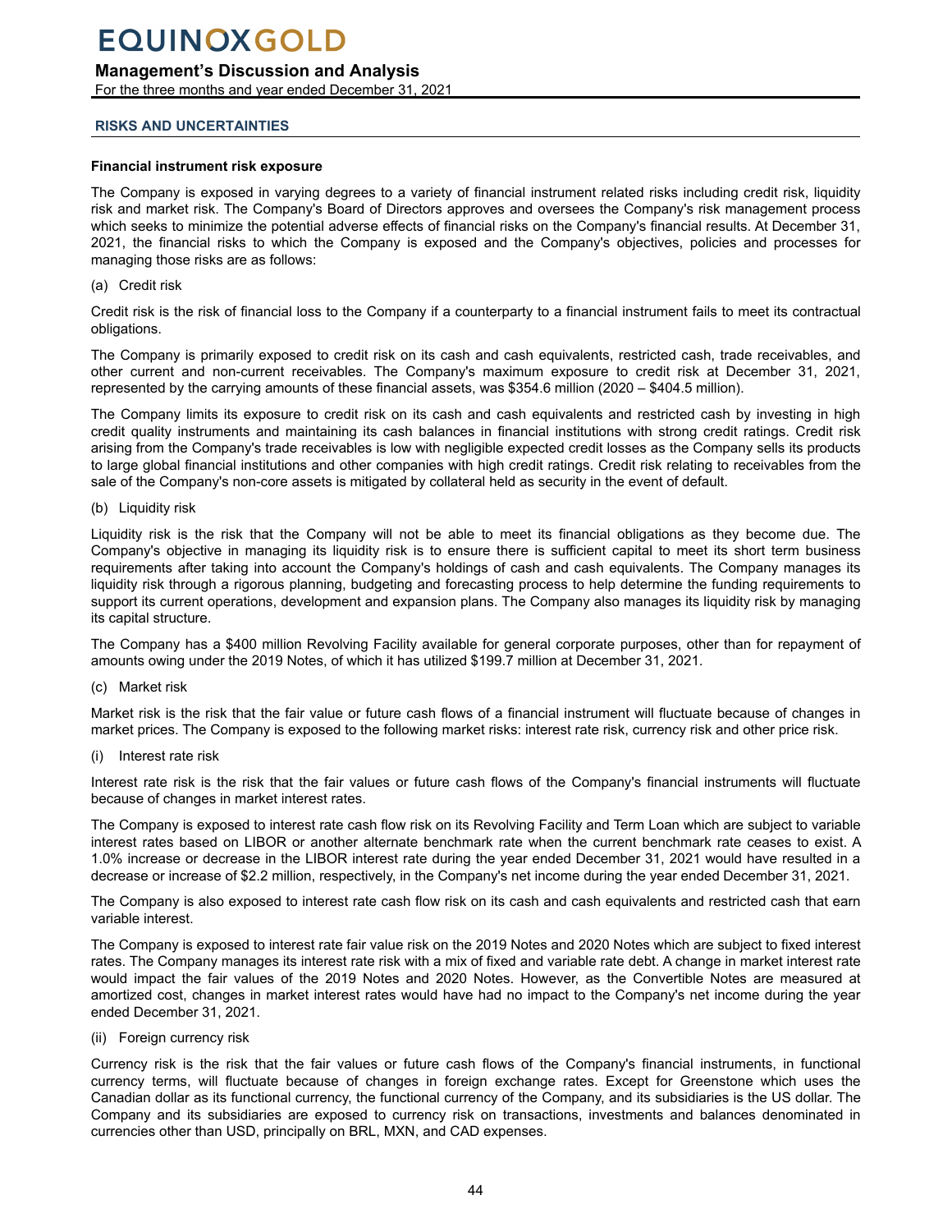## RISKS AND UNCERTAINTIES

**Financial instrument risk exposure**

The Company is exposed in varying degrees to a variety of financial instrument related risks including credit risk, liquidity risk and market risk. The Company's Board of Directors approves and oversees the Company's risk management process which seeks to minimize the potential adverse effects of financial risks on the Company's financial results. At December 31, 2021, the financial risks to which the Company is exposed and the Company's objectives, policies and processes for managing those risks are as follows:

(a) Credit risk

Credit risk is the risk of financial loss to the Company if a counterparty to a financial instrument fails to meet its contractual obligations.

The Company is primarily exposed to credit risk on its cash and cash equivalents, restricted cash, trade receivables, and other current and non-current receivables. The Company's maximum exposure to credit risk at December 31, 2021, represented by the carrying amounts of these financial assets, was $354.6 million (2020 – $404.5 million).

The Company limits its exposure to credit risk on its cash and cash equivalents and restricted cash by investing in high credit quality instruments and maintaining its cash balances in financial institutions with strong credit ratings. Credit risk arising from the Company's trade receivables is low with negligible expected credit losses as the Company sells its products to large global financial institutions and other companies with high credit ratings. Credit risk relating to receivables from the sale of the Company's non-core assets is mitigated by collateral held as security in the event of default.

(b) Liquidity risk

Liquidity risk is the risk that the Company will not be able to meet its financial obligations as they become due. The Company's objective in managing its liquidity risk is to ensure there is sufficient capital to meet its short term business requirements after taking into account the Company's holdings of cash and cash equivalents. The Company manages its liquidity risk through a rigorous planning, budgeting and forecasting process to help determine the funding requirements to support its current operations, development and expansion plans. The Company also manages its liquidity risk by managing its capital structure.

The Company has a $400 million Revolving Facility available for general corporate purposes, other than for repayment of amounts owing under the 2019 Notes, of which it has utilized $199.7 million at December 31, 2021.

(c) Market risk

Market risk is the risk that the fair value or future cash flows of a financial instrument will fluctuate because of changes in market prices. The Company is exposed to the following market risks: interest rate risk, currency risk and other price risk.

(i) Interest rate risk

Interest rate risk is the risk that the fair values or future cash flows of the Company's financial instruments will fluctuate because of changes in market interest rates.

The Company is exposed to interest rate cash flow risk on its Revolving Facility and Term Loan which are subject to variable interest rates based on LIBOR or another alternate benchmark rate when the current benchmark rate ceases to exist. A 1.0% increase or decrease in the LIBOR interest rate during the year ended December 31, 2021 would have resulted in a decrease or increase of $2.2 million, respectively, in the Company's net income during the year ended December 31, 2021.

The Company is also exposed to interest rate cash flow risk on its cash and cash equivalents and restricted cash that earn variable interest.

The Company is exposed to interest rate fair value risk on the 2019 Notes and 2020 Notes which are subject to fixed interest rates. The Company manages its interest rate risk with a mix of fixed and variable rate debt. A change in market interest rate would impact the fair values of the 2019 Notes and 2020 Notes. However, as the Convertible Notes are measured at amortized cost, changes in market interest rates would have had no impact to the Company's net income during the year ended December 31, 2021.

(ii) Foreign currency risk

Currency risk is the risk that the fair values or future cash flows of the Company's financial instruments, in functional currency terms, will fluctuate because of changes in foreign exchange rates. Except for Greenstone which uses the Canadian dollar as its functional currency, the functional currency of the Company, and its subsidiaries is the US dollar. The Company and its subsidiaries are exposed to currency risk on transactions, investments and balances denominated in currencies other than USD, principally on BRL, MXN, and CAD expenses.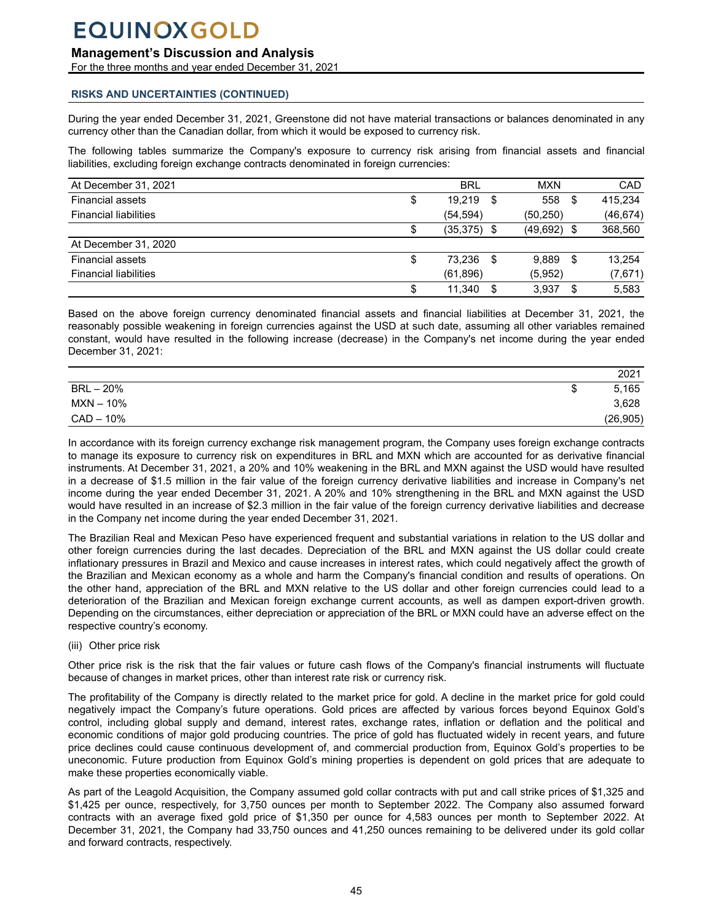## RISKS AND UNCERTAINTIES (CONTINUED)

During the year ended December 31, 2021, Greenstone did not have material transactions or balances denominated in any currency other than the Canadian dollar, from which it would be exposed to currency risk.

The following tables summarize the Company's exposure to currency risk arising from financial assets and financial liabilities, excluding foreign exchange contracts denominated in foreign currencies:

| At December 31, 2021 | BRL | MXN | CAD |
|---|---|---|---|
| Financial assets | $ 19,219 | $ 558 | $ 415,234 |
| Financial liabilities | (54,594) | (50,250) | (46,674) |
| | $ (35,375) | $ (49,692) | $ 368,560 |
| **At December 31, 2020** | | | |
| Financial assets | $ 73,236 | $ 9,889 | $ 13,254 |
| Financial liabilities | (61,896) | (5,952) | (7,671) |
| | $ 11,340 | $ 3,937 | $ 5,583 |

Based on the above foreign currency denominated financial assets and financial liabilities at December 31, 2021, the reasonably possible weakening in foreign currencies against the USD at such date, assuming all other variables remained constant, would have resulted in the following increase (decrease) in the Company's net income during the year ended December 31, 2021:

| | 2021 |
|---|---|
| BRL – 20% | $ 5,165 |
| MXN – 10% | 3,628 |
| CAD – 10% | (26,905) |

In accordance with its foreign currency exchange risk management program, the Company uses foreign exchange contracts to manage its exposure to currency risk on expenditures in BRL and MXN which are accounted for as derivative financial instruments. At December 31, 2021, a 20% and 10% weakening in the BRL and MXN against the USD would have resulted in a decrease of $1.5 million in the fair value of the foreign currency derivative liabilities and increase in Company's net income during the year ended December 31, 2021. A 20% and 10% strengthening in the BRL and MXN against the USD would have resulted in an increase of $2.3 million in the fair value of the foreign currency derivative liabilities and decrease in the Company net income during the year ended December 31, 2021.

The Brazilian Real and Mexican Peso have experienced frequent and substantial variations in relation to the US dollar and other foreign currencies during the last decades. Depreciation of the BRL and MXN against the US dollar could create inflationary pressures in Brazil and Mexico and cause increases in interest rates, which could negatively affect the growth of the Brazilian and Mexican economy as a whole and harm the Company's financial condition and results of operations. On the other hand, appreciation of the BRL and MXN relative to the US dollar and other foreign currencies could lead to a deterioration of the Brazilian and Mexican foreign exchange current accounts, as well as dampen export-driven growth. Depending on the circumstances, either depreciation or appreciation of the BRL or MXN could have an adverse effect on the respective country's economy.

(iii) Other price risk

Other price risk is the risk that the fair values or future cash flows of the Company's financial instruments will fluctuate because of changes in market prices, other than interest rate risk or currency risk.

The profitability of the Company is directly related to the market price for gold. A decline in the market price for gold could negatively impact the Company's future operations. Gold prices are affected by various forces beyond Equinox Gold's control, including global supply and demand, interest rates, exchange rates, inflation or deflation and the political and economic conditions of major gold producing countries. The price of gold has fluctuated widely in recent years, and future price declines could cause continuous development of, and commercial production from, Equinox Gold's properties to be uneconomic. Future production from Equinox Gold's mining properties is dependent on gold prices that are adequate to make these properties economically viable.

As part of the Leagold Acquisition, the Company assumed gold collar contracts with put and call strike prices of $1,325 and $1,425 per ounce, respectively, for 3,750 ounces per month to September 2022. The Company also assumed forward contracts with an average fixed gold price of $1,350 per ounce for 4,583 ounces per month to September 2022. At December 31, 2021, the Company had 33,750 ounces and 41,250 ounces remaining to be delivered under its gold collar and forward contracts, respectively.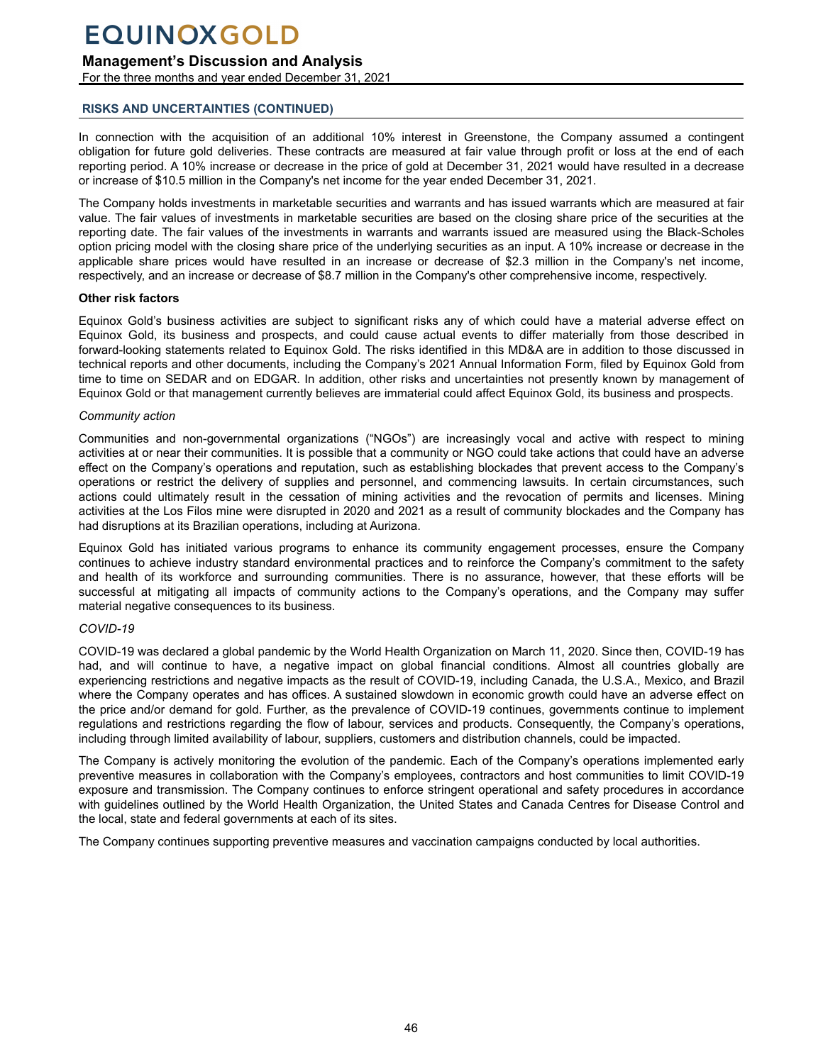## RISKS AND UNCERTAINTIES (CONTINUED)

In connection with the acquisition of an additional 10% interest in Greenstone, the Company assumed a contingent obligation for future gold deliveries. These contracts are measured at fair value through profit or loss at the end of each reporting period. A 10% increase or decrease in the price of gold at December 31, 2021 would have resulted in a decrease or increase of $10.5 million in the Company's net income for the year ended December 31, 2021.

The Company holds investments in marketable securities and warrants and has issued warrants which are measured at fair value. The fair values of investments in marketable securities are based on the closing share price of the securities at the reporting date. The fair values of the investments in warrants and warrants issued are measured using the Black-Scholes option pricing model with the closing share price of the underlying securities as an input. A 10% increase or decrease in the applicable share prices would have resulted in an increase or decrease of $2.3 million in the Company's net income, respectively, and an increase or decrease of $8.7 million in the Company's other comprehensive income, respectively.

### Other risk factors

Equinox Gold's business activities are subject to significant risks any of which could have a material adverse effect on Equinox Gold, its business and prospects, and could cause actual events to differ materially from those described in forward-looking statements related to Equinox Gold. The risks identified in this MD&A are in addition to those discussed in technical reports and other documents, including the Company's 2021 Annual Information Form, filed by Equinox Gold from time to time on SEDAR and on EDGAR. In addition, other risks and uncertainties not presently known by management of Equinox Gold or that management currently believes are immaterial could affect Equinox Gold, its business and prospects.

*Community action*

Communities and non-governmental organizations ("NGOs") are increasingly vocal and active with respect to mining activities at or near their communities. It is possible that a community or NGO could take actions that could have an adverse effect on the Company's operations and reputation, such as establishing blockades that prevent access to the Company's operations or restrict the delivery of supplies and personnel, and commencing lawsuits. In certain circumstances, such actions could ultimately result in the cessation of mining activities and the revocation of permits and licenses. Mining activities at the Los Filos mine were disrupted in 2020 and 2021 as a result of community blockades and the Company has had disruptions at its Brazilian operations, including at Aurizona.

Equinox Gold has initiated various programs to enhance its community engagement processes, ensure the Company continues to achieve industry standard environmental practices and to reinforce the Company's commitment to the safety and health of its workforce and surrounding communities. There is no assurance, however, that these efforts will be successful at mitigating all impacts of community actions to the Company's operations, and the Company may suffer material negative consequences to its business.

*COVID-19*

COVID-19 was declared a global pandemic by the World Health Organization on March 11, 2020. Since then, COVID-19 has had, and will continue to have, a negative impact on global financial conditions. Almost all countries globally are experiencing restrictions and negative impacts as the result of COVID-19, including Canada, the U.S.A., Mexico, and Brazil where the Company operates and has offices. A sustained slowdown in economic growth could have an adverse effect on the price and/or demand for gold. Further, as the prevalence of COVID-19 continues, governments continue to implement regulations and restrictions regarding the flow of labour, services and products. Consequently, the Company's operations, including through limited availability of labour, suppliers, customers and distribution channels, could be impacted.

The Company is actively monitoring the evolution of the pandemic. Each of the Company's operations implemented early preventive measures in collaboration with the Company's employees, contractors and host communities to limit COVID-19 exposure and transmission. The Company continues to enforce stringent operational and safety procedures in accordance with guidelines outlined by the World Health Organization, the United States and Canada Centres for Disease Control and the local, state and federal governments at each of its sites.

The Company continues supporting preventive measures and vaccination campaigns conducted by local authorities.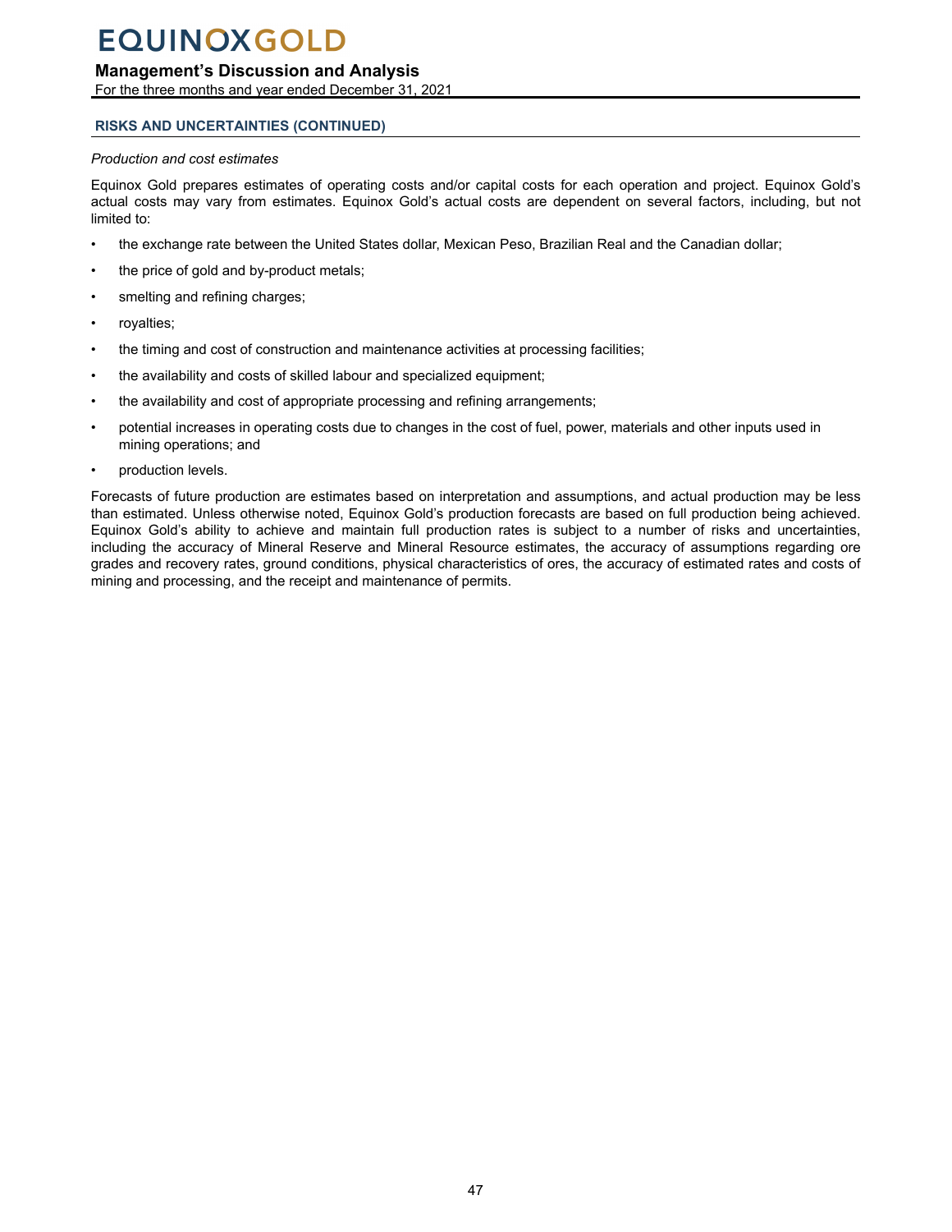## RISKS AND UNCERTAINTIES (CONTINUED)

*Production and cost estimates*

Equinox Gold prepares estimates of operating costs and/or capital costs for each operation and project. Equinox Gold's actual costs may vary from estimates. Equinox Gold's actual costs are dependent on several factors, including, but not limited to:

- the exchange rate between the United States dollar, Mexican Peso, Brazilian Real and the Canadian dollar;
- the price of gold and by-product metals;
- smelting and refining charges;
- royalties;
- the timing and cost of construction and maintenance activities at processing facilities;
- the availability and costs of skilled labour and specialized equipment;
- the availability and cost of appropriate processing and refining arrangements;
- potential increases in operating costs due to changes in the cost of fuel, power, materials and other inputs used in mining operations; and
- production levels.

Forecasts of future production are estimates based on interpretation and assumptions, and actual production may be less than estimated. Unless otherwise noted, Equinox Gold's production forecasts are based on full production being achieved. Equinox Gold's ability to achieve and maintain full production rates is subject to a number of risks and uncertainties, including the accuracy of Mineral Reserve and Mineral Resource estimates, the accuracy of assumptions regarding ore grades and recovery rates, ground conditions, physical characteristics of ores, the accuracy of estimated rates and costs of mining and processing, and the receipt and maintenance of permits.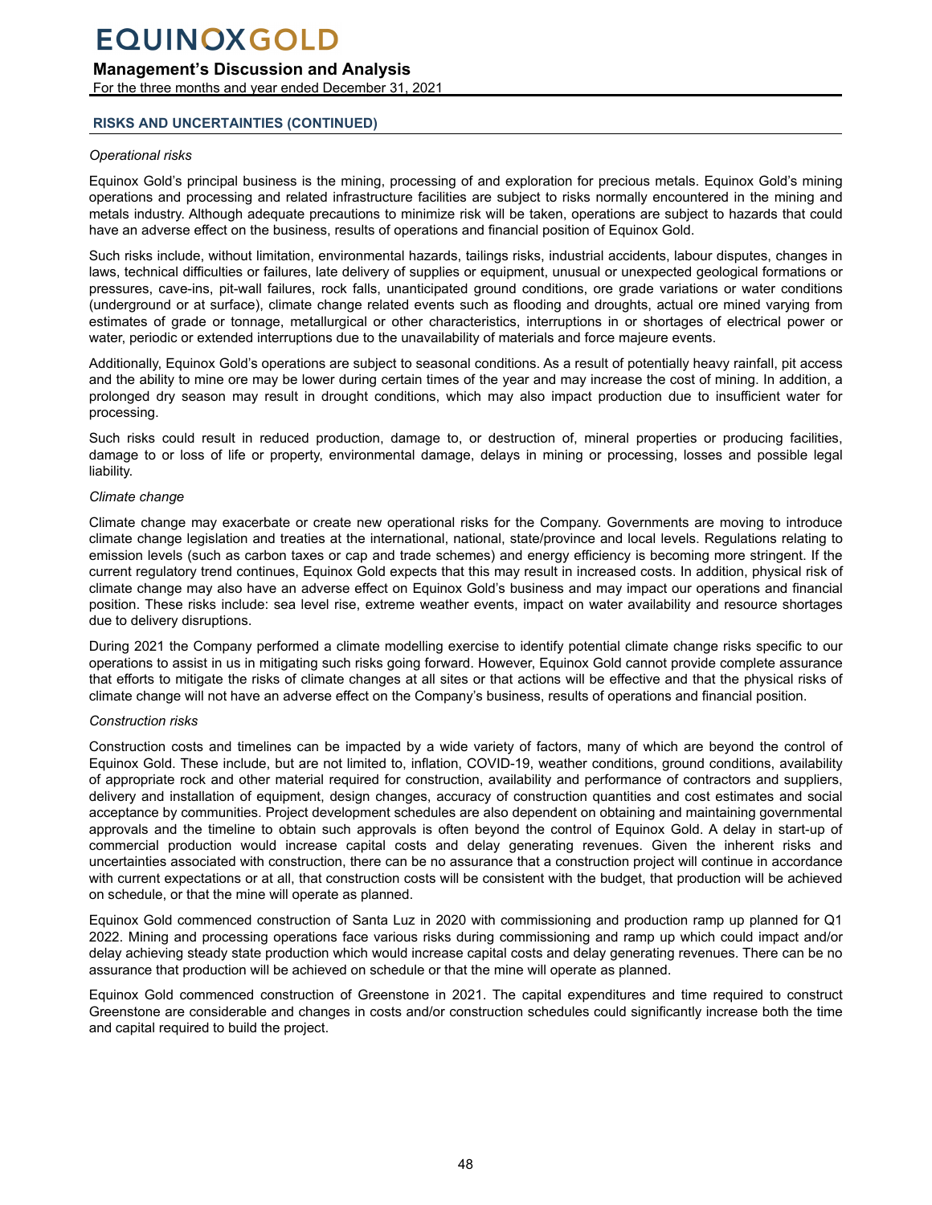## RISKS AND UNCERTAINTIES (CONTINUED)

*Operational risks*

Equinox Gold's principal business is the mining, processing of and exploration for precious metals. Equinox Gold's mining operations and processing and related infrastructure facilities are subject to risks normally encountered in the mining and metals industry. Although adequate precautions to minimize risk will be taken, operations are subject to hazards that could have an adverse effect on the business, results of operations and financial position of Equinox Gold.

Such risks include, without limitation, environmental hazards, tailings risks, industrial accidents, labour disputes, changes in laws, technical difficulties or failures, late delivery of supplies or equipment, unusual or unexpected geological formations or pressures, cave-ins, pit-wall failures, rock falls, unanticipated ground conditions, ore grade variations or water conditions (underground or at surface), climate change related events such as flooding and droughts, actual ore mined varying from estimates of grade or tonnage, metallurgical or other characteristics, interruptions in or shortages of electrical power or water, periodic or extended interruptions due to the unavailability of materials and force majeure events.

Additionally, Equinox Gold's operations are subject to seasonal conditions. As a result of potentially heavy rainfall, pit access and the ability to mine ore may be lower during certain times of the year and may increase the cost of mining. In addition, a prolonged dry season may result in drought conditions, which may also impact production due to insufficient water for processing.

Such risks could result in reduced production, damage to, or destruction of, mineral properties or producing facilities, damage to or loss of life or property, environmental damage, delays in mining or processing, losses and possible legal liability.

*Climate change*

Climate change may exacerbate or create new operational risks for the Company. Governments are moving to introduce climate change legislation and treaties at the international, national, state/province and local levels. Regulations relating to emission levels (such as carbon taxes or cap and trade schemes) and energy efficiency is becoming more stringent. If the current regulatory trend continues, Equinox Gold expects that this may result in increased costs. In addition, physical risk of climate change may also have an adverse effect on Equinox Gold's business and may impact our operations and financial position. These risks include: sea level rise, extreme weather events, impact on water availability and resource shortages due to delivery disruptions.

During 2021 the Company performed a climate modelling exercise to identify potential climate change risks specific to our operations to assist in us in mitigating such risks going forward. However, Equinox Gold cannot provide complete assurance that efforts to mitigate the risks of climate changes at all sites or that actions will be effective and that the physical risks of climate change will not have an adverse effect on the Company's business, results of operations and financial position.

*Construction risks*

Construction costs and timelines can be impacted by a wide variety of factors, many of which are beyond the control of Equinox Gold. These include, but are not limited to, inflation, COVID-19, weather conditions, ground conditions, availability of appropriate rock and other material required for construction, availability and performance of contractors and suppliers, delivery and installation of equipment, design changes, accuracy of construction quantities and cost estimates and social acceptance by communities. Project development schedules are also dependent on obtaining and maintaining governmental approvals and the timeline to obtain such approvals is often beyond the control of Equinox Gold. A delay in start-up of commercial production would increase capital costs and delay generating revenues. Given the inherent risks and uncertainties associated with construction, there can be no assurance that a construction project will continue in accordance with current expectations or at all, that construction costs will be consistent with the budget, that production will be achieved on schedule, or that the mine will operate as planned.

Equinox Gold commenced construction of Santa Luz in 2020 with commissioning and production ramp up planned for Q1 2022. Mining and processing operations face various risks during commissioning and ramp up which could impact and/or delay achieving steady state production which would increase capital costs and delay generating revenues. There can be no assurance that production will be achieved on schedule or that the mine will operate as planned.

Equinox Gold commenced construction of Greenstone in 2021. The capital expenditures and time required to construct Greenstone are considerable and changes in costs and/or construction schedules could significantly increase both the time and capital required to build the project.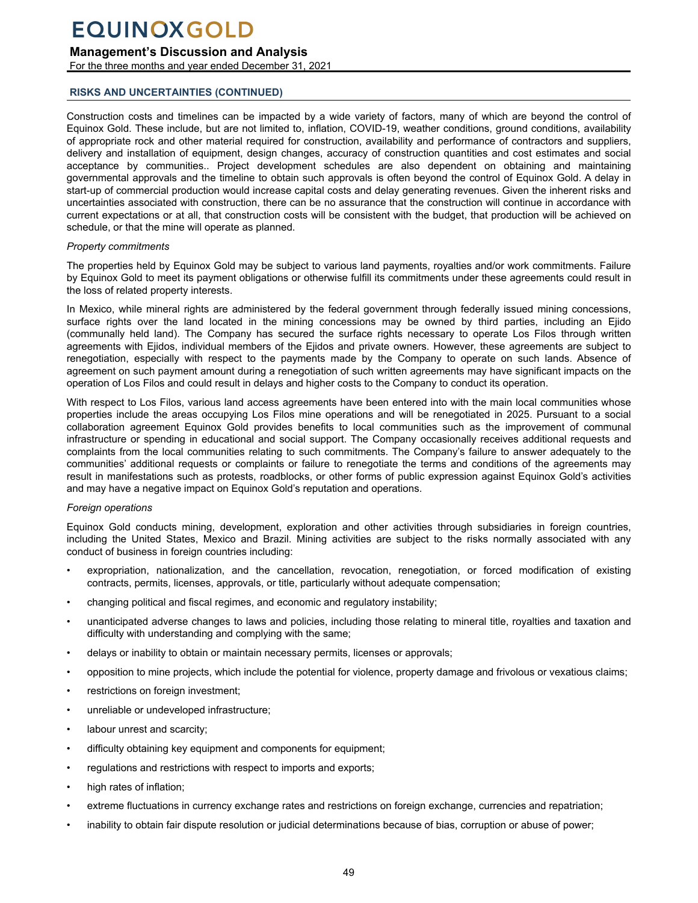## RISKS AND UNCERTAINTIES (CONTINUED)

Construction costs and timelines can be impacted by a wide variety of factors, many of which are beyond the control of Equinox Gold. These include, but are not limited to, inflation, COVID-19, weather conditions, ground conditions, availability of appropriate rock and other material required for construction, availability and performance of contractors and suppliers, delivery and installation of equipment, design changes, accuracy of construction quantities and cost estimates and social acceptance by communities.. Project development schedules are also dependent on obtaining and maintaining governmental approvals and the timeline to obtain such approvals is often beyond the control of Equinox Gold. A delay in start-up of commercial production would increase capital costs and delay generating revenues. Given the inherent risks and uncertainties associated with construction, there can be no assurance that the construction will continue in accordance with current expectations or at all, that construction costs will be consistent with the budget, that production will be achieved on schedule, or that the mine will operate as planned.

*Property commitments*

The properties held by Equinox Gold may be subject to various land payments, royalties and/or work commitments. Failure by Equinox Gold to meet its payment obligations or otherwise fulfill its commitments under these agreements could result in the loss of related property interests.

In Mexico, while mineral rights are administered by the federal government through federally issued mining concessions, surface rights over the land located in the mining concessions may be owned by third parties, including an Ejido (communally held land). The Company has secured the surface rights necessary to operate Los Filos through written agreements with Ejidos, individual members of the Ejidos and private owners. However, these agreements are subject to renegotiation, especially with respect to the payments made by the Company to operate on such lands. Absence of agreement on such payment amount during a renegotiation of such written agreements may have significant impacts on the operation of Los Filos and could result in delays and higher costs to the Company to conduct its operation.

With respect to Los Filos, various land access agreements have been entered into with the main local communities whose properties include the areas occupying Los Filos mine operations and will be renegotiated in 2025. Pursuant to a social collaboration agreement Equinox Gold provides benefits to local communities such as the improvement of communal infrastructure or spending in educational and social support. The Company occasionally receives additional requests and complaints from the local communities relating to such commitments. The Company's failure to answer adequately to the communities' additional requests or complaints or failure to renegotiate the terms and conditions of the agreements may result in manifestations such as protests, roadblocks, or other forms of public expression against Equinox Gold's activities and may have a negative impact on Equinox Gold's reputation and operations.

*Foreign operations*

Equinox Gold conducts mining, development, exploration and other activities through subsidiaries in foreign countries, including the United States, Mexico and Brazil. Mining activities are subject to the risks normally associated with any conduct of business in foreign countries including:

- expropriation, nationalization, and the cancellation, revocation, renegotiation, or forced modification of existing contracts, permits, licenses, approvals, or title, particularly without adequate compensation;
- changing political and fiscal regimes, and economic and regulatory instability;
- unanticipated adverse changes to laws and policies, including those relating to mineral title, royalties and taxation and difficulty with understanding and complying with the same;
- delays or inability to obtain or maintain necessary permits, licenses or approvals;
- opposition to mine projects, which include the potential for violence, property damage and frivolous or vexatious claims;
- restrictions on foreign investment;
- unreliable or undeveloped infrastructure;
- labour unrest and scarcity;
- difficulty obtaining key equipment and components for equipment;
- regulations and restrictions with respect to imports and exports;
- high rates of inflation;
- extreme fluctuations in currency exchange rates and restrictions on foreign exchange, currencies and repatriation;
- inability to obtain fair dispute resolution or judicial determinations because of bias, corruption or abuse of power;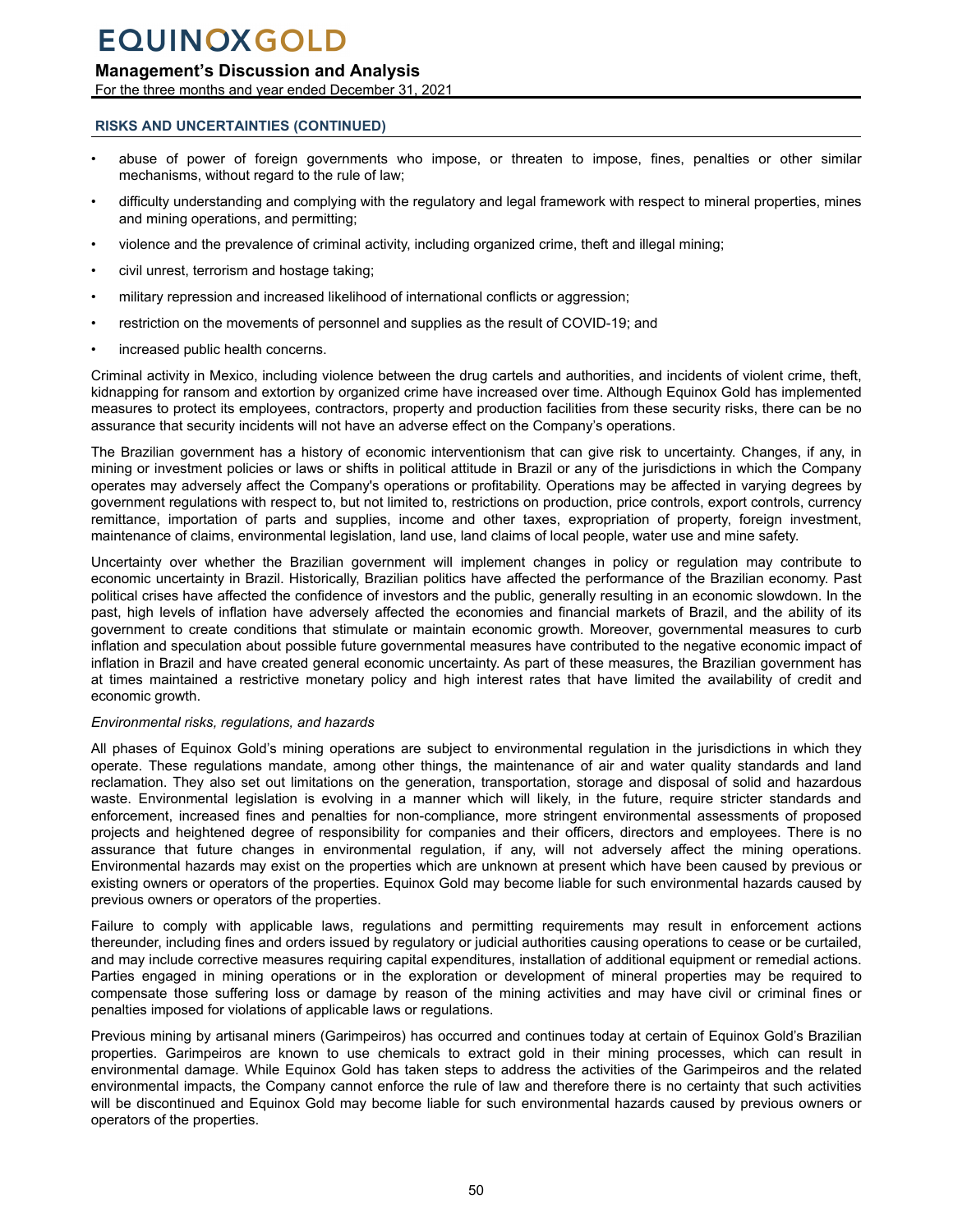## RISKS AND UNCERTAINTIES (CONTINUED)

- abuse of power of foreign governments who impose, or threaten to impose, fines, penalties or other similar mechanisms, without regard to the rule of law;
- difficulty understanding and complying with the regulatory and legal framework with respect to mineral properties, mines and mining operations, and permitting;
- violence and the prevalence of criminal activity, including organized crime, theft and illegal mining;
- civil unrest, terrorism and hostage taking;
- military repression and increased likelihood of international conflicts or aggression;
- restriction on the movements of personnel and supplies as the result of COVID-19; and
- increased public health concerns.

Criminal activity in Mexico, including violence between the drug cartels and authorities, and incidents of violent crime, theft, kidnapping for ransom and extortion by organized crime have increased over time. Although Equinox Gold has implemented measures to protect its employees, contractors, property and production facilities from these security risks, there can be no assurance that security incidents will not have an adverse effect on the Company's operations.

The Brazilian government has a history of economic interventionism that can give risk to uncertainty. Changes, if any, in mining or investment policies or laws or shifts in political attitude in Brazil or any of the jurisdictions in which the Company operates may adversely affect the Company's operations or profitability. Operations may be affected in varying degrees by government regulations with respect to, but not limited to, restrictions on production, price controls, export controls, currency remittance, importation of parts and supplies, income and other taxes, expropriation of property, foreign investment, maintenance of claims, environmental legislation, land use, land claims of local people, water use and mine safety.

Uncertainty over whether the Brazilian government will implement changes in policy or regulation may contribute to economic uncertainty in Brazil. Historically, Brazilian politics have affected the performance of the Brazilian economy. Past political crises have affected the confidence of investors and the public, generally resulting in an economic slowdown. In the past, high levels of inflation have adversely affected the economies and financial markets of Brazil, and the ability of its government to create conditions that stimulate or maintain economic growth. Moreover, governmental measures to curb inflation and speculation about possible future governmental measures have contributed to the negative economic impact of inflation in Brazil and have created general economic uncertainty. As part of these measures, the Brazilian government has at times maintained a restrictive monetary policy and high interest rates that have limited the availability of credit and economic growth.

*Environmental risks, regulations, and hazards*

All phases of Equinox Gold's mining operations are subject to environmental regulation in the jurisdictions in which they operate. These regulations mandate, among other things, the maintenance of air and water quality standards and land reclamation. They also set out limitations on the generation, transportation, storage and disposal of solid and hazardous waste. Environmental legislation is evolving in a manner which will likely, in the future, require stricter standards and enforcement, increased fines and penalties for non-compliance, more stringent environmental assessments of proposed projects and heightened degree of responsibility for companies and their officers, directors and employees. There is no assurance that future changes in environmental regulation, if any, will not adversely affect the mining operations. Environmental hazards may exist on the properties which are unknown at present which have been caused by previous or existing owners or operators of the properties. Equinox Gold may become liable for such environmental hazards caused by previous owners or operators of the properties.

Failure to comply with applicable laws, regulations and permitting requirements may result in enforcement actions thereunder, including fines and orders issued by regulatory or judicial authorities causing operations to cease or be curtailed, and may include corrective measures requiring capital expenditures, installation of additional equipment or remedial actions. Parties engaged in mining operations or in the exploration or development of mineral properties may be required to compensate those suffering loss or damage by reason of the mining activities and may have civil or criminal fines or penalties imposed for violations of applicable laws or regulations.

Previous mining by artisanal miners (Garimpeiros) has occurred and continues today at certain of Equinox Gold's Brazilian properties. Garimpeiros are known to use chemicals to extract gold in their mining processes, which can result in environmental damage. While Equinox Gold has taken steps to address the activities of the Garimpeiros and the related environmental impacts, the Company cannot enforce the rule of law and therefore there is no certainty that such activities will be discontinued and Equinox Gold may become liable for such environmental hazards caused by previous owners or operators of the properties.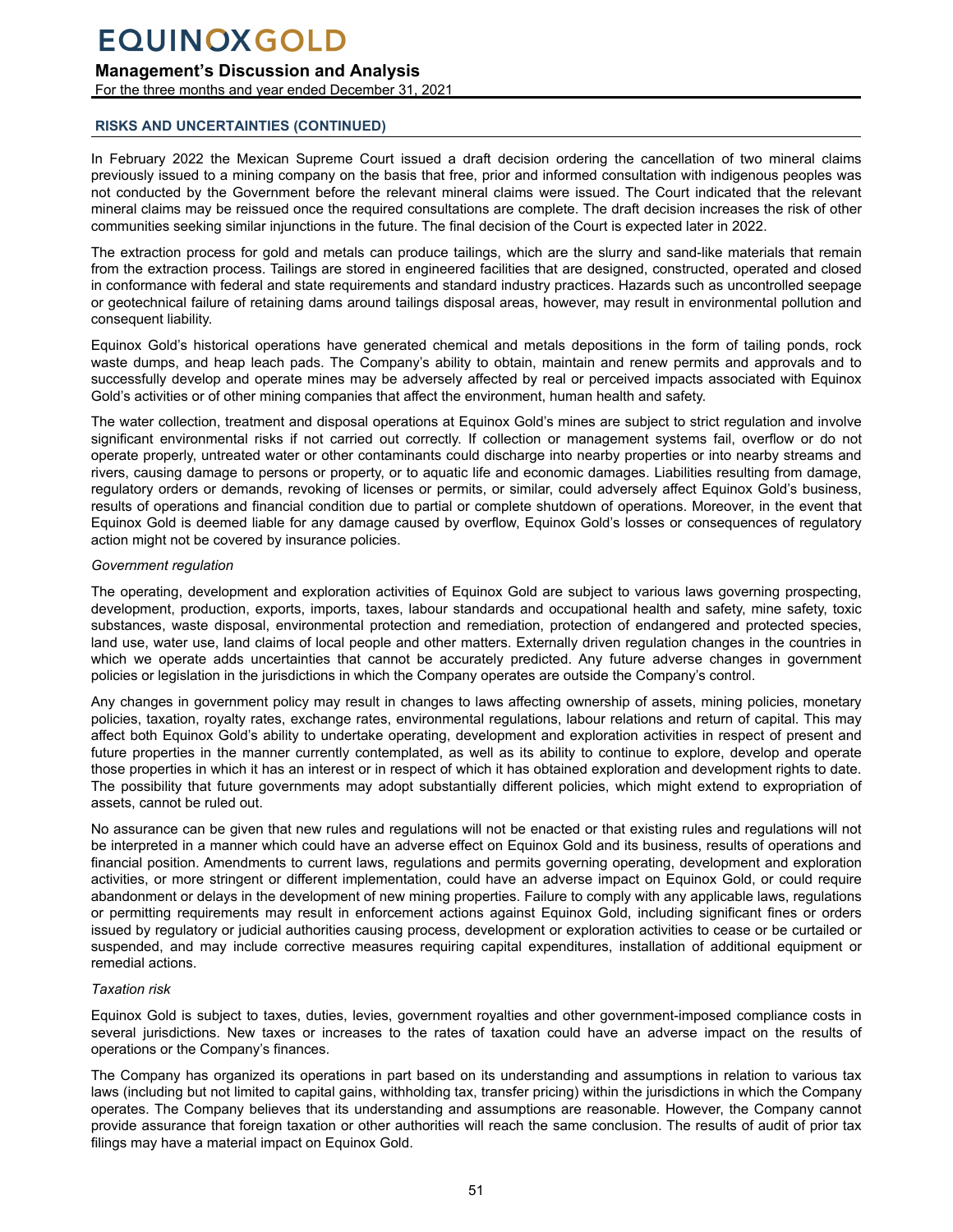## RISKS AND UNCERTAINTIES (CONTINUED)

In February 2022 the Mexican Supreme Court issued a draft decision ordering the cancellation of two mineral claims previously issued to a mining company on the basis that free, prior and informed consultation with indigenous peoples was not conducted by the Government before the relevant mineral claims were issued. The Court indicated that the relevant mineral claims may be reissued once the required consultations are complete. The draft decision increases the risk of other communities seeking similar injunctions in the future. The final decision of the Court is expected later in 2022.

The extraction process for gold and metals can produce tailings, which are the slurry and sand-like materials that remain from the extraction process. Tailings are stored in engineered facilities that are designed, constructed, operated and closed in conformance with federal and state requirements and standard industry practices. Hazards such as uncontrolled seepage or geotechnical failure of retaining dams around tailings disposal areas, however, may result in environmental pollution and consequent liability.

Equinox Gold's historical operations have generated chemical and metals depositions in the form of tailing ponds, rock waste dumps, and heap leach pads. The Company's ability to obtain, maintain and renew permits and approvals and to successfully develop and operate mines may be adversely affected by real or perceived impacts associated with Equinox Gold's activities or of other mining companies that affect the environment, human health and safety.

The water collection, treatment and disposal operations at Equinox Gold's mines are subject to strict regulation and involve significant environmental risks if not carried out correctly. If collection or management systems fail, overflow or do not operate properly, untreated water or other contaminants could discharge into nearby properties or into nearby streams and rivers, causing damage to persons or property, or to aquatic life and economic damages. Liabilities resulting from damage, regulatory orders or demands, revoking of licenses or permits, or similar, could adversely affect Equinox Gold's business, results of operations and financial condition due to partial or complete shutdown of operations. Moreover, in the event that Equinox Gold is deemed liable for any damage caused by overflow, Equinox Gold's losses or consequences of regulatory action might not be covered by insurance policies.

*Government regulation*

The operating, development and exploration activities of Equinox Gold are subject to various laws governing prospecting, development, production, exports, imports, taxes, labour standards and occupational health and safety, mine safety, toxic substances, waste disposal, environmental protection and remediation, protection of endangered and protected species, land use, water use, land claims of local people and other matters. Externally driven regulation changes in the countries in which we operate adds uncertainties that cannot be accurately predicted. Any future adverse changes in government policies or legislation in the jurisdictions in which the Company operates are outside the Company's control.

Any changes in government policy may result in changes to laws affecting ownership of assets, mining policies, monetary policies, taxation, royalty rates, exchange rates, environmental regulations, labour relations and return of capital. This may affect both Equinox Gold's ability to undertake operating, development and exploration activities in respect of present and future properties in the manner currently contemplated, as well as its ability to continue to explore, develop and operate those properties in which it has an interest or in respect of which it has obtained exploration and development rights to date. The possibility that future governments may adopt substantially different policies, which might extend to expropriation of assets, cannot be ruled out.

No assurance can be given that new rules and regulations will not be enacted or that existing rules and regulations will not be interpreted in a manner which could have an adverse effect on Equinox Gold and its business, results of operations and financial position. Amendments to current laws, regulations and permits governing operating, development and exploration activities, or more stringent or different implementation, could have an adverse impact on Equinox Gold, or could require abandonment or delays in the development of new mining properties. Failure to comply with any applicable laws, regulations or permitting requirements may result in enforcement actions against Equinox Gold, including significant fines or orders issued by regulatory or judicial authorities causing process, development or exploration activities to cease or be curtailed or suspended, and may include corrective measures requiring capital expenditures, installation of additional equipment or remedial actions.

*Taxation risk*

Equinox Gold is subject to taxes, duties, levies, government royalties and other government-imposed compliance costs in several jurisdictions. New taxes or increases to the rates of taxation could have an adverse impact on the results of operations or the Company's finances.

The Company has organized its operations in part based on its understanding and assumptions in relation to various tax laws (including but not limited to capital gains, withholding tax, transfer pricing) within the jurisdictions in which the Company operates. The Company believes that its understanding and assumptions are reasonable. However, the Company cannot provide assurance that foreign taxation or other authorities will reach the same conclusion. The results of audit of prior tax filings may have a material impact on Equinox Gold.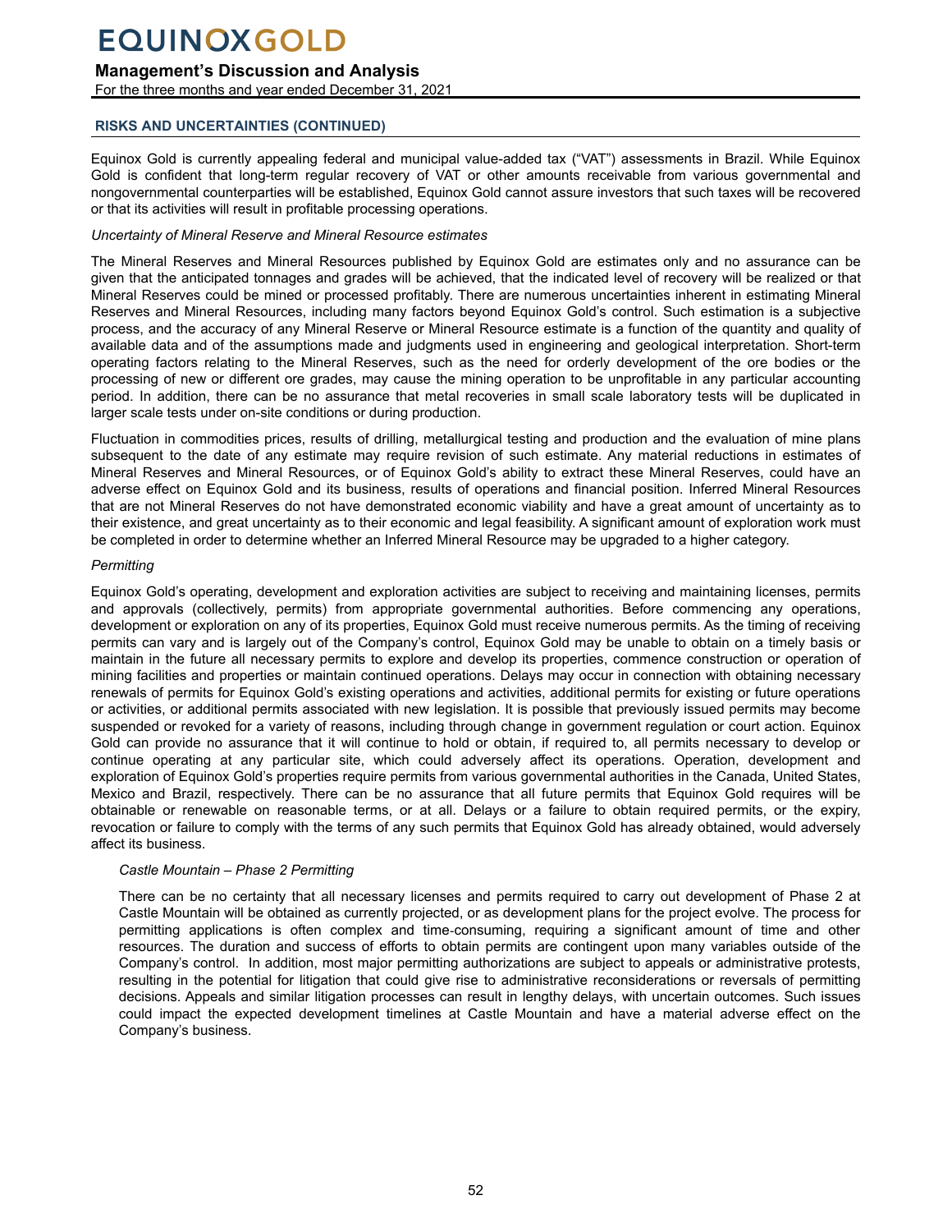## RISKS AND UNCERTAINTIES (CONTINUED)

Equinox Gold is currently appealing federal and municipal value-added tax ("VAT") assessments in Brazil. While Equinox Gold is confident that long-term regular recovery of VAT or other amounts receivable from various governmental and nongovernmental counterparties will be established, Equinox Gold cannot assure investors that such taxes will be recovered or that its activities will result in profitable processing operations.

*Uncertainty of Mineral Reserve and Mineral Resource estimates*

The Mineral Reserves and Mineral Resources published by Equinox Gold are estimates only and no assurance can be given that the anticipated tonnages and grades will be achieved, that the indicated level of recovery will be realized or that Mineral Reserves could be mined or processed profitably. There are numerous uncertainties inherent in estimating Mineral Reserves and Mineral Resources, including many factors beyond Equinox Gold's control. Such estimation is a subjective process, and the accuracy of any Mineral Reserve or Mineral Resource estimate is a function of the quantity and quality of available data and of the assumptions made and judgments used in engineering and geological interpretation. Short-term operating factors relating to the Mineral Reserves, such as the need for orderly development of the ore bodies or the processing of new or different ore grades, may cause the mining operation to be unprofitable in any particular accounting period. In addition, there can be no assurance that metal recoveries in small scale laboratory tests will be duplicated in larger scale tests under on-site conditions or during production.

Fluctuation in commodities prices, results of drilling, metallurgical testing and production and the evaluation of mine plans subsequent to the date of any estimate may require revision of such estimate. Any material reductions in estimates of Mineral Reserves and Mineral Resources, or of Equinox Gold's ability to extract these Mineral Reserves, could have an adverse effect on Equinox Gold and its business, results of operations and financial position. Inferred Mineral Resources that are not Mineral Reserves do not have demonstrated economic viability and have a great amount of uncertainty as to their existence, and great uncertainty as to their economic and legal feasibility. A significant amount of exploration work must be completed in order to determine whether an Inferred Mineral Resource may be upgraded to a higher category.

*Permitting*

Equinox Gold's operating, development and exploration activities are subject to receiving and maintaining licenses, permits and approvals (collectively, permits) from appropriate governmental authorities. Before commencing any operations, development or exploration on any of its properties, Equinox Gold must receive numerous permits. As the timing of receiving permits can vary and is largely out of the Company's control, Equinox Gold may be unable to obtain on a timely basis or maintain in the future all necessary permits to explore and develop its properties, commence construction or operation of mining facilities and properties or maintain continued operations. Delays may occur in connection with obtaining necessary renewals of permits for Equinox Gold's existing operations and activities, additional permits for existing or future operations or activities, or additional permits associated with new legislation. It is possible that previously issued permits may become suspended or revoked for a variety of reasons, including through change in government regulation or court action. Equinox Gold can provide no assurance that it will continue to hold or obtain, if required to, all permits necessary to develop or continue operating at any particular site, which could adversely affect its operations. Operation, development and exploration of Equinox Gold's properties require permits from various governmental authorities in the Canada, United States, Mexico and Brazil, respectively. There can be no assurance that all future permits that Equinox Gold requires will be obtainable or renewable on reasonable terms, or at all. Delays or a failure to obtain required permits, or the expiry, revocation or failure to comply with the terms of any such permits that Equinox Gold has already obtained, would adversely affect its business.

*Castle Mountain – Phase 2 Permitting*

There can be no certainty that all necessary licenses and permits required to carry out development of Phase 2 at Castle Mountain will be obtained as currently projected, or as development plans for the project evolve. The process for permitting applications is often complex and time-consuming, requiring a significant amount of time and other resources. The duration and success of efforts to obtain permits are contingent upon many variables outside of the Company's control. In addition, most major permitting authorizations are subject to appeals or administrative protests, resulting in the potential for litigation that could give rise to administrative reconsiderations or reversals of permitting decisions. Appeals and similar litigation processes can result in lengthy delays, with uncertain outcomes. Such issues could impact the expected development timelines at Castle Mountain and have a material adverse effect on the Company's business.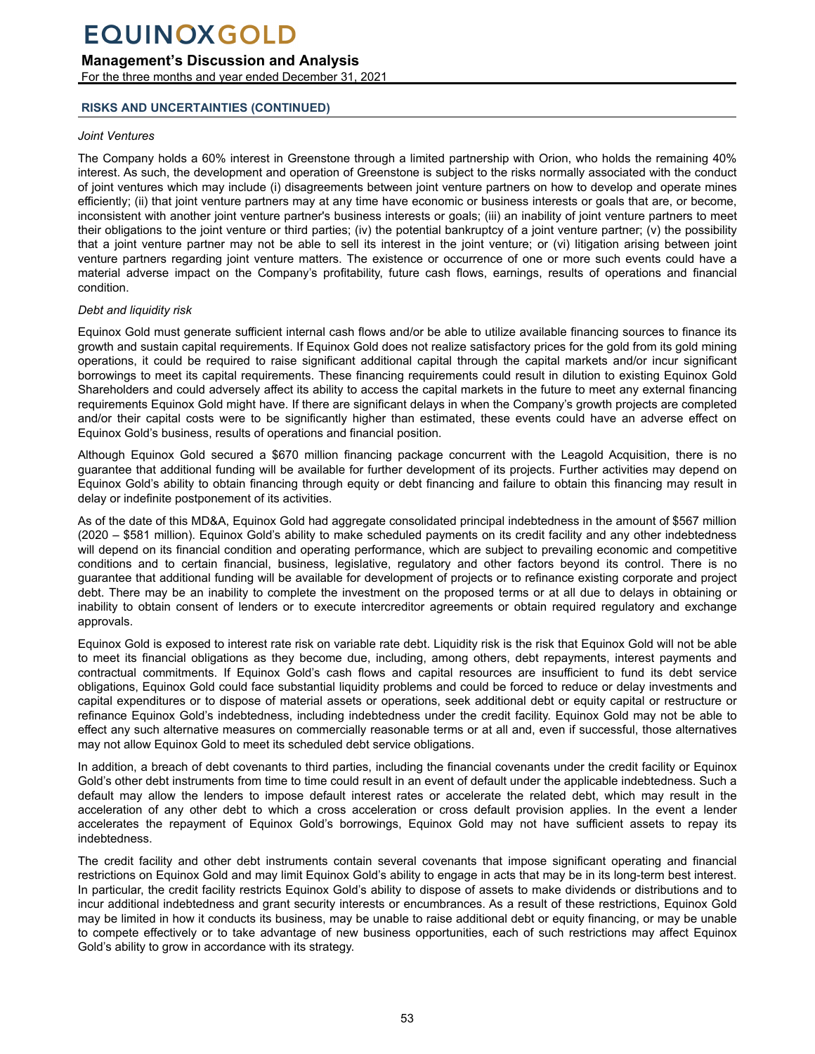## RISKS AND UNCERTAINTIES (CONTINUED)

*Joint Ventures*

The Company holds a 60% interest in Greenstone through a limited partnership with Orion, who holds the remaining 40% interest. As such, the development and operation of Greenstone is subject to the risks normally associated with the conduct of joint ventures which may include (i) disagreements between joint venture partners on how to develop and operate mines efficiently; (ii) that joint venture partners may at any time have economic or business interests or goals that are, or become, inconsistent with another joint venture partner's business interests or goals; (iii) an inability of joint venture partners to meet their obligations to the joint venture or third parties; (iv) the potential bankruptcy of a joint venture partner; (v) the possibility that a joint venture partner may not be able to sell its interest in the joint venture; or (vi) litigation arising between joint venture partners regarding joint venture matters. The existence or occurrence of one or more such events could have a material adverse impact on the Company's profitability, future cash flows, earnings, results of operations and financial condition.

*Debt and liquidity risk*

Equinox Gold must generate sufficient internal cash flows and/or be able to utilize available financing sources to finance its growth and sustain capital requirements. If Equinox Gold does not realize satisfactory prices for the gold from its gold mining operations, it could be required to raise significant additional capital through the capital markets and/or incur significant borrowings to meet its capital requirements. These financing requirements could result in dilution to existing Equinox Gold Shareholders and could adversely affect its ability to access the capital markets in the future to meet any external financing requirements Equinox Gold might have. If there are significant delays in when the Company's growth projects are completed and/or their capital costs were to be significantly higher than estimated, these events could have an adverse effect on Equinox Gold's business, results of operations and financial position.

Although Equinox Gold secured a $670 million financing package concurrent with the Leagold Acquisition, there is no guarantee that additional funding will be available for further development of its projects. Further activities may depend on Equinox Gold's ability to obtain financing through equity or debt financing and failure to obtain this financing may result in delay or indefinite postponement of its activities.

As of the date of this MD&A, Equinox Gold had aggregate consolidated principal indebtedness in the amount of $567 million (2020 – $581 million). Equinox Gold's ability to make scheduled payments on its credit facility and any other indebtedness will depend on its financial condition and operating performance, which are subject to prevailing economic and competitive conditions and to certain financial, business, legislative, regulatory and other factors beyond its control. There is no guarantee that additional funding will be available for development of projects or to refinance existing corporate and project debt. There may be an inability to complete the investment on the proposed terms or at all due to delays in obtaining or inability to obtain consent of lenders or to execute intercreditor agreements or obtain required regulatory and exchange approvals.

Equinox Gold is exposed to interest rate risk on variable rate debt. Liquidity risk is the risk that Equinox Gold will not be able to meet its financial obligations as they become due, including, among others, debt repayments, interest payments and contractual commitments. If Equinox Gold's cash flows and capital resources are insufficient to fund its debt service obligations, Equinox Gold could face substantial liquidity problems and could be forced to reduce or delay investments and capital expenditures or to dispose of material assets or operations, seek additional debt or equity capital or restructure or refinance Equinox Gold's indebtedness, including indebtedness under the credit facility. Equinox Gold may not be able to effect any such alternative measures on commercially reasonable terms or at all and, even if successful, those alternatives may not allow Equinox Gold to meet its scheduled debt service obligations.

In addition, a breach of debt covenants to third parties, including the financial covenants under the credit facility or Equinox Gold's other debt instruments from time to time could result in an event of default under the applicable indebtedness. Such a default may allow the lenders to impose default interest rates or accelerate the related debt, which may result in the acceleration of any other debt to which a cross acceleration or cross default provision applies. In the event a lender accelerates the repayment of Equinox Gold's borrowings, Equinox Gold may not have sufficient assets to repay its indebtedness.

The credit facility and other debt instruments contain several covenants that impose significant operating and financial restrictions on Equinox Gold and may limit Equinox Gold's ability to engage in acts that may be in its long-term best interest. In particular, the credit facility restricts Equinox Gold's ability to dispose of assets to make dividends or distributions and to incur additional indebtedness and grant security interests or encumbrances. As a result of these restrictions, Equinox Gold may be limited in how it conducts its business, may be unable to raise additional debt or equity financing, or may be unable to compete effectively or to take advantage of new business opportunities, each of such restrictions may affect Equinox Gold's ability to grow in accordance with its strategy.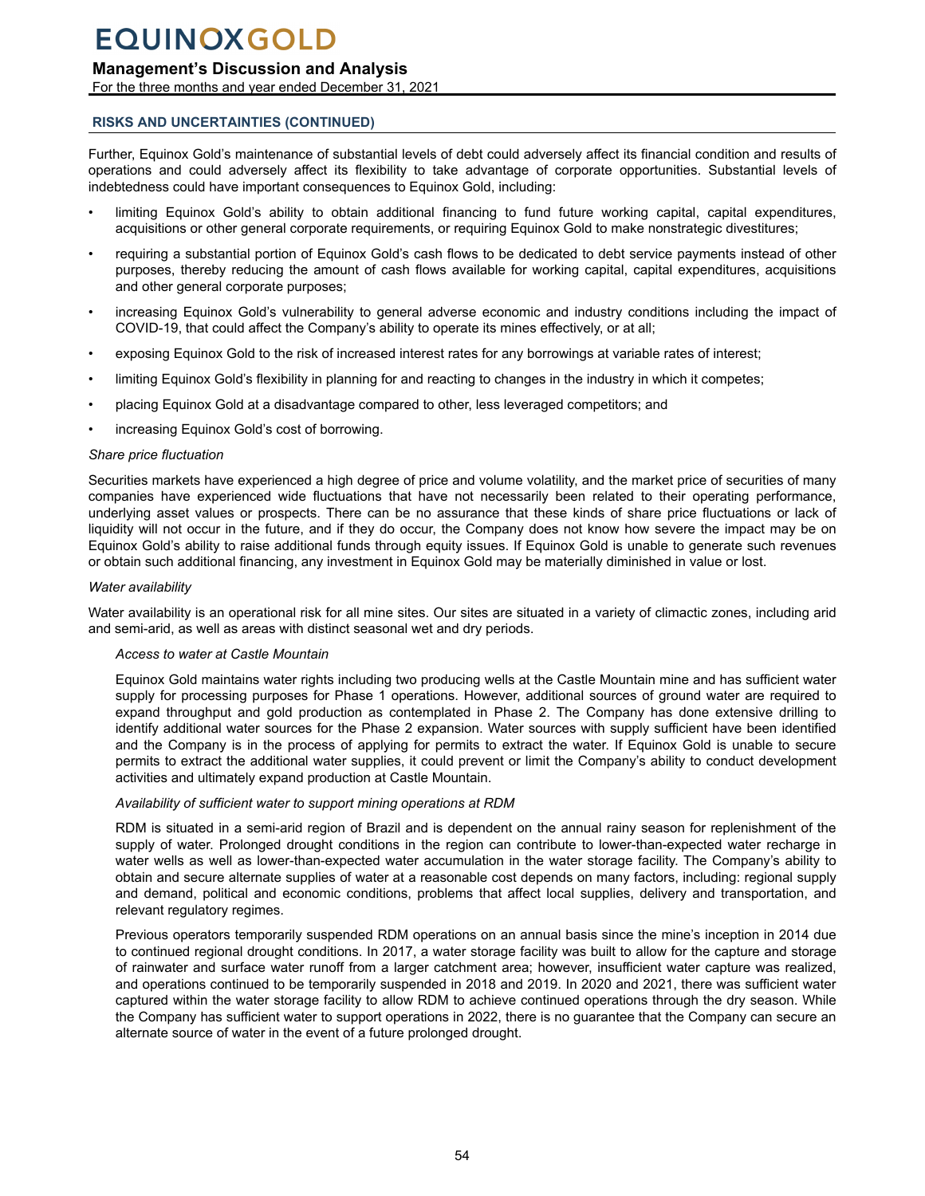## RISKS AND UNCERTAINTIES (CONTINUED)

Further, Equinox Gold's maintenance of substantial levels of debt could adversely affect its financial condition and results of operations and could adversely affect its flexibility to take advantage of corporate opportunities. Substantial levels of indebtedness could have important consequences to Equinox Gold, including:

- limiting Equinox Gold's ability to obtain additional financing to fund future working capital, capital expenditures, acquisitions or other general corporate requirements, or requiring Equinox Gold to make nonstrategic divestitures;
- requiring a substantial portion of Equinox Gold's cash flows to be dedicated to debt service payments instead of other purposes, thereby reducing the amount of cash flows available for working capital, capital expenditures, acquisitions and other general corporate purposes;
- increasing Equinox Gold's vulnerability to general adverse economic and industry conditions including the impact of COVID-19, that could affect the Company's ability to operate its mines effectively, or at all;
- exposing Equinox Gold to the risk of increased interest rates for any borrowings at variable rates of interest;
- limiting Equinox Gold's flexibility in planning for and reacting to changes in the industry in which it competes;
- placing Equinox Gold at a disadvantage compared to other, less leveraged competitors; and
- increasing Equinox Gold's cost of borrowing.

*Share price fluctuation*

Securities markets have experienced a high degree of price and volume volatility, and the market price of securities of many companies have experienced wide fluctuations that have not necessarily been related to their operating performance, underlying asset values or prospects. There can be no assurance that these kinds of share price fluctuations or lack of liquidity will not occur in the future, and if they do occur, the Company does not know how severe the impact may be on Equinox Gold's ability to raise additional funds through equity issues. If Equinox Gold is unable to generate such revenues or obtain such additional financing, any investment in Equinox Gold may be materially diminished in value or lost.

*Water availability*

Water availability is an operational risk for all mine sites. Our sites are situated in a variety of climactic zones, including arid and semi-arid, as well as areas with distinct seasonal wet and dry periods.

*Access to water at Castle Mountain*

Equinox Gold maintains water rights including two producing wells at the Castle Mountain mine and has sufficient water supply for processing purposes for Phase 1 operations. However, additional sources of ground water are required to expand throughput and gold production as contemplated in Phase 2. The Company has done extensive drilling to identify additional water sources for the Phase 2 expansion. Water sources with supply sufficient have been identified and the Company is in the process of applying for permits to extract the water. If Equinox Gold is unable to secure permits to extract the additional water supplies, it could prevent or limit the Company's ability to conduct development activities and ultimately expand production at Castle Mountain.

*Availability of sufficient water to support mining operations at RDM*

RDM is situated in a semi-arid region of Brazil and is dependent on the annual rainy season for replenishment of the supply of water. Prolonged drought conditions in the region can contribute to lower-than-expected water recharge in water wells as well as lower-than-expected water accumulation in the water storage facility. The Company's ability to obtain and secure alternate supplies of water at a reasonable cost depends on many factors, including: regional supply and demand, political and economic conditions, problems that affect local supplies, delivery and transportation, and relevant regulatory regimes.

Previous operators temporarily suspended RDM operations on an annual basis since the mine's inception in 2014 due to continued regional drought conditions. In 2017, a water storage facility was built to allow for the capture and storage of rainwater and surface water runoff from a larger catchment area; however, insufficient water capture was realized, and operations continued to be temporarily suspended in 2018 and 2019. In 2020 and 2021, there was sufficient water captured within the water storage facility to allow RDM to achieve continued operations through the dry season. While the Company has sufficient water to support operations in 2022, there is no guarantee that the Company can secure an alternate source of water in the event of a future prolonged drought.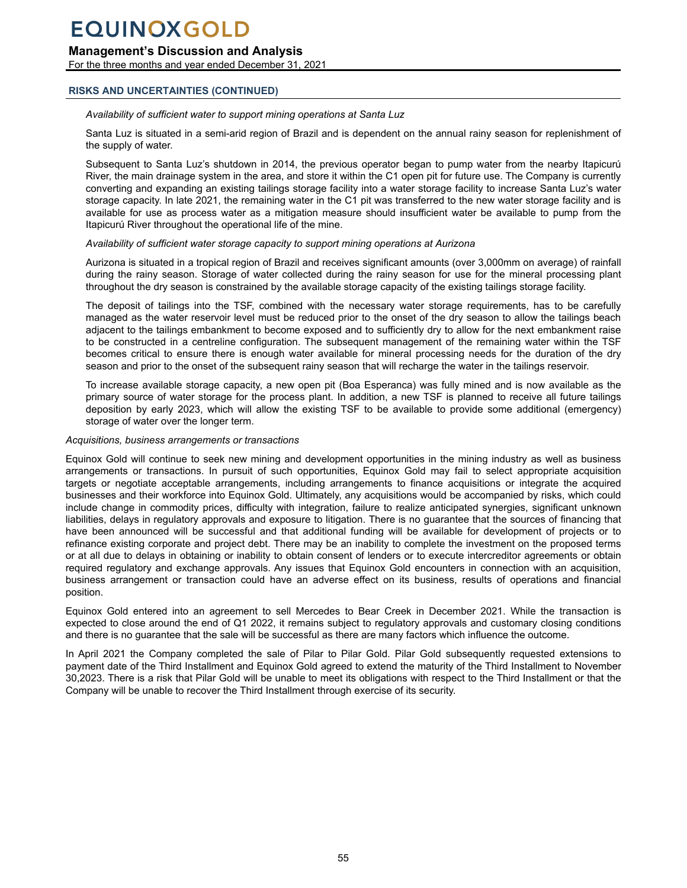## RISKS AND UNCERTAINTIES (CONTINUED)

*Availability of sufficient water to support mining operations at Santa Luz*

Santa Luz is situated in a semi-arid region of Brazil and is dependent on the annual rainy season for replenishment of the supply of water.

Subsequent to Santa Luz's shutdown in 2014, the previous operator began to pump water from the nearby Itapicurú River, the main drainage system in the area, and store it within the C1 open pit for future use. The Company is currently converting and expanding an existing tailings storage facility into a water storage facility to increase Santa Luz's water storage capacity. In late 2021, the remaining water in the C1 pit was transferred to the new water storage facility and is available for use as process water as a mitigation measure should insufficient water be available to pump from the Itapicurú River throughout the operational life of the mine.

*Availability of sufficient water storage capacity to support mining operations at Aurizona*

Aurizona is situated in a tropical region of Brazil and receives significant amounts (over 3,000mm on average) of rainfall during the rainy season. Storage of water collected during the rainy season for use for the mineral processing plant throughout the dry season is constrained by the available storage capacity of the existing tailings storage facility.

The deposit of tailings into the TSF, combined with the necessary water storage requirements, has to be carefully managed as the water reservoir level must be reduced prior to the onset of the dry season to allow the tailings beach adjacent to the tailings embankment to become exposed and to sufficiently dry to allow for the next embankment raise to be constructed in a centreline configuration. The subsequent management of the remaining water within the TSF becomes critical to ensure there is enough water available for mineral processing needs for the duration of the dry season and prior to the onset of the subsequent rainy season that will recharge the water in the tailings reservoir.

To increase available storage capacity, a new open pit (Boa Esperanca) was fully mined and is now available as the primary source of water storage for the process plant. In addition, a new TSF is planned to receive all future tailings deposition by early 2023, which will allow the existing TSF to be available to provide some additional (emergency) storage of water over the longer term.

*Acquisitions, business arrangements or transactions*

Equinox Gold will continue to seek new mining and development opportunities in the mining industry as well as business arrangements or transactions. In pursuit of such opportunities, Equinox Gold may fail to select appropriate acquisition targets or negotiate acceptable arrangements, including arrangements to finance acquisitions or integrate the acquired businesses and their workforce into Equinox Gold. Ultimately, any acquisitions would be accompanied by risks, which could include change in commodity prices, difficulty with integration, failure to realize anticipated synergies, significant unknown liabilities, delays in regulatory approvals and exposure to litigation. There is no guarantee that the sources of financing that have been announced will be successful and that additional funding will be available for development of projects or to refinance existing corporate and project debt. There may be an inability to complete the investment on the proposed terms or at all due to delays in obtaining or inability to obtain consent of lenders or to execute intercreditor agreements or obtain required regulatory and exchange approvals. Any issues that Equinox Gold encounters in connection with an acquisition, business arrangement or transaction could have an adverse effect on its business, results of operations and financial position.

Equinox Gold entered into an agreement to sell Mercedes to Bear Creek in December 2021. While the transaction is expected to close around the end of Q1 2022, it remains subject to regulatory approvals and customary closing conditions and there is no guarantee that the sale will be successful as there are many factors which influence the outcome.

In April 2021 the Company completed the sale of Pilar to Pilar Gold. Pilar Gold subsequently requested extensions to payment date of the Third Installment and Equinox Gold agreed to extend the maturity of the Third Installment to November 30,2023. There is a risk that Pilar Gold will be unable to meet its obligations with respect to the Third Installment or that the Company will be unable to recover the Third Installment through exercise of its security.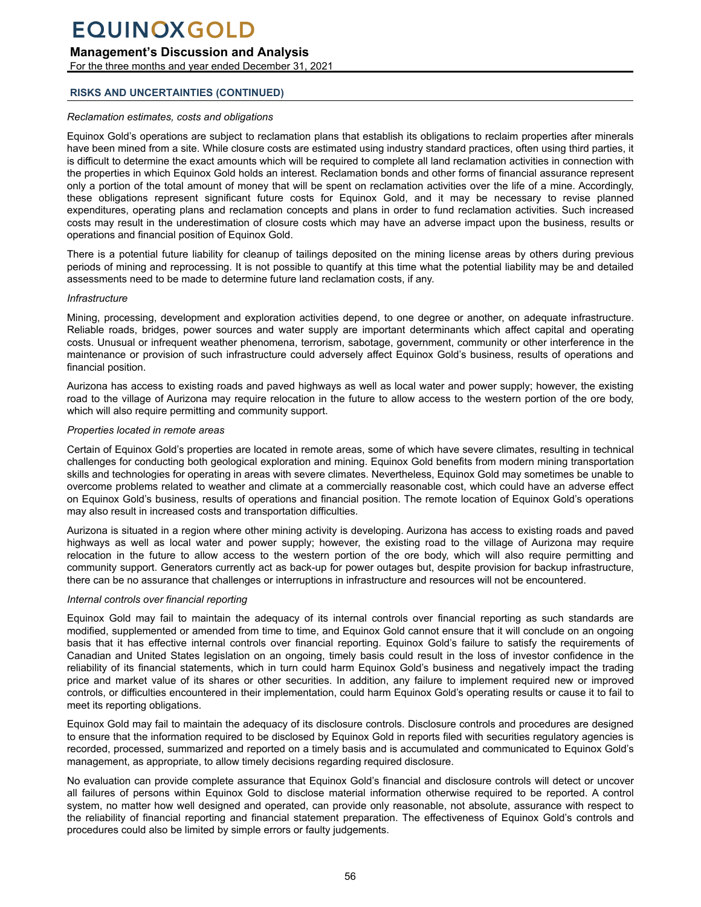## RISKS AND UNCERTAINTIES (CONTINUED)

*Reclamation estimates, costs and obligations*

Equinox Gold's operations are subject to reclamation plans that establish its obligations to reclaim properties after minerals have been mined from a site. While closure costs are estimated using industry standard practices, often using third parties, it is difficult to determine the exact amounts which will be required to complete all land reclamation activities in connection with the properties in which Equinox Gold holds an interest. Reclamation bonds and other forms of financial assurance represent only a portion of the total amount of money that will be spent on reclamation activities over the life of a mine. Accordingly, these obligations represent significant future costs for Equinox Gold, and it may be necessary to revise planned expenditures, operating plans and reclamation concepts and plans in order to fund reclamation activities. Such increased costs may result in the underestimation of closure costs which may have an adverse impact upon the business, results or operations and financial position of Equinox Gold.

There is a potential future liability for cleanup of tailings deposited on the mining license areas by others during previous periods of mining and reprocessing. It is not possible to quantify at this time what the potential liability may be and detailed assessments need to be made to determine future land reclamation costs, if any.

*Infrastructure*

Mining, processing, development and exploration activities depend, to one degree or another, on adequate infrastructure. Reliable roads, bridges, power sources and water supply are important determinants which affect capital and operating costs. Unusual or infrequent weather phenomena, terrorism, sabotage, government, community or other interference in the maintenance or provision of such infrastructure could adversely affect Equinox Gold's business, results of operations and financial position.

Aurizona has access to existing roads and paved highways as well as local water and power supply; however, the existing road to the village of Aurizona may require relocation in the future to allow access to the western portion of the ore body, which will also require permitting and community support.

*Properties located in remote areas*

Certain of Equinox Gold's properties are located in remote areas, some of which have severe climates, resulting in technical challenges for conducting both geological exploration and mining. Equinox Gold benefits from modern mining transportation skills and technologies for operating in areas with severe climates. Nevertheless, Equinox Gold may sometimes be unable to overcome problems related to weather and climate at a commercially reasonable cost, which could have an adverse effect on Equinox Gold's business, results of operations and financial position. The remote location of Equinox Gold's operations may also result in increased costs and transportation difficulties.

Aurizona is situated in a region where other mining activity is developing. Aurizona has access to existing roads and paved highways as well as local water and power supply; however, the existing road to the village of Aurizona may require relocation in the future to allow access to the western portion of the ore body, which will also require permitting and community support. Generators currently act as back-up for power outages but, despite provision for backup infrastructure, there can be no assurance that challenges or interruptions in infrastructure and resources will not be encountered.

*Internal controls over financial reporting*

Equinox Gold may fail to maintain the adequacy of its internal controls over financial reporting as such standards are modified, supplemented or amended from time to time, and Equinox Gold cannot ensure that it will conclude on an ongoing basis that it has effective internal controls over financial reporting. Equinox Gold's failure to satisfy the requirements of Canadian and United States legislation on an ongoing, timely basis could result in the loss of investor confidence in the reliability of its financial statements, which in turn could harm Equinox Gold's business and negatively impact the trading price and market value of its shares or other securities. In addition, any failure to implement required new or improved controls, or difficulties encountered in their implementation, could harm Equinox Gold's operating results or cause it to fail to meet its reporting obligations.

Equinox Gold may fail to maintain the adequacy of its disclosure controls. Disclosure controls and procedures are designed to ensure that the information required to be disclosed by Equinox Gold in reports filed with securities regulatory agencies is recorded, processed, summarized and reported on a timely basis and is accumulated and communicated to Equinox Gold's management, as appropriate, to allow timely decisions regarding required disclosure.

No evaluation can provide complete assurance that Equinox Gold's financial and disclosure controls will detect or uncover all failures of persons within Equinox Gold to disclose material information otherwise required to be reported. A control system, no matter how well designed and operated, can provide only reasonable, not absolute, assurance with respect to the reliability of financial reporting and financial statement preparation. The effectiveness of Equinox Gold's controls and procedures could also be limited by simple errors or faulty judgements.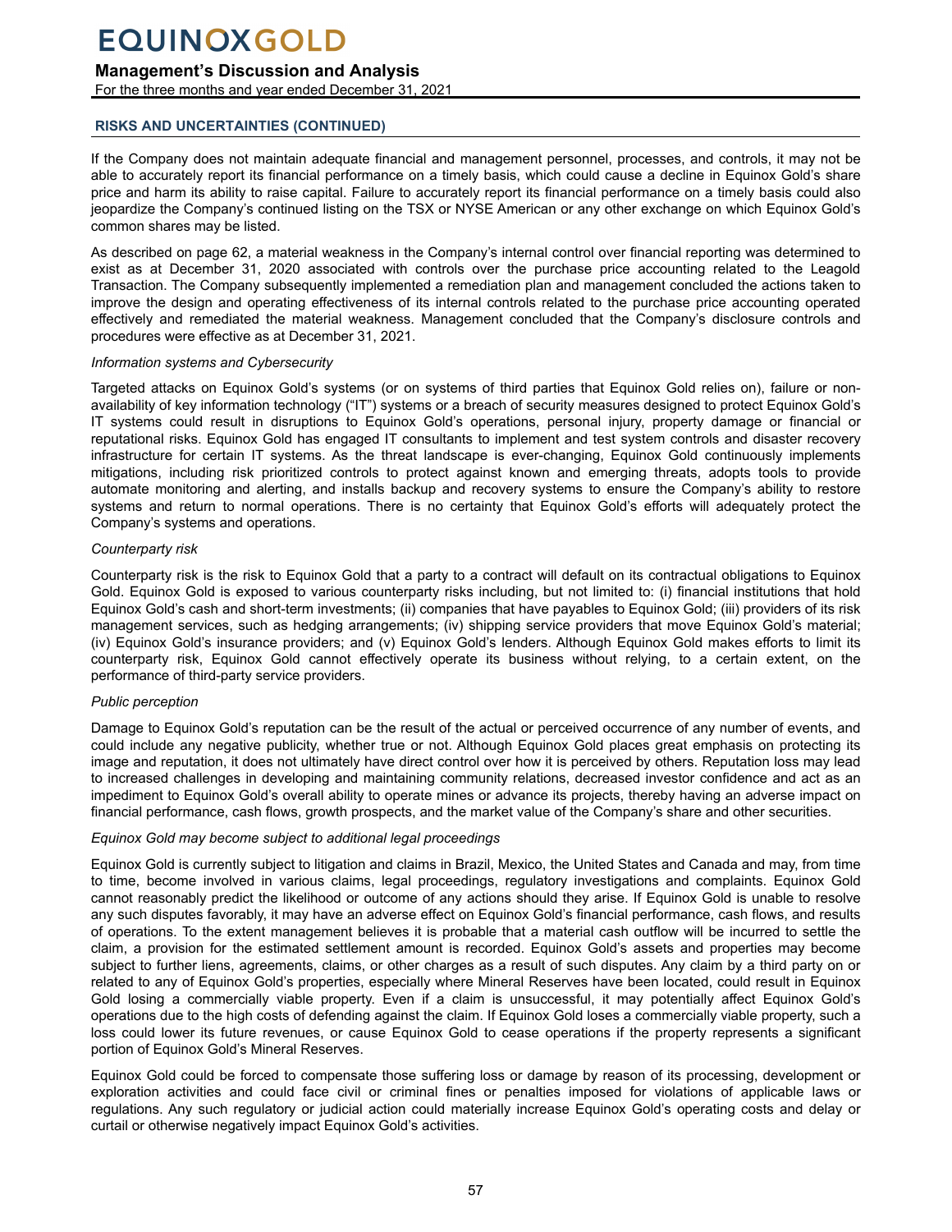## RISKS AND UNCERTAINTIES (CONTINUED)

If the Company does not maintain adequate financial and management personnel, processes, and controls, it may not be able to accurately report its financial performance on a timely basis, which could cause a decline in Equinox Gold's share price and harm its ability to raise capital. Failure to accurately report its financial performance on a timely basis could also jeopardize the Company's continued listing on the TSX or NYSE American or any other exchange on which Equinox Gold's common shares may be listed.

As described on page 62, a material weakness in the Company's internal control over financial reporting was determined to exist as at December 31, 2020 associated with controls over the purchase price accounting related to the Leagold Transaction. The Company subsequently implemented a remediation plan and management concluded the actions taken to improve the design and operating effectiveness of its internal controls related to the purchase price accounting operated effectively and remediated the material weakness. Management concluded that the Company's disclosure controls and procedures were effective as at December 31, 2021.

*Information systems and Cybersecurity*

Targeted attacks on Equinox Gold's systems (or on systems of third parties that Equinox Gold relies on), failure or non-availability of key information technology ("IT") systems or a breach of security measures designed to protect Equinox Gold's IT systems could result in disruptions to Equinox Gold's operations, personal injury, property damage or financial or reputational risks. Equinox Gold has engaged IT consultants to implement and test system controls and disaster recovery infrastructure for certain IT systems. As the threat landscape is ever-changing, Equinox Gold continuously implements mitigations, including risk prioritized controls to protect against known and emerging threats, adopts tools to provide automate monitoring and alerting, and installs backup and recovery systems to ensure the Company's ability to restore systems and return to normal operations. There is no certainty that Equinox Gold's efforts will adequately protect the Company's systems and operations.

*Counterparty risk*

Counterparty risk is the risk to Equinox Gold that a party to a contract will default on its contractual obligations to Equinox Gold. Equinox Gold is exposed to various counterparty risks including, but not limited to: (i) financial institutions that hold Equinox Gold's cash and short-term investments; (ii) companies that have payables to Equinox Gold; (iii) providers of its risk management services, such as hedging arrangements; (iv) shipping service providers that move Equinox Gold's material; (iv) Equinox Gold's insurance providers; and (v) Equinox Gold's lenders. Although Equinox Gold makes efforts to limit its counterparty risk, Equinox Gold cannot effectively operate its business without relying, to a certain extent, on the performance of third-party service providers.

*Public perception*

Damage to Equinox Gold's reputation can be the result of the actual or perceived occurrence of any number of events, and could include any negative publicity, whether true or not. Although Equinox Gold places great emphasis on protecting its image and reputation, it does not ultimately have direct control over how it is perceived by others. Reputation loss may lead to increased challenges in developing and maintaining community relations, decreased investor confidence and act as an impediment to Equinox Gold's overall ability to operate mines or advance its projects, thereby having an adverse impact on financial performance, cash flows, growth prospects, and the market value of the Company's share and other securities.

*Equinox Gold may become subject to additional legal proceedings*

Equinox Gold is currently subject to litigation and claims in Brazil, Mexico, the United States and Canada and may, from time to time, become involved in various claims, legal proceedings, regulatory investigations and complaints. Equinox Gold cannot reasonably predict the likelihood or outcome of any actions should they arise. If Equinox Gold is unable to resolve any such disputes favorably, it may have an adverse effect on Equinox Gold's financial performance, cash flows, and results of operations. To the extent management believes it is probable that a material cash outflow will be incurred to settle the claim, a provision for the estimated settlement amount is recorded. Equinox Gold's assets and properties may become subject to further liens, agreements, claims, or other charges as a result of such disputes. Any claim by a third party on or related to any of Equinox Gold's properties, especially where Mineral Reserves have been located, could result in Equinox Gold losing a commercially viable property. Even if a claim is unsuccessful, it may potentially affect Equinox Gold's operations due to the high costs of defending against the claim. If Equinox Gold loses a commercially viable property, such a loss could lower its future revenues, or cause Equinox Gold to cease operations if the property represents a significant portion of Equinox Gold's Mineral Reserves.

Equinox Gold could be forced to compensate those suffering loss or damage by reason of its processing, development or exploration activities and could face civil or criminal fines or penalties imposed for violations of applicable laws or regulations. Any such regulatory or judicial action could materially increase Equinox Gold's operating costs and delay or curtail or otherwise negatively impact Equinox Gold's activities.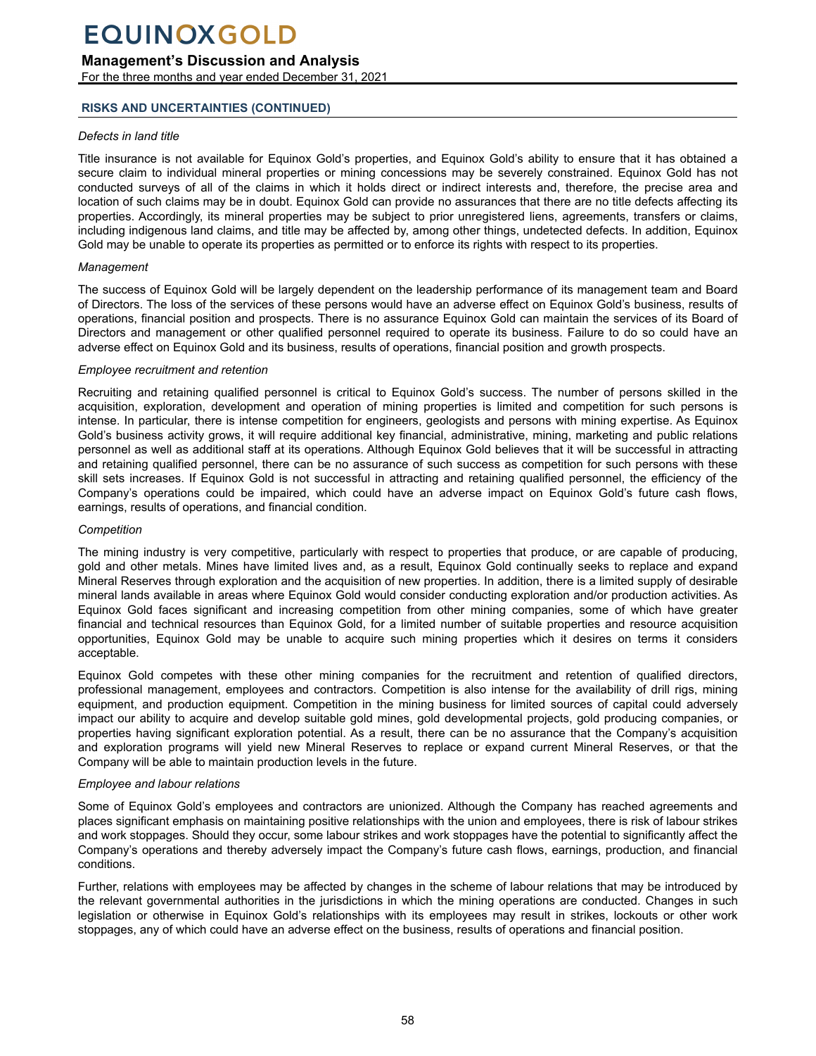## RISKS AND UNCERTAINTIES (CONTINUED)

*Defects in land title*

Title insurance is not available for Equinox Gold's properties, and Equinox Gold's ability to ensure that it has obtained a secure claim to individual mineral properties or mining concessions may be severely constrained. Equinox Gold has not conducted surveys of all of the claims in which it holds direct or indirect interests and, therefore, the precise area and location of such claims may be in doubt. Equinox Gold can provide no assurances that there are no title defects affecting its properties. Accordingly, its mineral properties may be subject to prior unregistered liens, agreements, transfers or claims, including indigenous land claims, and title may be affected by, among other things, undetected defects. In addition, Equinox Gold may be unable to operate its properties as permitted or to enforce its rights with respect to its properties.

*Management*

The success of Equinox Gold will be largely dependent on the leadership performance of its management team and Board of Directors. The loss of the services of these persons would have an adverse effect on Equinox Gold's business, results of operations, financial position and prospects. There is no assurance Equinox Gold can maintain the services of its Board of Directors and management or other qualified personnel required to operate its business. Failure to do so could have an adverse effect on Equinox Gold and its business, results of operations, financial position and growth prospects.

*Employee recruitment and retention*

Recruiting and retaining qualified personnel is critical to Equinox Gold's success. The number of persons skilled in the acquisition, exploration, development and operation of mining properties is limited and competition for such persons is intense. In particular, there is intense competition for engineers, geologists and persons with mining expertise. As Equinox Gold's business activity grows, it will require additional key financial, administrative, mining, marketing and public relations personnel as well as additional staff at its operations. Although Equinox Gold believes that it will be successful in attracting and retaining qualified personnel, there can be no assurance of such success as competition for such persons with these skill sets increases. If Equinox Gold is not successful in attracting and retaining qualified personnel, the efficiency of the Company's operations could be impaired, which could have an adverse impact on Equinox Gold's future cash flows, earnings, results of operations, and financial condition.

*Competition*

The mining industry is very competitive, particularly with respect to properties that produce, or are capable of producing, gold and other metals. Mines have limited lives and, as a result, Equinox Gold continually seeks to replace and expand Mineral Reserves through exploration and the acquisition of new properties. In addition, there is a limited supply of desirable mineral lands available in areas where Equinox Gold would consider conducting exploration and/or production activities. As Equinox Gold faces significant and increasing competition from other mining companies, some of which have greater financial and technical resources than Equinox Gold, for a limited number of suitable properties and resource acquisition opportunities, Equinox Gold may be unable to acquire such mining properties which it desires on terms it considers acceptable.

Equinox Gold competes with these other mining companies for the recruitment and retention of qualified directors, professional management, employees and contractors. Competition is also intense for the availability of drill rigs, mining equipment, and production equipment. Competition in the mining business for limited sources of capital could adversely impact our ability to acquire and develop suitable gold mines, gold developmental projects, gold producing companies, or properties having significant exploration potential. As a result, there can be no assurance that the Company's acquisition and exploration programs will yield new Mineral Reserves to replace or expand current Mineral Reserves, or that the Company will be able to maintain production levels in the future.

*Employee and labour relations*

Some of Equinox Gold's employees and contractors are unionized. Although the Company has reached agreements and places significant emphasis on maintaining positive relationships with the union and employees, there is risk of labour strikes and work stoppages. Should they occur, some labour strikes and work stoppages have the potential to significantly affect the Company's operations and thereby adversely impact the Company's future cash flows, earnings, production, and financial conditions.

Further, relations with employees may be affected by changes in the scheme of labour relations that may be introduced by the relevant governmental authorities in the jurisdictions in which the mining operations are conducted. Changes in such legislation or otherwise in Equinox Gold's relationships with its employees may result in strikes, lockouts or other work stoppages, any of which could have an adverse effect on the business, results of operations and financial position.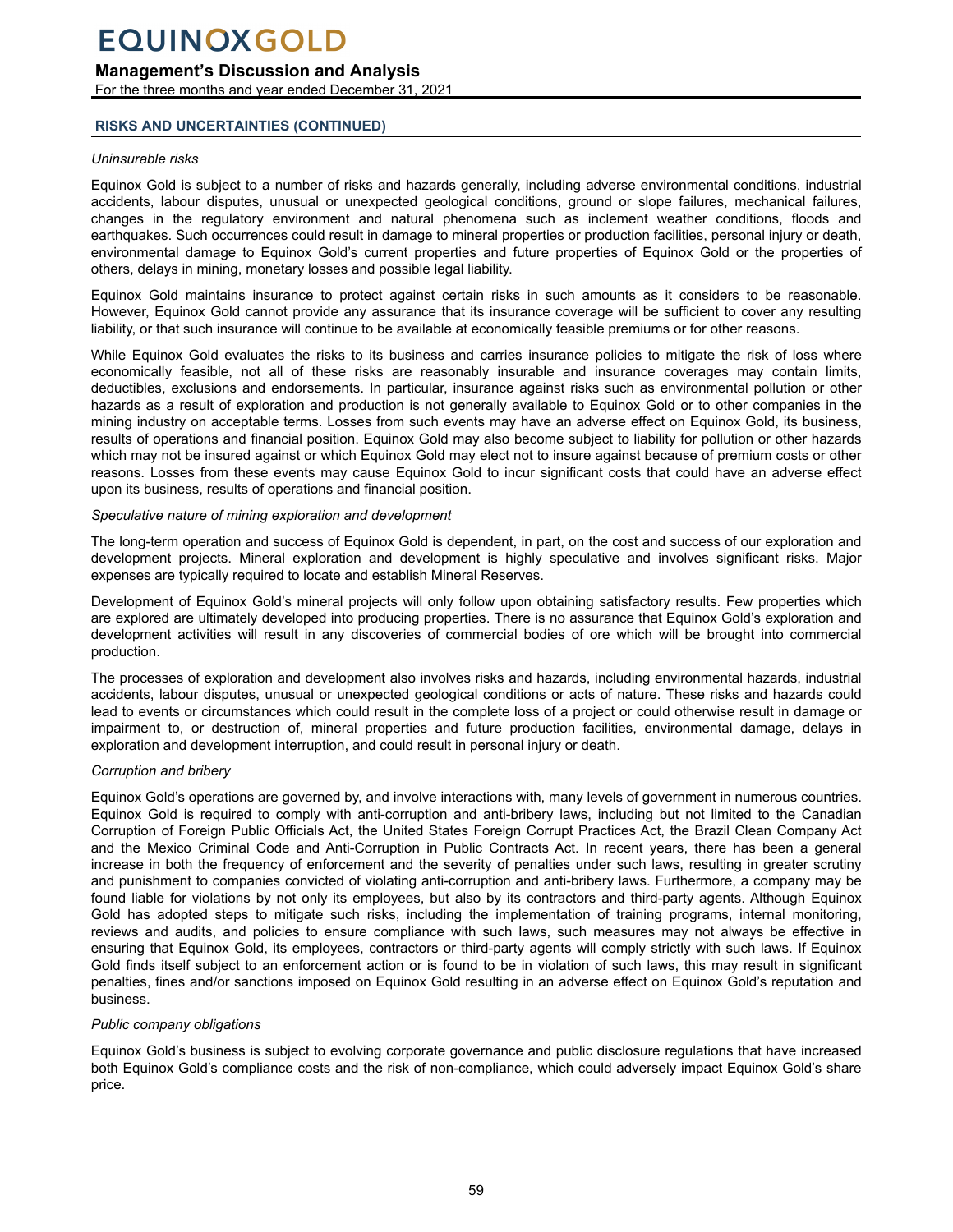## RISKS AND UNCERTAINTIES (CONTINUED)

*Uninsurable risks*

Equinox Gold is subject to a number of risks and hazards generally, including adverse environmental conditions, industrial accidents, labour disputes, unusual or unexpected geological conditions, ground or slope failures, mechanical failures, changes in the regulatory environment and natural phenomena such as inclement weather conditions, floods and earthquakes. Such occurrences could result in damage to mineral properties or production facilities, personal injury or death, environmental damage to Equinox Gold's current properties and future properties of Equinox Gold or the properties of others, delays in mining, monetary losses and possible legal liability.

Equinox Gold maintains insurance to protect against certain risks in such amounts as it considers to be reasonable. However, Equinox Gold cannot provide any assurance that its insurance coverage will be sufficient to cover any resulting liability, or that such insurance will continue to be available at economically feasible premiums or for other reasons.

While Equinox Gold evaluates the risks to its business and carries insurance policies to mitigate the risk of loss where economically feasible, not all of these risks are reasonably insurable and insurance coverages may contain limits, deductibles, exclusions and endorsements. In particular, insurance against risks such as environmental pollution or other hazards as a result of exploration and production is not generally available to Equinox Gold or to other companies in the mining industry on acceptable terms. Losses from such events may have an adverse effect on Equinox Gold, its business, results of operations and financial position. Equinox Gold may also become subject to liability for pollution or other hazards which may not be insured against or which Equinox Gold may elect not to insure against because of premium costs or other reasons. Losses from these events may cause Equinox Gold to incur significant costs that could have an adverse effect upon its business, results of operations and financial position.

*Speculative nature of mining exploration and development*

The long-term operation and success of Equinox Gold is dependent, in part, on the cost and success of our exploration and development projects. Mineral exploration and development is highly speculative and involves significant risks. Major expenses are typically required to locate and establish Mineral Reserves.

Development of Equinox Gold's mineral projects will only follow upon obtaining satisfactory results. Few properties which are explored are ultimately developed into producing properties. There is no assurance that Equinox Gold's exploration and development activities will result in any discoveries of commercial bodies of ore which will be brought into commercial production.

The processes of exploration and development also involves risks and hazards, including environmental hazards, industrial accidents, labour disputes, unusual or unexpected geological conditions or acts of nature. These risks and hazards could lead to events or circumstances which could result in the complete loss of a project or could otherwise result in damage or impairment to, or destruction of, mineral properties and future production facilities, environmental damage, delays in exploration and development interruption, and could result in personal injury or death.

*Corruption and bribery*

Equinox Gold's operations are governed by, and involve interactions with, many levels of government in numerous countries. Equinox Gold is required to comply with anti-corruption and anti-bribery laws, including but not limited to the Canadian Corruption of Foreign Public Officials Act, the United States Foreign Corrupt Practices Act, the Brazil Clean Company Act and the Mexico Criminal Code and Anti-Corruption in Public Contracts Act. In recent years, there has been a general increase in both the frequency of enforcement and the severity of penalties under such laws, resulting in greater scrutiny and punishment to companies convicted of violating anti-corruption and anti-bribery laws. Furthermore, a company may be found liable for violations by not only its employees, but also by its contractors and third-party agents. Although Equinox Gold has adopted steps to mitigate such risks, including the implementation of training programs, internal monitoring, reviews and audits, and policies to ensure compliance with such laws, such measures may not always be effective in ensuring that Equinox Gold, its employees, contractors or third-party agents will comply strictly with such laws. If Equinox Gold finds itself subject to an enforcement action or is found to be in violation of such laws, this may result in significant penalties, fines and/or sanctions imposed on Equinox Gold resulting in an adverse effect on Equinox Gold's reputation and business.

*Public company obligations*

Equinox Gold's business is subject to evolving corporate governance and public disclosure regulations that have increased both Equinox Gold's compliance costs and the risk of non-compliance, which could adversely impact Equinox Gold's share price.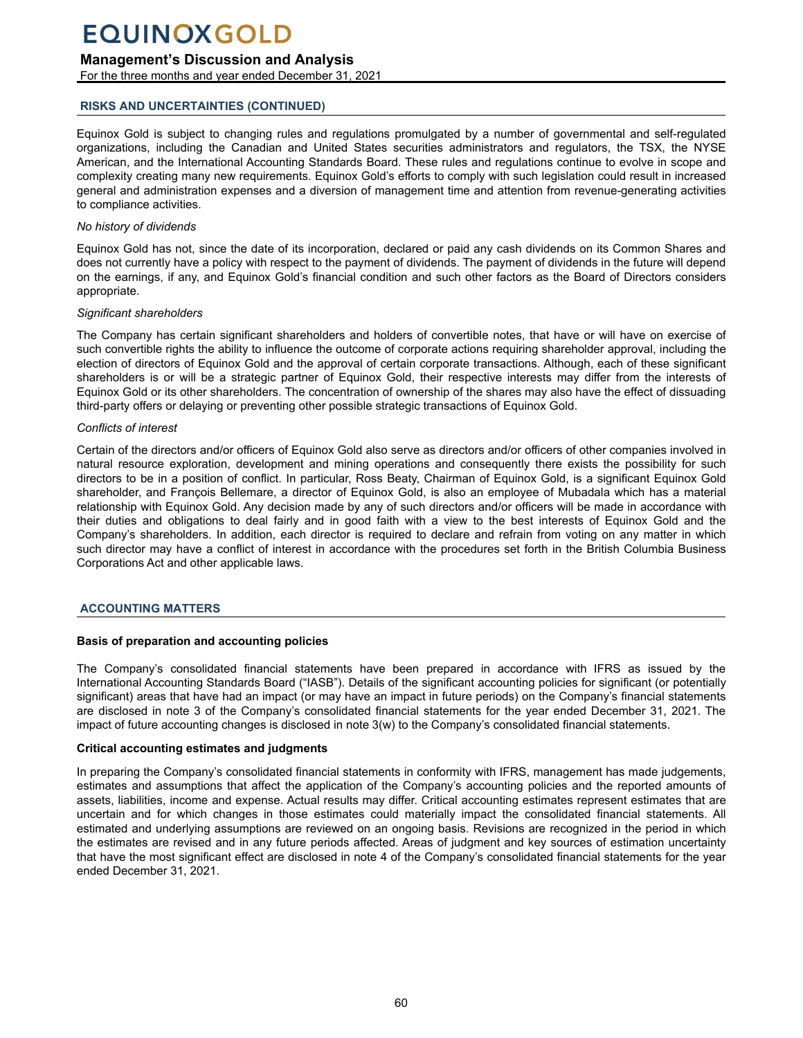## RISKS AND UNCERTAINTIES (CONTINUED)

Equinox Gold is subject to changing rules and regulations promulgated by a number of governmental and self-regulated organizations, including the Canadian and United States securities administrators and regulators, the TSX, the NYSE American, and the International Accounting Standards Board. These rules and regulations continue to evolve in scope and complexity creating many new requirements. Equinox Gold's efforts to comply with such legislation could result in increased general and administration expenses and a diversion of management time and attention from revenue-generating activities to compliance activities.

*No history of dividends*

Equinox Gold has not, since the date of its incorporation, declared or paid any cash dividends on its Common Shares and does not currently have a policy with respect to the payment of dividends. The payment of dividends in the future will depend on the earnings, if any, and Equinox Gold's financial condition and such other factors as the Board of Directors considers appropriate.

*Significant shareholders*

The Company has certain significant shareholders and holders of convertible notes, that have or will have on exercise of such convertible rights the ability to influence the outcome of corporate actions requiring shareholder approval, including the election of directors of Equinox Gold and the approval of certain corporate transactions. Although, each of these significant shareholders is or will be a strategic partner of Equinox Gold, their respective interests may differ from the interests of Equinox Gold or its other shareholders. The concentration of ownership of the shares may also have the effect of dissuading third-party offers or delaying or preventing other possible strategic transactions of Equinox Gold.

*Conflicts of interest*

Certain of the directors and/or officers of Equinox Gold also serve as directors and/or officers of other companies involved in natural resource exploration, development and mining operations and consequently there exists the possibility for such directors to be in a position of conflict. In particular, Ross Beaty, Chairman of Equinox Gold, is a significant Equinox Gold shareholder, and François Bellemare, a director of Equinox Gold, is also an employee of Mubadala which has a material relationship with Equinox Gold. Any decision made by any of such directors and/or officers will be made in accordance with their duties and obligations to deal fairly and in good faith with a view to the best interests of Equinox Gold and the Company's shareholders. In addition, each director is required to declare and refrain from voting on any matter in which such director may have a conflict of interest in accordance with the procedures set forth in the British Columbia Business Corporations Act and other applicable laws.

## ACCOUNTING MATTERS

### Basis of preparation and accounting policies

The Company's consolidated financial statements have been prepared in accordance with IFRS as issued by the International Accounting Standards Board ("IASB"). Details of the significant accounting policies for significant (or potentially significant) areas that have had an impact (or may have an impact in future periods) on the Company's financial statements are disclosed in note 3 of the Company's consolidated financial statements for the year ended December 31, 2021. The impact of future accounting changes is disclosed in note 3(w) to the Company's consolidated financial statements.

### Critical accounting estimates and judgments

In preparing the Company's consolidated financial statements in conformity with IFRS, management has made judgements, estimates and assumptions that affect the application of the Company's accounting policies and the reported amounts of assets, liabilities, income and expense. Actual results may differ. Critical accounting estimates represent estimates that are uncertain and for which changes in those estimates could materially impact the consolidated financial statements. All estimated and underlying assumptions are reviewed on an ongoing basis. Revisions are recognized in the period in which the estimates are revised and in any future periods affected. Areas of judgment and key sources of estimation uncertainty that have the most significant effect are disclosed in note 4 of the Company's consolidated financial statements for the year ended December 31, 2021.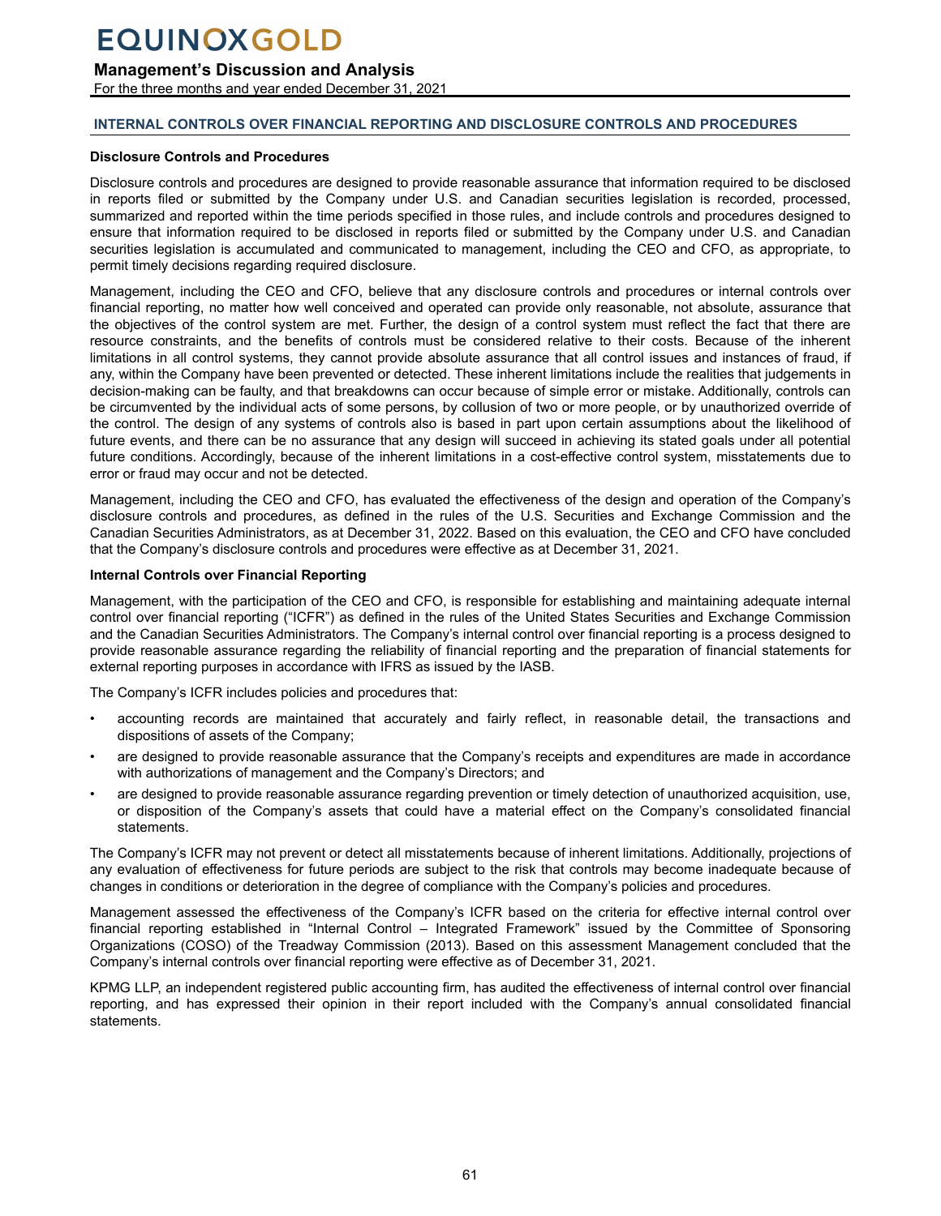## INTERNAL CONTROLS OVER FINANCIAL REPORTING AND DISCLOSURE CONTROLS AND PROCEDURES

### Disclosure Controls and Procedures

Disclosure controls and procedures are designed to provide reasonable assurance that information required to be disclosed in reports filed or submitted by the Company under U.S. and Canadian securities legislation is recorded, processed, summarized and reported within the time periods specified in those rules, and include controls and procedures designed to ensure that information required to be disclosed in reports filed or submitted by the Company under U.S. and Canadian securities legislation is accumulated and communicated to management, including the CEO and CFO, as appropriate, to permit timely decisions regarding required disclosure.

Management, including the CEO and CFO, believe that any disclosure controls and procedures or internal controls over financial reporting, no matter how well conceived and operated can provide only reasonable, not absolute, assurance that the objectives of the control system are met. Further, the design of a control system must reflect the fact that there are resource constraints, and the benefits of controls must be considered relative to their costs. Because of the inherent limitations in all control systems, they cannot provide absolute assurance that all control issues and instances of fraud, if any, within the Company have been prevented or detected. These inherent limitations include the realities that judgements in decision-making can be faulty, and that breakdowns can occur because of simple error or mistake. Additionally, controls can be circumvented by the individual acts of some persons, by collusion of two or more people, or by unauthorized override of the control. The design of any systems of controls also is based in part upon certain assumptions about the likelihood of future events, and there can be no assurance that any design will succeed in achieving its stated goals under all potential future conditions. Accordingly, because of the inherent limitations in a cost-effective control system, misstatements due to error or fraud may occur and not be detected.

Management, including the CEO and CFO, has evaluated the effectiveness of the design and operation of the Company's disclosure controls and procedures, as defined in the rules of the U.S. Securities and Exchange Commission and the Canadian Securities Administrators, as at December 31, 2022. Based on this evaluation, the CEO and CFO have concluded that the Company's disclosure controls and procedures were effective as at December 31, 2021.

### Internal Controls over Financial Reporting

Management, with the participation of the CEO and CFO, is responsible for establishing and maintaining adequate internal control over financial reporting ("ICFR") as defined in the rules of the United States Securities and Exchange Commission and the Canadian Securities Administrators. The Company's internal control over financial reporting is a process designed to provide reasonable assurance regarding the reliability of financial reporting and the preparation of financial statements for external reporting purposes in accordance with IFRS as issued by the IASB.

The Company's ICFR includes policies and procedures that:

- accounting records are maintained that accurately and fairly reflect, in reasonable detail, the transactions and dispositions of assets of the Company;
- are designed to provide reasonable assurance that the Company's receipts and expenditures are made in accordance with authorizations of management and the Company's Directors; and
- are designed to provide reasonable assurance regarding prevention or timely detection of unauthorized acquisition, use, or disposition of the Company's assets that could have a material effect on the Company's consolidated financial statements.

The Company's ICFR may not prevent or detect all misstatements because of inherent limitations. Additionally, projections of any evaluation of effectiveness for future periods are subject to the risk that controls may become inadequate because of changes in conditions or deterioration in the degree of compliance with the Company's policies and procedures.

Management assessed the effectiveness of the Company's ICFR based on the criteria for effective internal control over financial reporting established in "Internal Control – Integrated Framework" issued by the Committee of Sponsoring Organizations (COSO) of the Treadway Commission (2013). Based on this assessment Management concluded that the Company's internal controls over financial reporting were effective as of December 31, 2021.

KPMG LLP, an independent registered public accounting firm, has audited the effectiveness of internal control over financial reporting, and has expressed their opinion in their report included with the Company's annual consolidated financial statements.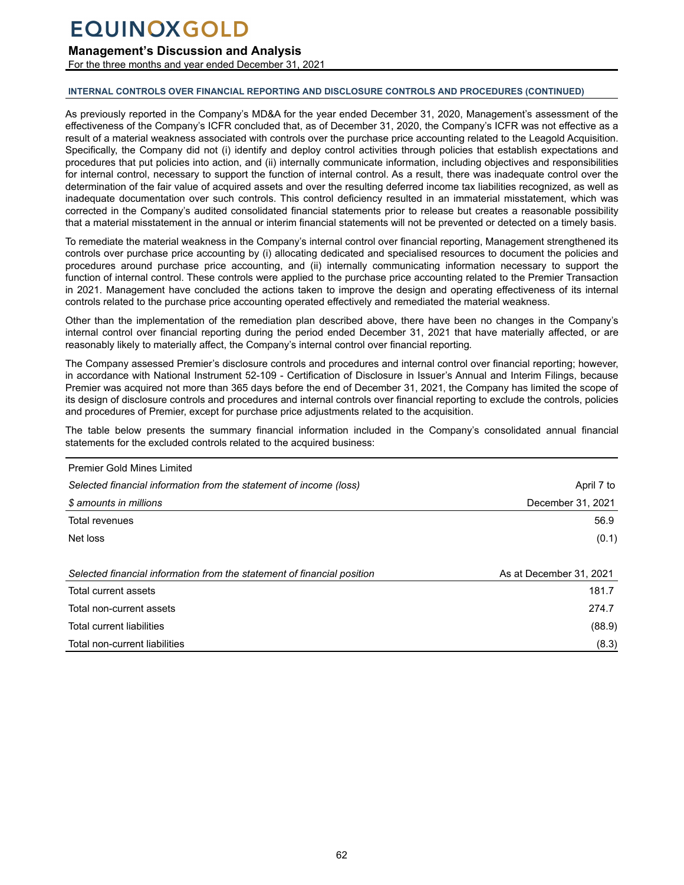#### INTERNAL CONTROLS OVER FINANCIAL REPORTING AND DISCLOSURE CONTROLS AND PROCEDURES (CONTINUED)

As previously reported in the Company's MD&A for the year ended December 31, 2020, Management's assessment of the effectiveness of the Company's ICFR concluded that, as of December 31, 2020, the Company's ICFR was not effective as a result of a material weakness associated with controls over the purchase price accounting related to the Leagold Acquisition. Specifically, the Company did not (i) identify and deploy control activities through policies that establish expectations and procedures that put policies into action, and (ii) internally communicate information, including objectives and responsibilities for internal control, necessary to support the function of internal control. As a result, there was inadequate control over the determination of the fair value of acquired assets and over the resulting deferred income tax liabilities recognized, as well as inadequate documentation over such controls. This control deficiency resulted in an immaterial misstatement, which was corrected in the Company's audited consolidated financial statements prior to release but creates a reasonable possibility that a material misstatement in the annual or interim financial statements will not be prevented or detected on a timely basis.

To remediate the material weakness in the Company's internal control over financial reporting, Management strengthened its controls over purchase price accounting by (i) allocating dedicated and specialised resources to document the policies and procedures around purchase price accounting, and (ii) internally communicating information necessary to support the function of internal control. These controls were applied to the purchase price accounting related to the Premier Transaction in 2021. Management have concluded the actions taken to improve the design and operating effectiveness of its internal controls related to the purchase price accounting operated effectively and remediated the material weakness.

Other than the implementation of the remediation plan described above, there have been no changes in the Company's internal control over financial reporting during the period ended December 31, 2021 that have materially affected, or are reasonably likely to materially affect, the Company's internal control over financial reporting.

The Company assessed Premier's disclosure controls and procedures and internal control over financial reporting; however, in accordance with National Instrument 52-109 - Certification of Disclosure in Issuer's Annual and Interim Filings, because Premier was acquired not more than 365 days before the end of December 31, 2021, the Company has limited the scope of its design of disclosure controls and procedures and internal controls over financial reporting to exclude the controls, policies and procedures of Premier, except for purchase price adjustments related to the acquisition.

The table below presents the summary financial information included in the Company's consolidated annual financial statements for the excluded controls related to the acquired business:

| Premier Gold Mines Limited | |
|---|---|
| *Selected financial information from the statement of income (loss)* | April 7 to |
| *$ amounts in millions* | December 31, 2021 |
| Total revenues | 56.9 |
| Net loss | (0.1) |
| | |
| *Selected financial information from the statement of financial position* | As at December 31, 2021 |
| Total current assets | 181.7 |
| Total non-current assets | 274.7 |
| Total current liabilities | (88.9) |
| Total non-current liabilities | (8.3) |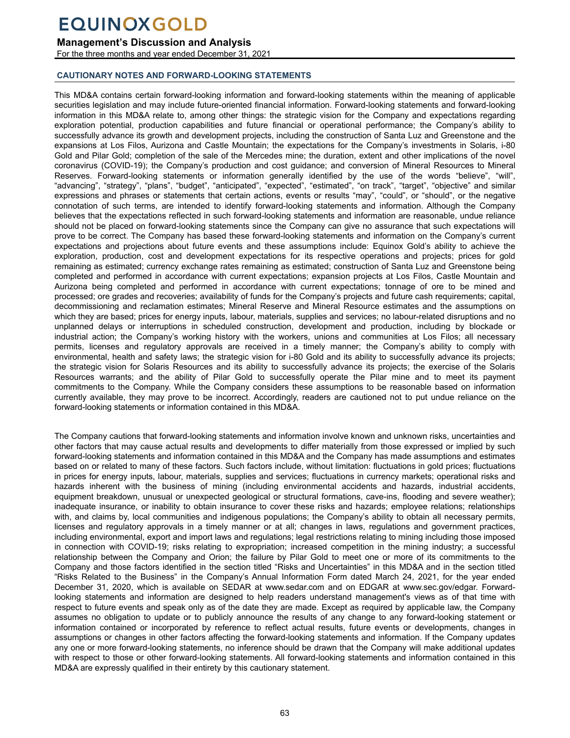## CAUTIONARY NOTES AND FORWARD-LOOKING STATEMENTS

This MD&A contains certain forward-looking information and forward-looking statements within the meaning of applicable securities legislation and may include future-oriented financial information. Forward-looking statements and forward-looking information in this MD&A relate to, among other things: the strategic vision for the Company and expectations regarding exploration potential, production capabilities and future financial or operational performance; the Company's ability to successfully advance its growth and development projects, including the construction of Santa Luz and Greenstone and the expansions at Los Filos, Aurizona and Castle Mountain; the expectations for the Company's investments in Solaris, i-80 Gold and Pilar Gold; completion of the sale of the Mercedes mine; the duration, extent and other implications of the novel coronavirus (COVID-19); the Company's production and cost guidance; and conversion of Mineral Resources to Mineral Reserves. Forward-looking statements or information generally identified by the use of the words "believe", "will", "advancing", "strategy", "plans", "budget", "anticipated", "expected", "estimated", "on track", "target", "objective" and similar expressions and phrases or statements that certain actions, events or results "may", "could", or "should", or the negative connotation of such terms, are intended to identify forward-looking statements and information. Although the Company believes that the expectations reflected in such forward-looking statements and information are reasonable, undue reliance should not be placed on forward-looking statements since the Company can give no assurance that such expectations will prove to be correct. The Company has based these forward-looking statements and information on the Company's current expectations and projections about future events and these assumptions include: Equinox Gold's ability to achieve the exploration, production, cost and development expectations for its respective operations and projects; prices for gold remaining as estimated; currency exchange rates remaining as estimated; construction of Santa Luz and Greenstone being completed and performed in accordance with current expectations; expansion projects at Los Filos, Castle Mountain and Aurizona being completed and performed in accordance with current expectations; tonnage of ore to be mined and processed; ore grades and recoveries; availability of funds for the Company's projects and future cash requirements; capital, decommissioning and reclamation estimates; Mineral Reserve and Mineral Resource estimates and the assumptions on which they are based; prices for energy inputs, labour, materials, supplies and services; no labour-related disruptions and no unplanned delays or interruptions in scheduled construction, development and production, including by blockade or industrial action; the Company's working history with the workers, unions and communities at Los Filos; all necessary permits, licenses and regulatory approvals are received in a timely manner; the Company's ability to comply with environmental, health and safety laws; the strategic vision for i-80 Gold and its ability to successfully advance its projects; the strategic vision for Solaris Resources and its ability to successfully advance its projects; the exercise of the Solaris Resources warrants; and the ability of Pilar Gold to successfully operate the Pilar mine and to meet its payment commitments to the Company. While the Company considers these assumptions to be reasonable based on information currently available, they may prove to be incorrect. Accordingly, readers are cautioned not to put undue reliance on the forward-looking statements or information contained in this MD&A.

The Company cautions that forward-looking statements and information involve known and unknown risks, uncertainties and other factors that may cause actual results and developments to differ materially from those expressed or implied by such forward-looking statements and information contained in this MD&A and the Company has made assumptions and estimates based on or related to many of these factors. Such factors include, without limitation: fluctuations in gold prices; fluctuations in prices for energy inputs, labour, materials, supplies and services; fluctuations in currency markets; operational risks and hazards inherent with the business of mining (including environmental accidents and hazards, industrial accidents, equipment breakdown, unusual or unexpected geological or structural formations, cave-ins, flooding and severe weather); inadequate insurance, or inability to obtain insurance to cover these risks and hazards; employee relations; relationships with, and claims by, local communities and indigenous populations; the Company's ability to obtain all necessary permits, licenses and regulatory approvals in a timely manner or at all; changes in laws, regulations and government practices, including environmental, export and import laws and regulations; legal restrictions relating to mining including those imposed in connection with COVID-19; risks relating to expropriation; increased competition in the mining industry; a successful relationship between the Company and Orion; the failure by Pilar Gold to meet one or more of its commitments to the Company and those factors identified in the section titled "Risks and Uncertainties" in this MD&A and in the section titled "Risks Related to the Business" in the Company's Annual Information Form dated March 24, 2021, for the year ended December 31, 2020, which is available on SEDAR at www.sedar.com and on EDGAR at www.sec.gov/edgar. Forward-looking statements and information are designed to help readers understand management's views as of that time with respect to future events and speak only as of the date they are made. Except as required by applicable law, the Company assumes no obligation to update or to publicly announce the results of any change to any forward-looking statement or information contained or incorporated by reference to reflect actual results, future events or developments, changes in assumptions or changes in other factors affecting the forward-looking statements and information. If the Company updates any one or more forward-looking statements, no inference should be drawn that the Company will make additional updates with respect to those or other forward-looking statements. All forward-looking statements and information contained in this MD&A are expressly qualified in their entirety by this cautionary statement.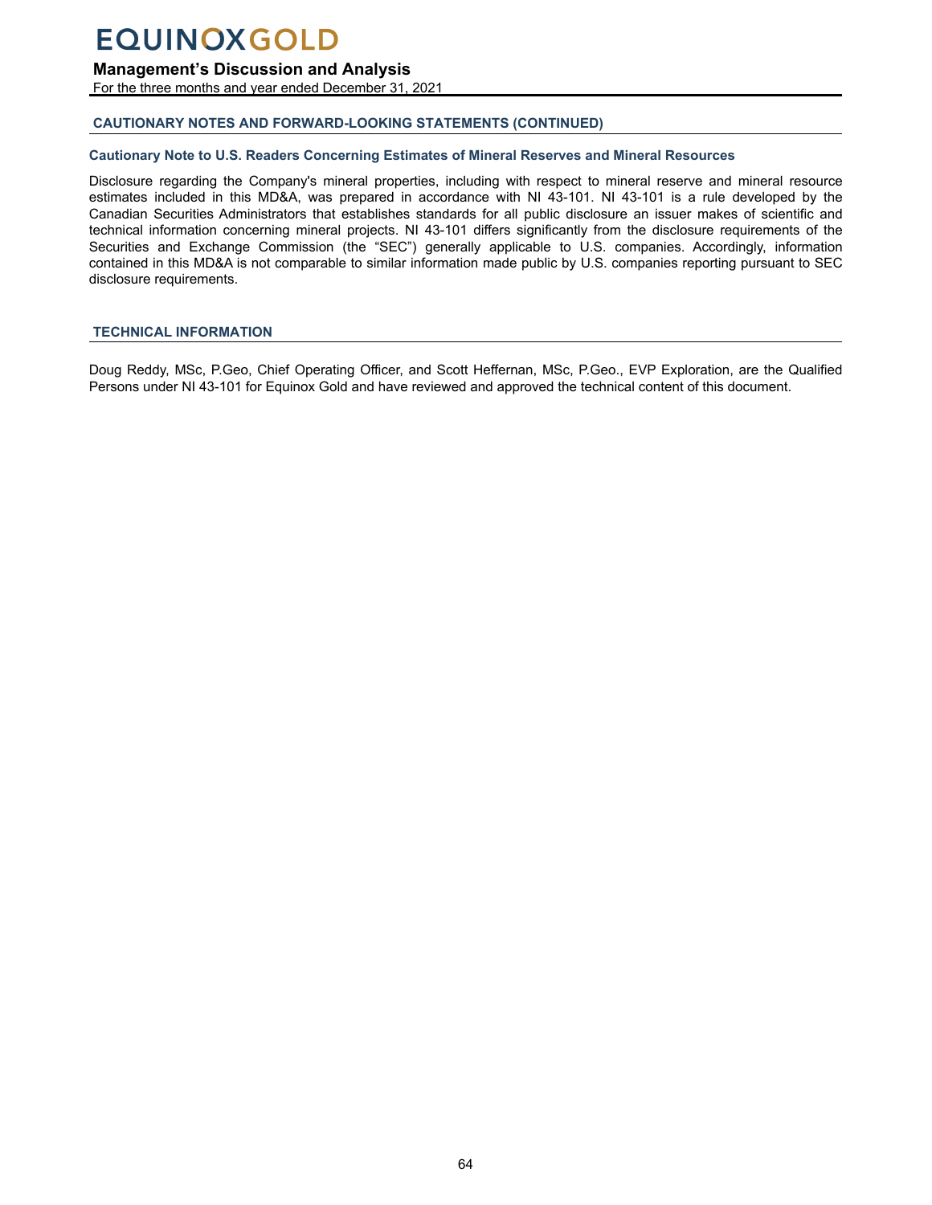## CAUTIONARY NOTES AND FORWARD-LOOKING STATEMENTS (CONTINUED)

### Cautionary Note to U.S. Readers Concerning Estimates of Mineral Reserves and Mineral Resources

Disclosure regarding the Company's mineral properties, including with respect to mineral reserve and mineral resource estimates included in this MD&A, was prepared in accordance with NI 43-101. NI 43-101 is a rule developed by the Canadian Securities Administrators that establishes standards for all public disclosure an issuer makes of scientific and technical information concerning mineral projects. NI 43-101 differs significantly from the disclosure requirements of the Securities and Exchange Commission (the "SEC") generally applicable to U.S. companies. Accordingly, information contained in this MD&A is not comparable to similar information made public by U.S. companies reporting pursuant to SEC disclosure requirements.

## TECHNICAL INFORMATION

Doug Reddy, MSc, P.Geo, Chief Operating Officer, and Scott Heffernan, MSc, P.Geo., EVP Exploration, are the Qualified Persons under NI 43-101 for Equinox Gold and have reviewed and approved the technical content of this document.